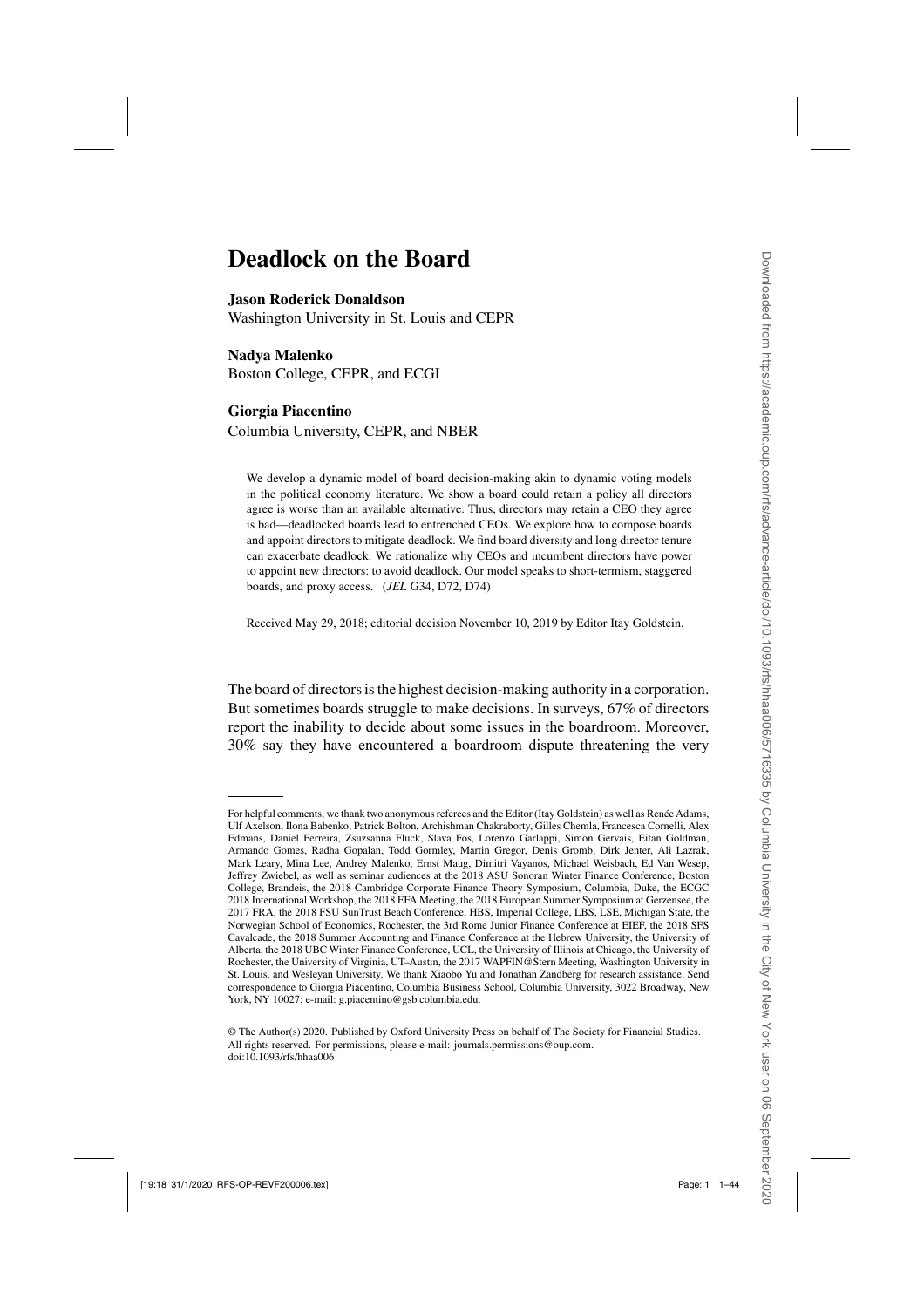# Deadlock on the Board

**Jason Roderick Donaldson**
Washington University in St. Louis and CEPR

**Nadya Malenko**
Boston College, CEPR, and ECGI

**Giorgia Piacentino**
Columbia University, CEPR, and NBER

We develop a dynamic model of board decision-making akin to dynamic voting models in the political economy literature. We show a board could retain a policy all directors agree is worse than an available alternative. Thus, directors may retain a CEO they agree is bad—deadlocked boards lead to entrenched CEOs. We explore how to compose boards and appoint directors to mitigate deadlock. We find board diversity and long director tenure can exacerbate deadlock. We rationalize why CEOs and incumbent directors have power to appoint new directors: to avoid deadlock. Our model speaks to short-termism, staggered boards, and proxy access. (*JEL* G34, D72, D74)

Received May 29, 2018; editorial decision November 10, 2019 by Editor Itay Goldstein.

The board of directors is the highest decision-making authority in a corporation. But sometimes boards struggle to make decisions. In surveys, 67% of directors report the inability to decide about some issues in the boardroom. Moreover, 30% say they have encountered a boardroom dispute threatening the very

---

For helpful comments, we thank two anonymous referees and the Editor (Itay Goldstein) as well as Renée Adams, Ulf Axelson, Ilona Babenko, Patrick Bolton, Archishman Chakraborty, Gilles Chemla, Francesca Cornelli, Alex Edmans, Daniel Ferreira, Zsuzsanna Fluck, Slava Fos, Lorenzo Garlappi, Simon Gervais, Eitan Goldman, Armando Gomes, Radha Gopalan, Todd Gormley, Martin Gregor, Denis Gromb, Dirk Jenter, Ali Lazrak, Mark Leary, Mina Lee, Andrey Malenko, Ernst Maug, Dimitri Vayanos, Michael Weisbach, Ed Van Wesep, Jeffrey Zwiebel, as well as seminar audiences at the 2018 ASU Sonoran Winter Finance Conference, Boston College, Brandeis, the 2018 Cambridge Corporate Finance Theory Symposium, Columbia, Duke, the ECGC 2018 International Workshop, the 2018 EFA Meeting, the 2018 European Summer Symposium at Gerzensee, the 2017 FRA, the 2018 FSU SunTrust Beach Conference, HBS, Imperial College, LBS, LSE, Michigan State, the Norwegian School of Economics, Rochester, the 3rd Rome Junior Finance Conference at EIEF, the 2018 SFS Cavalcade, the 2018 Summer Accounting and Finance Conference at the Hebrew University, the University of Alberta, the 2018 UBC Winter Finance Conference, UCL, the University of Illinois at Chicago, the University of Rochester, the University of Virginia, UT–Austin, the 2017 WAPFIN@Stern Meeting, Washington University in St. Louis, and Wesleyan University. We thank Xiaobo Yu and Jonathan Zandberg for research assistance. Send correspondence to Giorgia Piacentino, Columbia Business School, Columbia University, 3022 Broadway, New York, NY 10027; e-mail: g.piacentino@gsb.columbia.edu.

© The Author(s) 2020. Published by Oxford University Press on behalf of The Society for Financial Studies. All rights reserved. For permissions, please e-mail: journals.permissions@oup.com.
doi:10.1093/rfs/hhaa006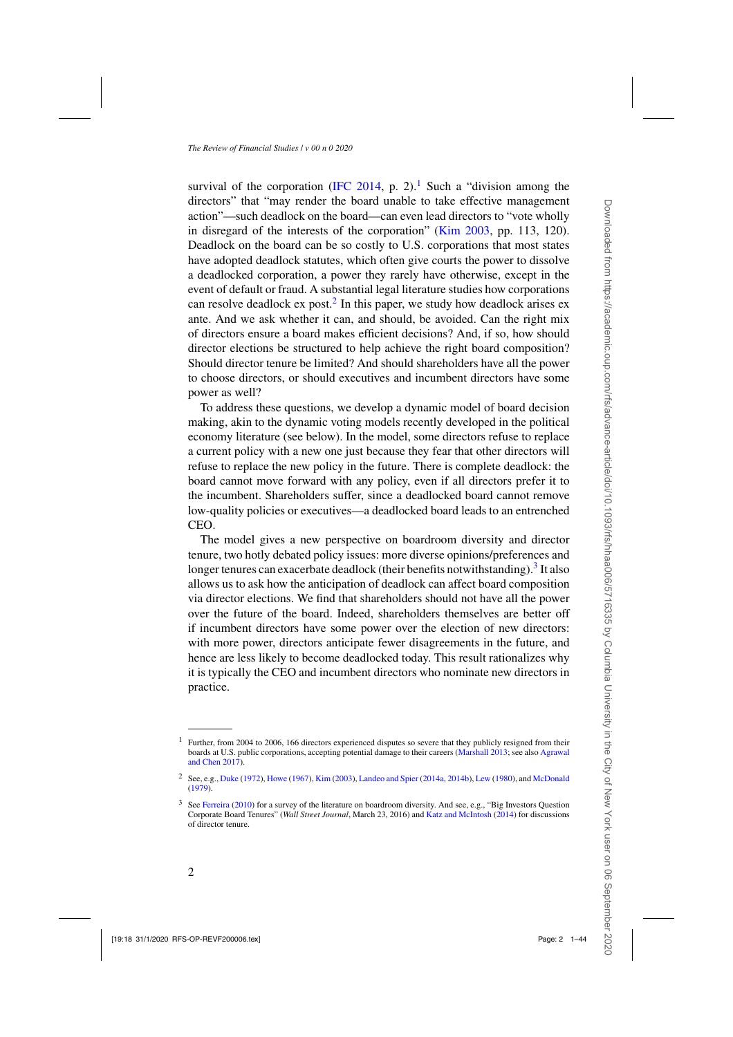survival of the corporation (IFC 2014, p. 2).[1] Such a "division among the directors" that "may render the board unable to take effective management action"—such deadlock on the board—can even lead directors to "vote wholly in disregard of the interests of the corporation" (Kim 2003, pp. 113, 120). Deadlock on the board can be so costly to U.S. corporations that most states have adopted deadlock statutes, which often give courts the power to dissolve a deadlocked corporation, a power they rarely have otherwise, except in the event of default or fraud. A substantial legal literature studies how corporations can resolve deadlock ex post.[2] In this paper, we study how deadlock arises ex ante. And we ask whether it can, and should, be avoided. Can the right mix of directors ensure a board makes efficient decisions? And, if so, how should director elections be structured to help achieve the right board composition? Should director tenure be limited? And should shareholders have all the power to choose directors, or should executives and incumbent directors have some power as well?

To address these questions, we develop a dynamic model of board decision making, akin to the dynamic voting models recently developed in the political economy literature (see below). In the model, some directors refuse to replace a current policy with a new one just because they fear that other directors will refuse to replace the new policy in the future. There is complete deadlock: the board cannot move forward with any policy, even if all directors prefer it to the incumbent. Shareholders suffer, since a deadlocked board cannot remove low-quality policies or executives—a deadlocked board leads to an entrenched CEO.

The model gives a new perspective on boardroom diversity and director tenure, two hotly debated policy issues: more diverse opinions/preferences and longer tenures can exacerbate deadlock (their benefits notwithstanding).[3] It also allows us to ask how the anticipation of deadlock can affect board composition via director elections. We find that shareholders should not have all the power over the future of the board. Indeed, shareholders themselves are better off if incumbent directors have some power over the election of new directors: with more power, directors anticipate fewer disagreements in the future, and hence are less likely to become deadlocked today. This result rationalizes why it is typically the CEO and incumbent directors who nominate new directors in practice.

---

[1] Further, from 2004 to 2006, 166 directors experienced disputes so severe that they publicly resigned from their boards at U.S. public corporations, accepting potential damage to their careers (Marshall 2013; see also Agrawal and Chen 2017).

[2] See, e.g., Duke (1972), Howe (1967), Kim (2003), Landeo and Spier (2014a, 2014b), Lew (1980), and McDonald (1979).

[3] See Ferreira (2010) for a survey of the literature on boardroom diversity. And see, e.g., "Big Investors Question Corporate Board Tenures" (*Wall Street Journal*, March 23, 2016) and Katz and McIntosh (2014) for discussions of director tenure.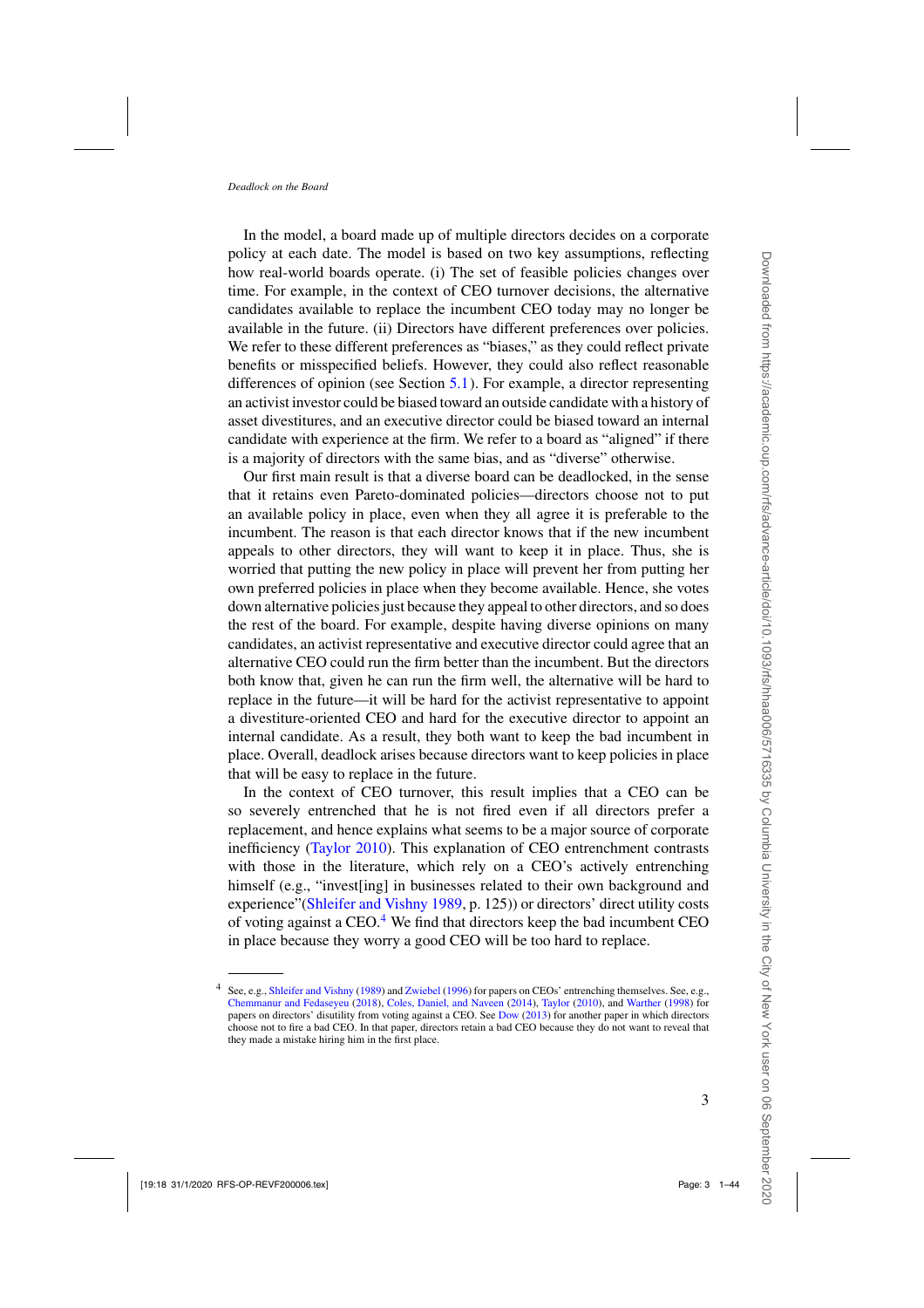In the model, a board made up of multiple directors decides on a corporate policy at each date. The model is based on two key assumptions, reflecting how real-world boards operate. (i) The set of feasible policies changes over time. For example, in the context of CEO turnover decisions, the alternative candidates available to replace the incumbent CEO today may no longer be available in the future. (ii) Directors have different preferences over policies. We refer to these different preferences as "biases," as they could reflect private benefits or misspecified beliefs. However, they could also reflect reasonable differences of opinion (see Section 5.1). For example, a director representing an activist investor could be biased toward an outside candidate with a history of asset divestitures, and an executive director could be biased toward an internal candidate with experience at the firm. We refer to a board as "aligned" if there is a majority of directors with the same bias, and as "diverse" otherwise.

Our first main result is that a diverse board can be deadlocked, in the sense that it retains even Pareto-dominated policies—directors choose not to put an available policy in place, even when they all agree it is preferable to the incumbent. The reason is that each director knows that if the new incumbent appeals to other directors, they will want to keep it in place. Thus, she is worried that putting the new policy in place will prevent her from putting her own preferred policies in place when they become available. Hence, she votes down alternative policies just because they appeal to other directors, and so does the rest of the board. For example, despite having diverse opinions on many candidates, an activist representative and executive director could agree that an alternative CEO could run the firm better than the incumbent. But the directors both know that, given he can run the firm well, the alternative will be hard to replace in the future—it will be hard for the activist representative to appoint a divestiture-oriented CEO and hard for the executive director to appoint an internal candidate. As a result, they both want to keep the bad incumbent in place. Overall, deadlock arises because directors want to keep policies in place that will be easy to replace in the future.

In the context of CEO turnover, this result implies that a CEO can be so severely entrenched that he is not fired even if all directors prefer a replacement, and hence explains what seems to be a major source of corporate inefficiency (Taylor 2010). This explanation of CEO entrenchment contrasts with those in the literature, which rely on a CEO's actively entrenching himself (e.g., "invest[ing] in businesses related to their own background and experience"(Shleifer and Vishny 1989, p. 125)) or directors' direct utility costs of voting against a CEO.[4] We find that directors keep the bad incumbent CEO in place because they worry a good CEO will be too hard to replace.

---

[4] See, e.g., Shleifer and Vishny (1989) and Zwiebel (1996) for papers on CEOs' entrenching themselves. See, e.g., Chemmanur and Fedaseyeu (2018), Coles, Daniel, and Naveen (2014), Taylor (2010), and Warther (1998) for papers on directors' disutility from voting against a CEO. See Dow (2013) for another paper in which directors choose not to fire a bad CEO. In that paper, directors retain a bad CEO because they do not want to reveal that they made a mistake hiring him in the first place.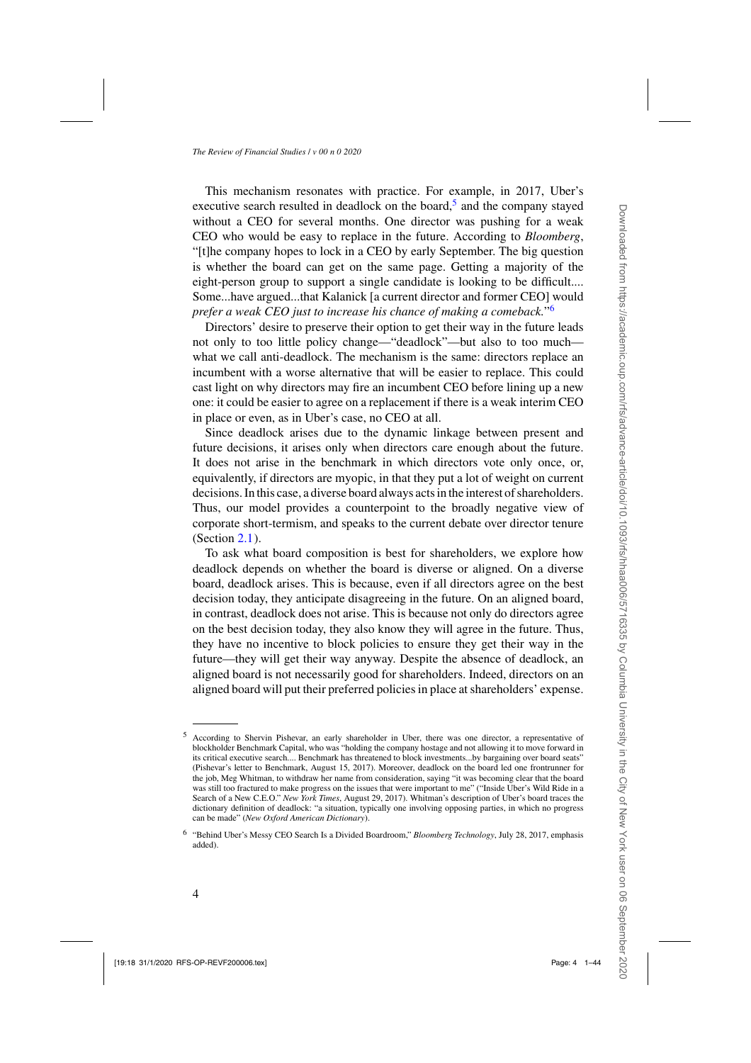This mechanism resonates with practice. For example, in 2017, Uber's executive search resulted in deadlock on the board,[5] and the company stayed without a CEO for several months. One director was pushing for a weak CEO who would be easy to replace in the future. According to *Bloomberg*, "[t]he company hopes to lock in a CEO by early September. The big question is whether the board can get on the same page. Getting a majority of the eight-person group to support a single candidate is looking to be difficult.... Some...have argued...that Kalanick [a current director and former CEO] would *prefer a weak CEO just to increase his chance of making a comeback.*"[6]

Directors' desire to preserve their option to get their way in the future leads not only to too little policy change—"deadlock"—but also to too much—what we call anti-deadlock. The mechanism is the same: directors replace an incumbent with a worse alternative that will be easier to replace. This could cast light on why directors may fire an incumbent CEO before lining up a new one: it could be easier to agree on a replacement if there is a weak interim CEO in place or even, as in Uber's case, no CEO at all.

Since deadlock arises due to the dynamic linkage between present and future decisions, it arises only when directors care enough about the future. It does not arise in the benchmark in which directors vote only once, or, equivalently, if directors are myopic, in that they put a lot of weight on current decisions. In this case, a diverse board always acts in the interest of shareholders. Thus, our model provides a counterpoint to the broadly negative view of corporate short-termism, and speaks to the current debate over director tenure (Section 2.1).

To ask what board composition is best for shareholders, we explore how deadlock depends on whether the board is diverse or aligned. On a diverse board, deadlock arises. This is because, even if all directors agree on the best decision today, they anticipate disagreeing in the future. On an aligned board, in contrast, deadlock does not arise. This is because not only do directors agree on the best decision today, they also know they will agree in the future. Thus, they have no incentive to block policies to ensure they get their way in the future—they will get their way anyway. Despite the absence of deadlock, an aligned board is not necessarily good for shareholders. Indeed, directors on an aligned board will put their preferred policies in place at shareholders' expense.

---

[5] According to Shervin Pishevar, an early shareholder in Uber, there was one director, a representative of blockholder Benchmark Capital, who was "holding the company hostage and not allowing it to move forward in its critical executive search.... Benchmark has threatened to block investments...by bargaining over board seats" (Pishevar's letter to Benchmark, August 15, 2017). Moreover, deadlock on the board led one frontrunner for the job, Meg Whitman, to withdraw her name from consideration, saying "it was becoming clear that the board was still too fractured to make progress on the issues that were important to me" ("Inside Uber's Wild Ride in a Search of a New C.E.O." *New York Times*, August 29, 2017). Whitman's description of Uber's board traces the dictionary definition of deadlock: "a situation, typically one involving opposing parties, in which no progress can be made" (*New Oxford American Dictionary*).

[6] "Behind Uber's Messy CEO Search Is a Divided Boardroom," *Bloomberg Technology*, July 28, 2017, emphasis added).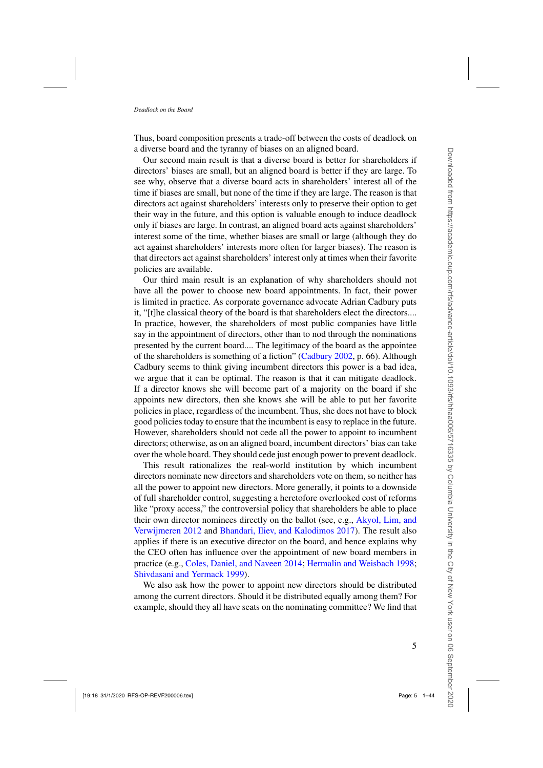Thus, board composition presents a trade-off between the costs of deadlock on a diverse board and the tyranny of biases on an aligned board.

Our second main result is that a diverse board is better for shareholders if directors' biases are small, but an aligned board is better if they are large. To see why, observe that a diverse board acts in shareholders' interest all of the time if biases are small, but none of the time if they are large. The reason is that directors act against shareholders' interests only to preserve their option to get their way in the future, and this option is valuable enough to induce deadlock only if biases are large. In contrast, an aligned board acts against shareholders' interest some of the time, whether biases are small or large (although they do act against shareholders' interests more often for larger biases). The reason is that directors act against shareholders' interest only at times when their favorite policies are available.

Our third main result is an explanation of why shareholders should not have all the power to choose new board appointments. In fact, their power is limited in practice. As corporate governance advocate Adrian Cadbury puts it, "[t]he classical theory of the board is that shareholders elect the directors.... In practice, however, the shareholders of most public companies have little say in the appointment of directors, other than to nod through the nominations presented by the current board.... The legitimacy of the board as the appointee of the shareholders is something of a fiction" (Cadbury 2002, p. 66). Although Cadbury seems to think giving incumbent directors this power is a bad idea, we argue that it can be optimal. The reason is that it can mitigate deadlock. If a director knows she will become part of a majority on the board if she appoints new directors, then she knows she will be able to put her favorite policies in place, regardless of the incumbent. Thus, she does not have to block good policies today to ensure that the incumbent is easy to replace in the future. However, shareholders should not cede all the power to appoint to incumbent directors; otherwise, as on an aligned board, incumbent directors' bias can take over the whole board. They should cede just enough power to prevent deadlock.

This result rationalizes the real-world institution by which incumbent directors nominate new directors and shareholders vote on them, so neither has all the power to appoint new directors. More generally, it points to a downside of full shareholder control, suggesting a heretofore overlooked cost of reforms like "proxy access," the controversial policy that shareholders be able to place their own director nominees directly on the ballot (see, e.g., Akyol, Lim, and Verwijmeren 2012 and Bhandari, Iliev, and Kalodimos 2017). The result also applies if there is an executive director on the board, and hence explains why the CEO often has influence over the appointment of new board members in practice (e.g., Coles, Daniel, and Naveen 2014; Hermalin and Weisbach 1998; Shivdasani and Yermack 1999).

We also ask how the power to appoint new directors should be distributed among the current directors. Should it be distributed equally among them? For example, should they all have seats on the nominating committee? We find that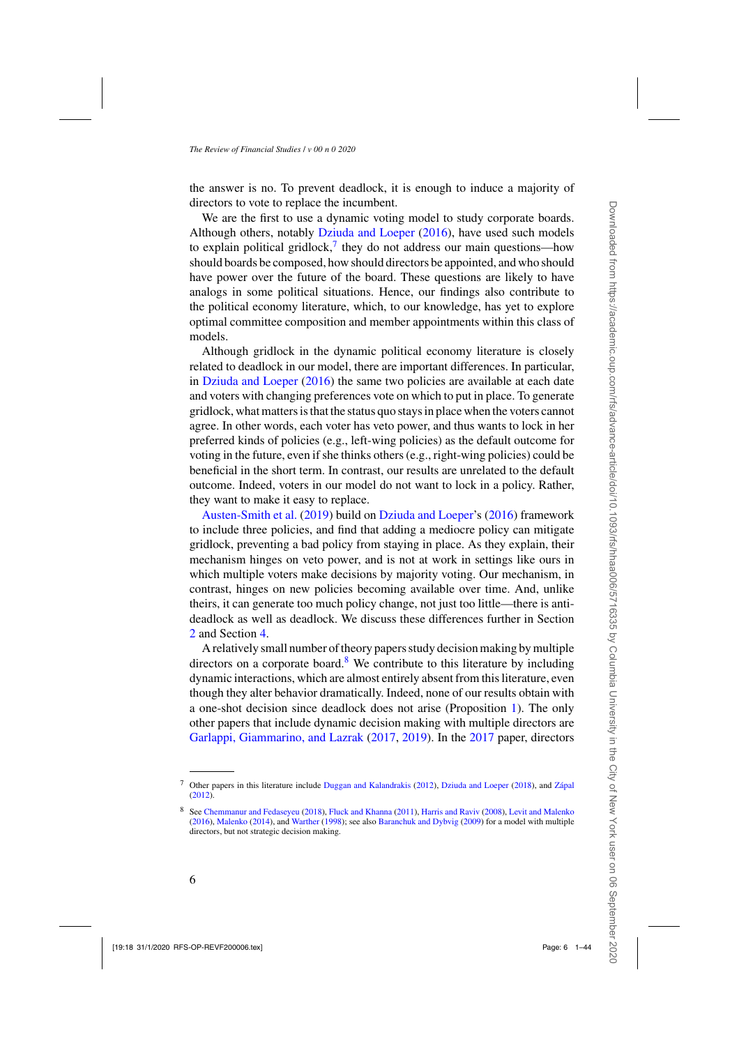the answer is no. To prevent deadlock, it is enough to induce a majority of directors to vote to replace the incumbent.

We are the first to use a dynamic voting model to study corporate boards. Although others, notably Dziuda and Loeper (2016), have used such models to explain political gridlock,[7] they do not address our main questions—how should boards be composed, how should directors be appointed, and who should have power over the future of the board. These questions are likely to have analogs in some political situations. Hence, our findings also contribute to the political economy literature, which, to our knowledge, has yet to explore optimal committee composition and member appointments within this class of models.

Although gridlock in the dynamic political economy literature is closely related to deadlock in our model, there are important differences. In particular, in Dziuda and Loeper (2016) the same two policies are available at each date and voters with changing preferences vote on which to put in place. To generate gridlock, what matters is that the status quo stays in place when the voters cannot agree. In other words, each voter has veto power, and thus wants to lock in her preferred kinds of policies (e.g., left-wing policies) as the default outcome for voting in the future, even if she thinks others (e.g., right-wing policies) could be beneficial in the short term. In contrast, our results are unrelated to the default outcome. Indeed, voters in our model do not want to lock in a policy. Rather, they want to make it easy to replace.

Austen-Smith et al. (2019) build on Dziuda and Loeper's (2016) framework to include three policies, and find that adding a mediocre policy can mitigate gridlock, preventing a bad policy from staying in place. As they explain, their mechanism hinges on veto power, and is not at work in settings like ours in which multiple voters make decisions by majority voting. Our mechanism, in contrast, hinges on new policies becoming available over time. And, unlike theirs, it can generate too much policy change, not just too little—there is anti-deadlock as well as deadlock. We discuss these differences further in Section 2 and Section 4.

A relatively small number of theory papers study decision making by multiple directors on a corporate board.[8] We contribute to this literature by including dynamic interactions, which are almost entirely absent from this literature, even though they alter behavior dramatically. Indeed, none of our results obtain with a one-shot decision since deadlock does not arise (Proposition 1). The only other papers that include dynamic decision making with multiple directors are Garlappi, Giammarino, and Lazrak (2017, 2019). In the 2017 paper, directors

---

[7] Other papers in this literature include Duggan and Kalandrakis (2012), Dziuda and Loeper (2018), and Zápal (2012).

[8] See Chemmanur and Fedaseyeu (2018), Fluck and Khanna (2011), Harris and Raviv (2008), Levit and Malenko (2016), Malenko (2014), and Warther (1998); see also Baranchuk and Dybvig (2009) for a model with multiple directors, but not strategic decision making.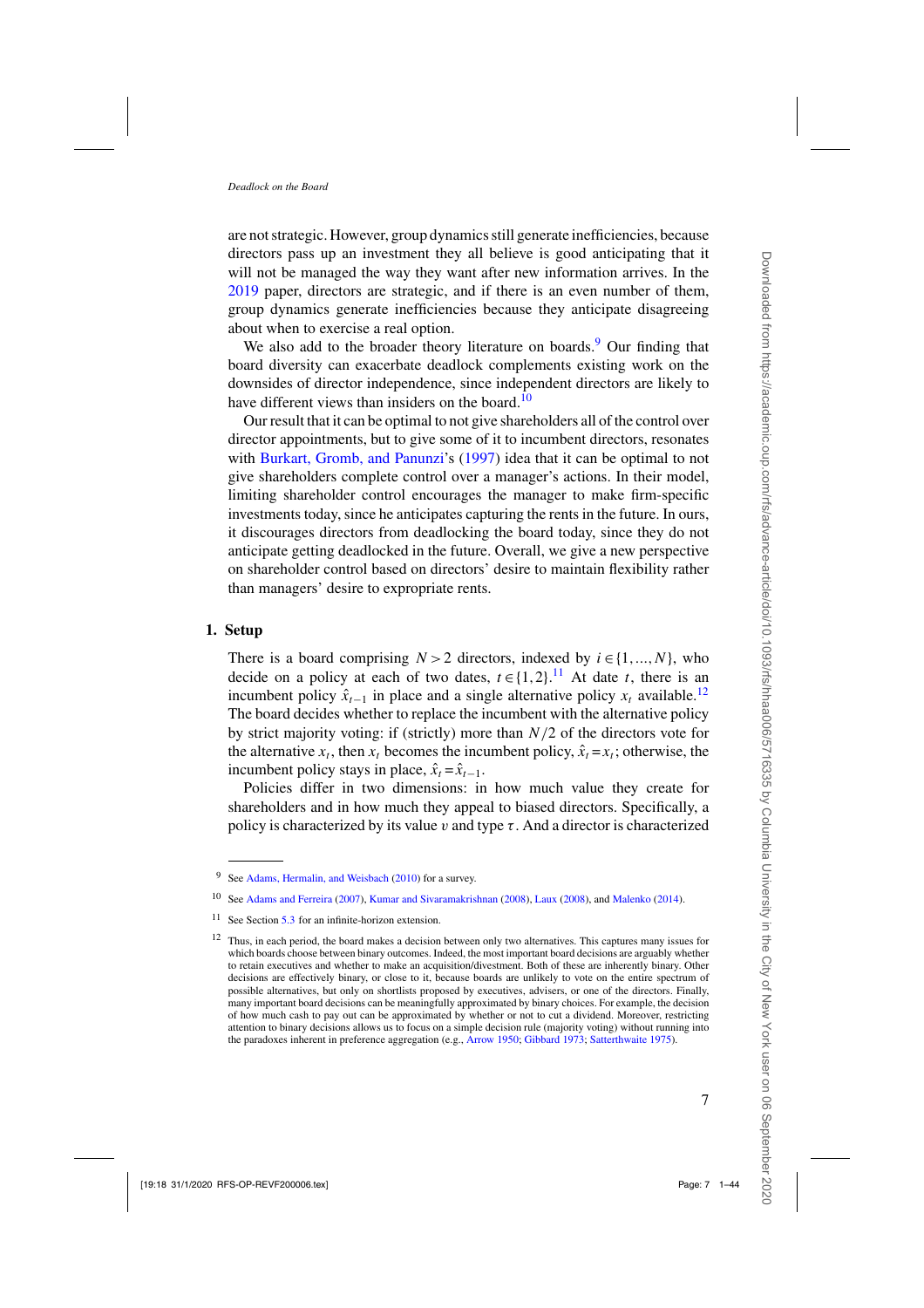are not strategic. However, group dynamics still generate inefficiencies, because directors pass up an investment they all believe is good anticipating that it will not be managed the way they want after new information arrives. In the 2019 paper, directors are strategic, and if there is an even number of them, group dynamics generate inefficiencies because they anticipate disagreeing about when to exercise a real option.

We also add to the broader theory literature on boards.[9] Our finding that board diversity can exacerbate deadlock complements existing work on the downsides of director independence, since independent directors are likely to have different views than insiders on the board.[10]

Our result that it can be optimal to not give shareholders all of the control over director appointments, but to give some of it to incumbent directors, resonates with Burkart, Gromb, and Panunzi's (1997) idea that it can be optimal to not give shareholders complete control over a manager's actions. In their model, limiting shareholder control encourages the manager to make firm-specific investments today, since he anticipates capturing the rents in the future. In ours, it discourages directors from deadlocking the board today, since they do not anticipate getting deadlocked in the future. Overall, we give a new perspective on shareholder control based on directors' desire to maintain flexibility rather than managers' desire to expropriate rents.

## 1. Setup

There is a board comprising $N > 2$ directors, indexed by $i \in \{1, \dots, N\}$, who decide on a policy at each of two dates, $t \in \{1, 2\}$.[11] At date $t$, there is an incumbent policy $\hat{x}_{t-1}$ in place and a single alternative policy $x_t$ available.[12] The board decides whether to replace the incumbent with the alternative policy by strict majority voting: if (strictly) more than $N/2$ of the directors vote for the alternative $x_t$, then $x_t$ becomes the incumbent policy, $\hat{x}_t = x_t$; otherwise, the incumbent policy stays in place, $\hat{x}_t = \hat{x}_{t-1}$.

Policies differ in two dimensions: in how much value they create for shareholders and in how much they appeal to biased directors. Specifically, a policy is characterized by its value $v$ and type $\tau$. And a director is characterized

---

[9] See Adams, Hermalin, and Weisbach (2010) for a survey.

[10] See Adams and Ferreira (2007), Kumar and Sivaramakrishnan (2008), Laux (2008), and Malenko (2014).

[11] See Section 5.3 for an infinite-horizon extension.

[12] Thus, in each period, the board makes a decision between only two alternatives. This captures many issues for which boards choose between binary outcomes. Indeed, the most important board decisions are arguably whether to retain executives and whether to make an acquisition/divestment. Both of these are inherently binary. Other decisions are effectively binary, or close to it, because boards are unlikely to vote on the entire spectrum of possible alternatives, but only on shortlists proposed by executives, advisers, or one of the directors. Finally, many important board decisions can be meaningfully approximated by binary choices. For example, the decision of how much cash to pay out can be approximated by whether or not to cut a dividend. Moreover, restricting attention to binary decisions allows us to focus on a simple decision rule (majority voting) without running into the paradoxes inherent in preference aggregation (e.g., Arrow 1950; Gibbard 1973; Satterthwaite 1975).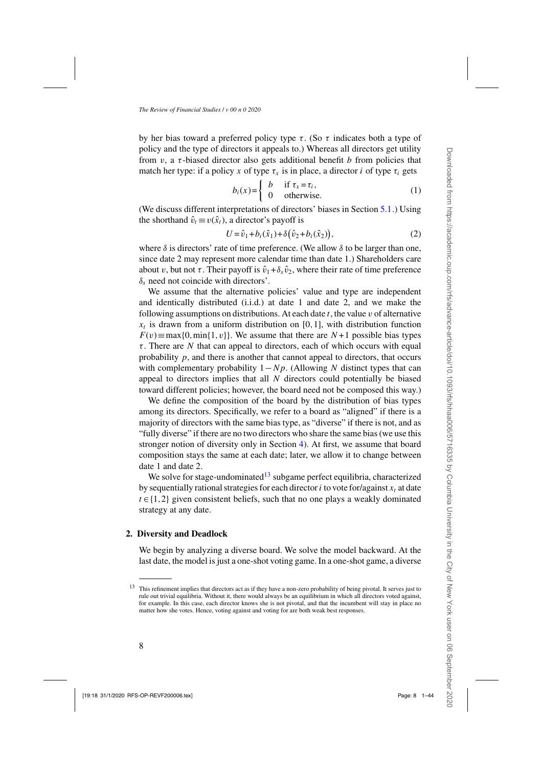by her bias toward a preferred policy type $\tau$. (So $\tau$ indicates both a type of policy and the type of directors it appeals to.) Whereas all directors get utility from $v$, a $\tau$-biased director also gets additional benefit $b$ from policies that match her type: if a policy $x$ of type $\tau_x$ is in place, a director $i$ of type $\tau_i$ gets

$$b_i(x) = \begin{cases} b & \text{if } \tau_x = \tau_i, \\ 0 & \text{otherwise.} \end{cases} \tag{1}$$

(We discuss different interpretations of directors' biases in Section 5.1.) Using the shorthand $\hat{v}_t \equiv v(\hat{x}_t)$, a director's payoff is

$$U = \hat{v}_1 + b_i(\hat{x}_1) + \delta\big(\hat{v}_2 + b_i(\hat{x}_2)\big), \tag{2}$$

where $\delta$ is directors' rate of time preference. (We allow $\delta$ to be larger than one, since date 2 may represent more calendar time than date 1.) Shareholders care about $v$, but not $\tau$. Their payoff is $\hat{v}_1 + \delta_s \hat{v}_2$, where their rate of time preference $\delta_s$ need not coincide with directors'.

We assume that the alternative policies' value and type are independent and identically distributed (i.i.d.) at date 1 and date 2, and we make the following assumptions on distributions. At each date $t$, the value $v$ of alternative $x_t$ is drawn from a uniform distribution on $[0,1]$, with distribution function $F(v) \equiv \max\{0, \min\{1, v\}\}$. We assume that there are $N+1$ possible bias types $\tau$. There are $N$ that can appeal to directors, each of which occurs with equal probability $p$, and there is another that cannot appeal to directors, that occurs with complementary probability $1 - Np$. (Allowing $N$ distinct types that can appeal to directors implies that all $N$ directors could potentially be biased toward different policies; however, the board need not be composed this way.)

We define the composition of the board by the distribution of bias types among its directors. Specifically, we refer to a board as "aligned" if there is a majority of directors with the same bias type, as "diverse" if there is not, and as "fully diverse" if there are no two directors who share the same bias (we use this stronger notion of diversity only in Section 4). At first, we assume that board composition stays the same at each date; later, we allow it to change between date 1 and date 2.

We solve for stage-undominated[13] subgame perfect equilibria, characterized by sequentially rational strategies for each director $i$ to vote for/against $x_t$ at date $t \in \{1,2\}$ given consistent beliefs, such that no one plays a weakly dominated strategy at any date.

## 2. Diversity and Deadlock

We begin by analyzing a diverse board. We solve the model backward. At the last date, the model is just a one-shot voting game. In a one-shot game, a diverse

[13] This refinement implies that directors act as if they have a non-zero probability of being pivotal. It serves just to rule out trivial equilibria. Without it, there would always be an equilibrium in which all directors voted against, for example. In this case, each director knows she is not pivotal, and that the incumbent will stay in place no matter how she votes. Hence, voting against and voting for are both weak best responses.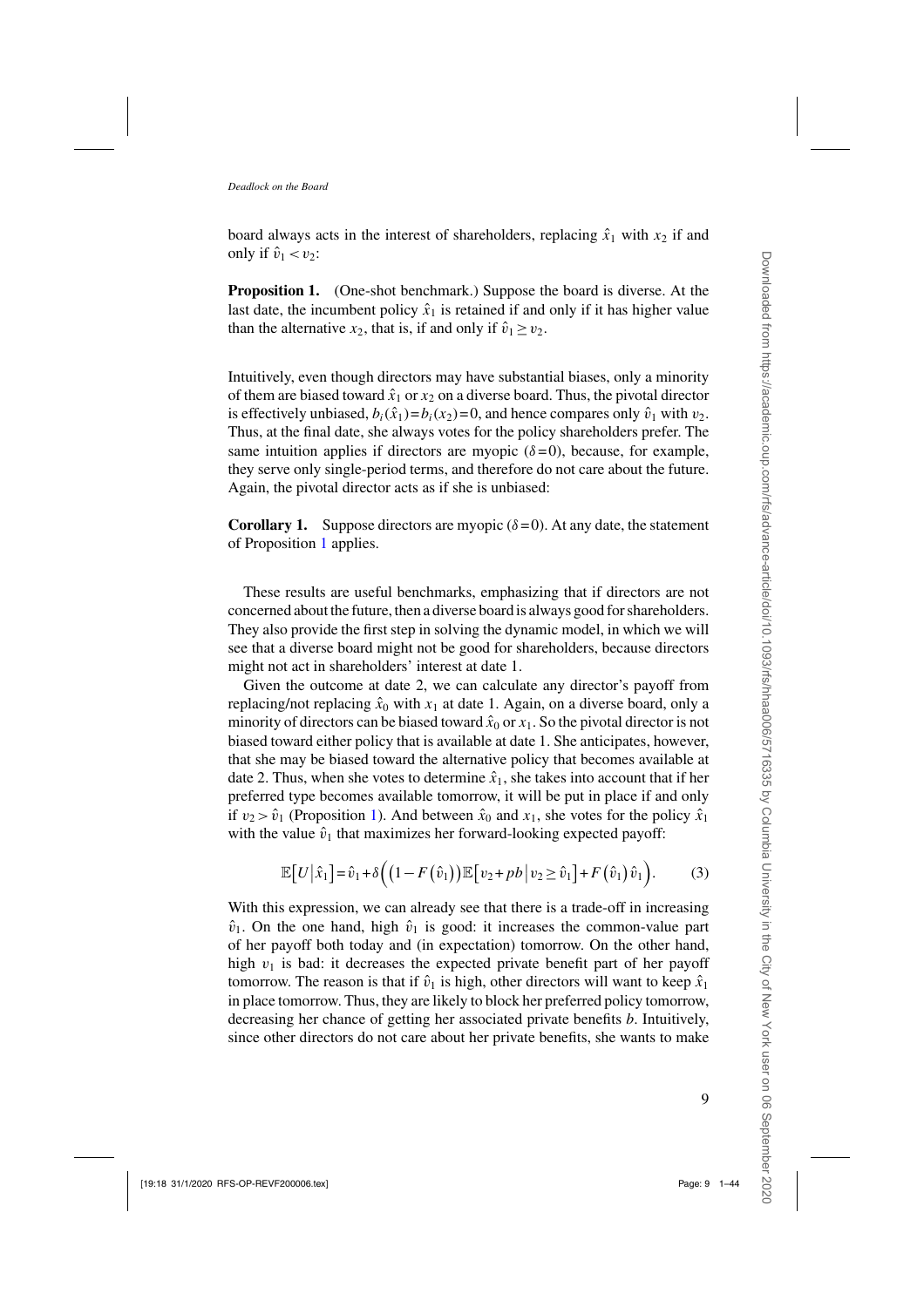board always acts in the interest of shareholders, replacing $\hat{x}_1$ with $x_2$ if and only if $\hat{v}_1 < v_2$:

**Proposition 1.** (One-shot benchmark.) Suppose the board is diverse. At the last date, the incumbent policy $\hat{x}_1$ is retained if and only if it has higher value than the alternative $x_2$, that is, if and only if $\hat{v}_1 \geq v_2$.

Intuitively, even though directors may have substantial biases, only a minority of them are biased toward $\hat{x}_1$ or $x_2$ on a diverse board. Thus, the pivotal director is effectively unbiased, $b_i(\hat{x}_1) = b_i(x_2) = 0$, and hence compares only $\hat{v}_1$ with $v_2$. Thus, at the final date, she always votes for the policy shareholders prefer. The same intuition applies if directors are myopic ($\delta = 0$), because, for example, they serve only single-period terms, and therefore do not care about the future. Again, the pivotal director acts as if she is unbiased:

**Corollary 1.** Suppose directors are myopic ($\delta = 0$). At any date, the statement of Proposition 1 applies.

These results are useful benchmarks, emphasizing that if directors are not concerned about the future, then a diverse board is always good for shareholders. They also provide the first step in solving the dynamic model, in which we will see that a diverse board might not be good for shareholders, because directors might not act in shareholders' interest at date 1.

Given the outcome at date 2, we can calculate any director's payoff from replacing/not replacing $\hat{x}_0$ with $x_1$ at date 1. Again, on a diverse board, only a minority of directors can be biased toward $\hat{x}_0$ or $x_1$. So the pivotal director is not biased toward either policy that is available at date 1. She anticipates, however, that she may be biased toward the alternative policy that becomes available at date 2. Thus, when she votes to determine $\hat{x}_1$, she takes into account that if her preferred type becomes available tomorrow, it will be put in place if and only if $v_2 > \hat{v}_1$ (Proposition 1). And between $\hat{x}_0$ and $x_1$, she votes for the policy $\hat{x}_1$ with the value $\hat{v}_1$ that maximizes her forward-looking expected payoff:

$$\mathbb{E}\left[U \middle| \hat{x}_1\right] = \hat{v}_1 + \delta\Big(\big(1 - F\left(\hat{v}_1\right)\big)\mathbb{E}\left[v_2 + pb \,\middle|\, v_2 \geq \hat{v}_1\right] + F\left(\hat{v}_1\right)\hat{v}_1\Big). \tag{3}$$

With this expression, we can already see that there is a trade-off in increasing $\hat{v}_1$. On the one hand, high $\hat{v}_1$ is good: it increases the common-value part of her payoff both today and (in expectation) tomorrow. On the other hand, high $v_1$ is bad: it decreases the expected private benefit part of her payoff tomorrow. The reason is that if $\hat{v}_1$ is high, other directors will want to keep $\hat{x}_1$ in place tomorrow. Thus, they are likely to block her preferred policy tomorrow, decreasing her chance of getting her associated private benefits $b$. Intuitively, since other directors do not care about her private benefits, she wants to make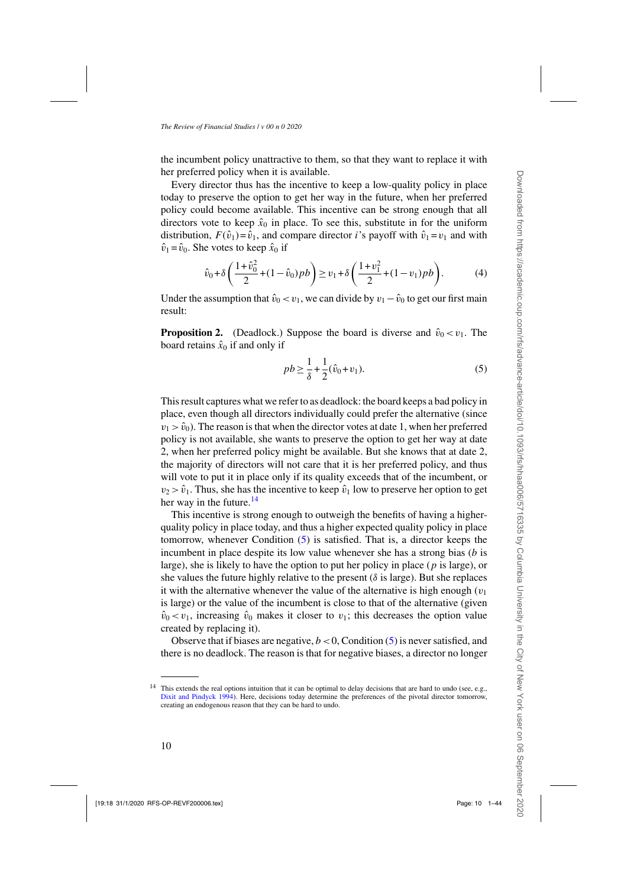the incumbent policy unattractive to them, so that they want to replace it with her preferred policy when it is available.

Every director thus has the incentive to keep a low-quality policy in place today to preserve the option to get her way in the future, when her preferred policy could become available. This incentive can be strong enough that all directors vote to keep $\hat{x}_0$ in place. To see this, substitute in for the uniform distribution, $F(\hat{v}_1)=\hat{v}_1$, and compare director $i$'s payoff with $\hat{v}_1=v_1$ and with $\hat{v}_1=\hat{v}_0$. She votes to keep $\hat{x}_0$ if

$$\hat{v}_0+\delta\left(\frac{1+\hat{v}_0^2}{2}+(1-\hat{v}_0)pb\right)\geq v_1+\delta\left(\frac{1+v_1^2}{2}+(1-v_1)pb\right). \tag{4}$$

Under the assumption that $\hat{v}_0<v_1$, we can divide by $v_1-\hat{v}_0$ to get our first main result:

**Proposition 2.** (Deadlock.) Suppose the board is diverse and $\hat{v}_0<v_1$. The board retains $\hat{x}_0$ if and only if

$$pb\geq\frac{1}{\delta}+\frac{1}{2}(\hat{v}_0+v_1). \tag{5}$$

This result captures what we refer to as deadlock: the board keeps a bad policy in place, even though all directors individually could prefer the alternative (since $v_1>\hat{v}_0$). The reason is that when the director votes at date 1, when her preferred policy is not available, she wants to preserve the option to get her way at date 2, when her preferred policy might be available. But she knows that at date 2, the majority of directors will not care that it is her preferred policy, and thus will vote to put it in place only if its quality exceeds that of the incumbent, or $v_2>\hat{v}_1$. Thus, she has the incentive to keep $\hat{v}_1$ low to preserve her option to get her way in the future.[14]

This incentive is strong enough to outweigh the benefits of having a higher-quality policy in place today, and thus a higher expected quality policy in place tomorrow, whenever Condition (5) is satisfied. That is, a director keeps the incumbent in place despite its low value whenever she has a strong bias ($b$ is large), she is likely to have the option to put her policy in place ($p$ is large), or she values the future highly relative to the present ($\delta$ is large). But she replaces it with the alternative whenever the value of the alternative is high enough ($v_1$ is large) or the value of the incumbent is close to that of the alternative (given $\hat{v}_0<v_1$, increasing $\hat{v}_0$ makes it closer to $v_1$; this decreases the option value created by replacing it).

Observe that if biases are negative, $b<0$, Condition (5) is never satisfied, and there is no deadlock. The reason is that for negative biases, a director no longer

[14] This extends the real options intuition that it can be optimal to delay decisions that are hard to undo (see, e.g., Dixit and Pindyck 1994). Here, decisions today determine the preferences of the pivotal director tomorrow, creating an endogenous reason that they can be hard to undo.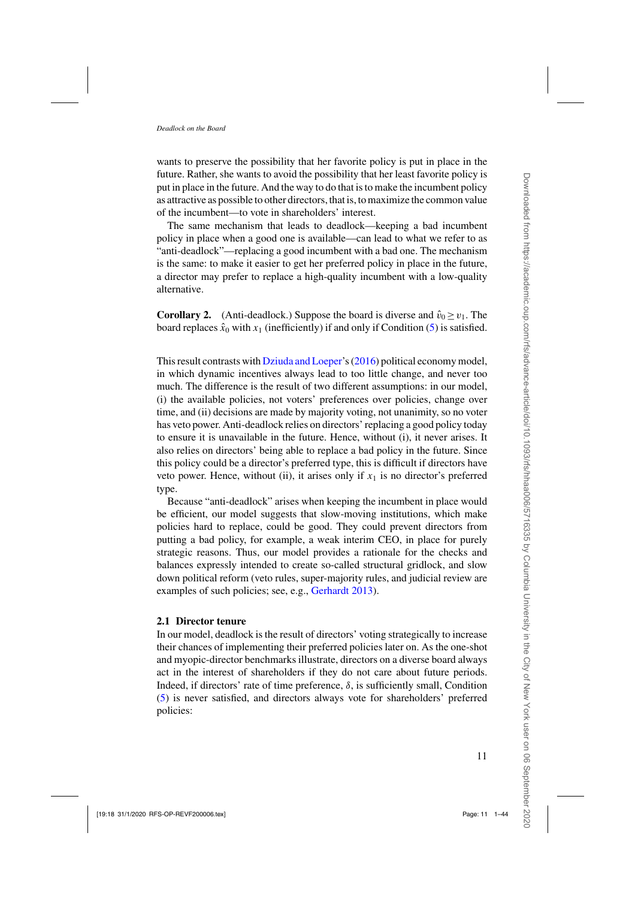wants to preserve the possibility that her favorite policy is put in place in the future. Rather, she wants to avoid the possibility that her least favorite policy is put in place in the future. And the way to do that is to make the incumbent policy as attractive as possible to other directors, that is, to maximize the common value of the incumbent—to vote in shareholders' interest.

The same mechanism that leads to deadlock—keeping a bad incumbent policy in place when a good one is available—can lead to what we refer to as "anti-deadlock"—replacing a good incumbent with a bad one. The mechanism is the same: to make it easier to get her preferred policy in place in the future, a director may prefer to replace a high-quality incumbent with a low-quality alternative.

**Corollary 2.** (Anti-deadlock.) Suppose the board is diverse and $\hat{v}_0 \geq v_1$. The board replaces $\hat{x}_0$ with $x_1$ (inefficiently) if and only if Condition (5) is satisfied.

This result contrasts with Dziuda and Loeper's (2016) political economy model, in which dynamic incentives always lead to too little change, and never too much. The difference is the result of two different assumptions: in our model, (i) the available policies, not voters' preferences over policies, change over time, and (ii) decisions are made by majority voting, not unanimity, so no voter has veto power. Anti-deadlock relies on directors' replacing a good policy today to ensure it is unavailable in the future. Hence, without (i), it never arises. It also relies on directors' being able to replace a bad policy in the future. Since this policy could be a director's preferred type, this is difficult if directors have veto power. Hence, without (ii), it arises only if $x_1$ is no director's preferred type.

Because "anti-deadlock" arises when keeping the incumbent in place would be efficient, our model suggests that slow-moving institutions, which make policies hard to replace, could be good. They could prevent directors from putting a bad policy, for example, a weak interim CEO, in place for purely strategic reasons. Thus, our model provides a rationale for the checks and balances expressly intended to create so-called structural gridlock, and slow down political reform (veto rules, super-majority rules, and judicial review are examples of such policies; see, e.g., Gerhardt 2013).

### 2.1 Director tenure

In our model, deadlock is the result of directors' voting strategically to increase their chances of implementing their preferred policies later on. As the one-shot and myopic-director benchmarks illustrate, directors on a diverse board always act in the interest of shareholders if they do not care about future periods. Indeed, if directors' rate of time preference, $\delta$, is sufficiently small, Condition (5) is never satisfied, and directors always vote for shareholders' preferred policies: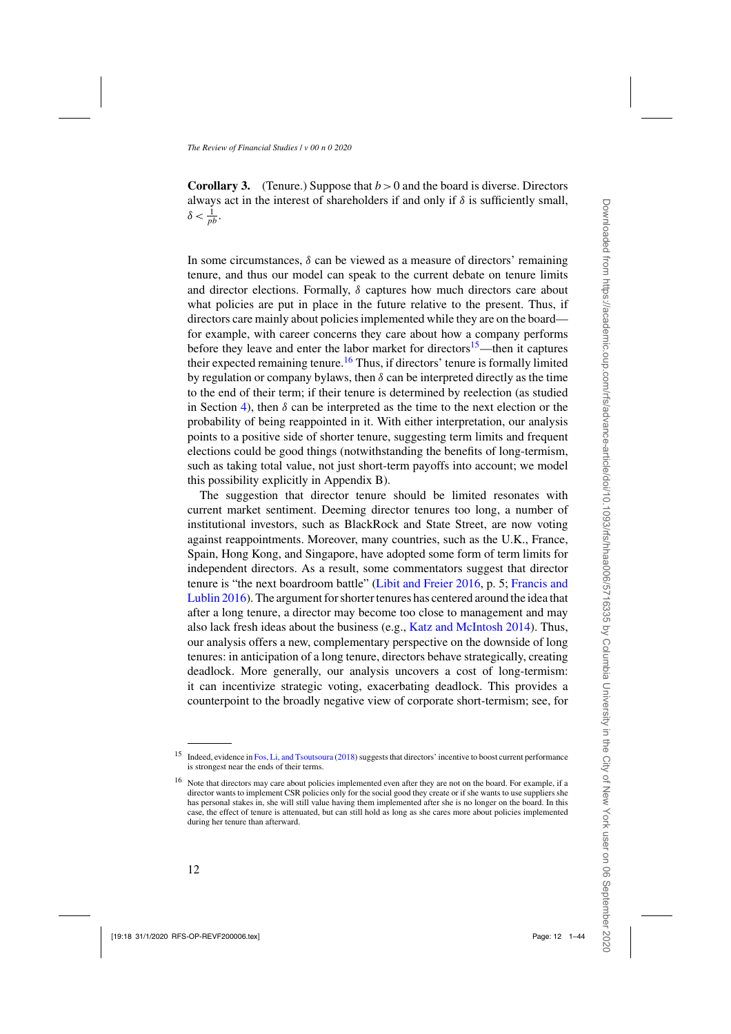**Corollary 3.** (Tenure.) Suppose that $b > 0$ and the board is diverse. Directors always act in the interest of shareholders if and only if $\delta$ is sufficiently small, $\delta < \frac{1}{pb}$.

In some circumstances, $\delta$ can be viewed as a measure of directors' remaining tenure, and thus our model can speak to the current debate on tenure limits and director elections. Formally, $\delta$ captures how much directors care about what policies are put in place in the future relative to the present. Thus, if directors care mainly about policies implemented while they are on the board—for example, with career concerns they care about how a company performs before they leave and enter the labor market for directors[15]—then it captures their expected remaining tenure.[16] Thus, if directors' tenure is formally limited by regulation or company bylaws, then $\delta$ can be interpreted directly as the time to the end of their term; if their tenure is determined by reelection (as studied in Section 4), then $\delta$ can be interpreted as the time to the next election or the probability of being reappointed in it. With either interpretation, our analysis points to a positive side of shorter tenure, suggesting term limits and frequent elections could be good things (notwithstanding the benefits of long-termism, such as taking total value, not just short-term payoffs into account; we model this possibility explicitly in Appendix B).

The suggestion that director tenure should be limited resonates with current market sentiment. Deeming director tenures too long, a number of institutional investors, such as BlackRock and State Street, are now voting against reappointments. Moreover, many countries, such as the U.K., France, Spain, Hong Kong, and Singapore, have adopted some form of term limits for independent directors. As a result, some commentators suggest that director tenure is "the next boardroom battle" (Libit and Freier 2016, p. 5; Francis and Lublin 2016). The argument for shorter tenures has centered around the idea that after a long tenure, a director may become too close to management and may also lack fresh ideas about the business (e.g., Katz and McIntosh 2014). Thus, our analysis offers a new, complementary perspective on the downside of long tenures: in anticipation of a long tenure, directors behave strategically, creating deadlock. More generally, our analysis uncovers a cost of long-termism: it can incentivize strategic voting, exacerbating deadlock. This provides a counterpoint to the broadly negative view of corporate short-termism; see, for

---

[15] Indeed, evidence in Fos, Li, and Tsoutsoura (2018) suggests that directors' incentive to boost current performance is strongest near the ends of their terms.

[16] Note that directors may care about policies implemented even after they are not on the board. For example, if a director wants to implement CSR policies only for the social good they create or if she wants to use suppliers she has personal stakes in, she will still value having them implemented after she is no longer on the board. In this case, the effect of tenure is attenuated, but can still hold as long as she cares more about policies implemented during her tenure than afterward.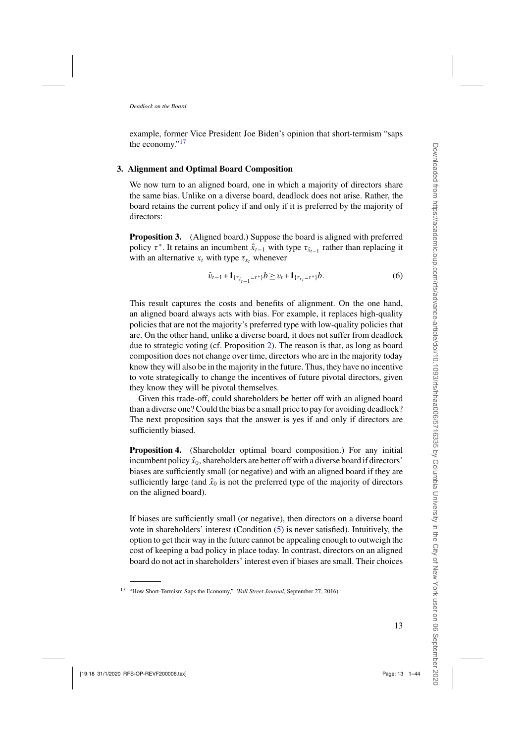example, former Vice President Joe Biden's opinion that short-termism "saps the economy."[17]

## 3. Alignment and Optimal Board Composition

We now turn to an aligned board, one in which a majority of directors share the same bias. Unlike on a diverse board, deadlock does not arise. Rather, the board retains the current policy if and only if it is preferred by the majority of directors:

**Proposition 3.** (Aligned board.) Suppose the board is aligned with preferred policy $\tau^*$. It retains an incumbent $\hat{x}_{t-1}$ with type $\tau_{\hat{x}_{t-1}}$ rather than replacing it with an alternative $x_t$ with type $\tau_{x_t}$ whenever

$$\hat{v}_{t-1} + \mathbf{1}_{\{\tau_{\hat{x}_{t-1}}=\tau^*\}} b \geq v_t + \mathbf{1}_{\{\tau_{x_t}=\tau^*\}} b. \tag{6}$$

This result captures the costs and benefits of alignment. On the one hand, an aligned board always acts with bias. For example, it replaces high-quality policies that are not the majority's preferred type with low-quality policies that are. On the other hand, unlike a diverse board, it does not suffer from deadlock due to strategic voting (cf. Proposition 2). The reason is that, as long as board composition does not change over time, directors who are in the majority today know they will also be in the majority in the future. Thus, they have no incentive to vote strategically to change the incentives of future pivotal directors, given they know they will be pivotal themselves.

Given this trade-off, could shareholders be better off with an aligned board than a diverse one? Could the bias be a small price to pay for avoiding deadlock? The next proposition says that the answer is yes if and only if directors are sufficiently biased.

**Proposition 4.** (Shareholder optimal board composition.) For any initial incumbent policy $\hat{x}_0$, shareholders are better off with a diverse board if directors' biases are sufficiently small (or negative) and with an aligned board if they are sufficiently large (and $\hat{x}_0$ is not the preferred type of the majority of directors on the aligned board).

If biases are sufficiently small (or negative), then directors on a diverse board vote in shareholders' interest (Condition (5) is never satisfied). Intuitively, the option to get their way in the future cannot be appealing enough to outweigh the cost of keeping a bad policy in place today. In contrast, directors on an aligned board do not act in shareholders' interest even if biases are small. Their choices

[17] "How Short-Termism Saps the Economy," *Wall Street Journal*, September 27, 2016).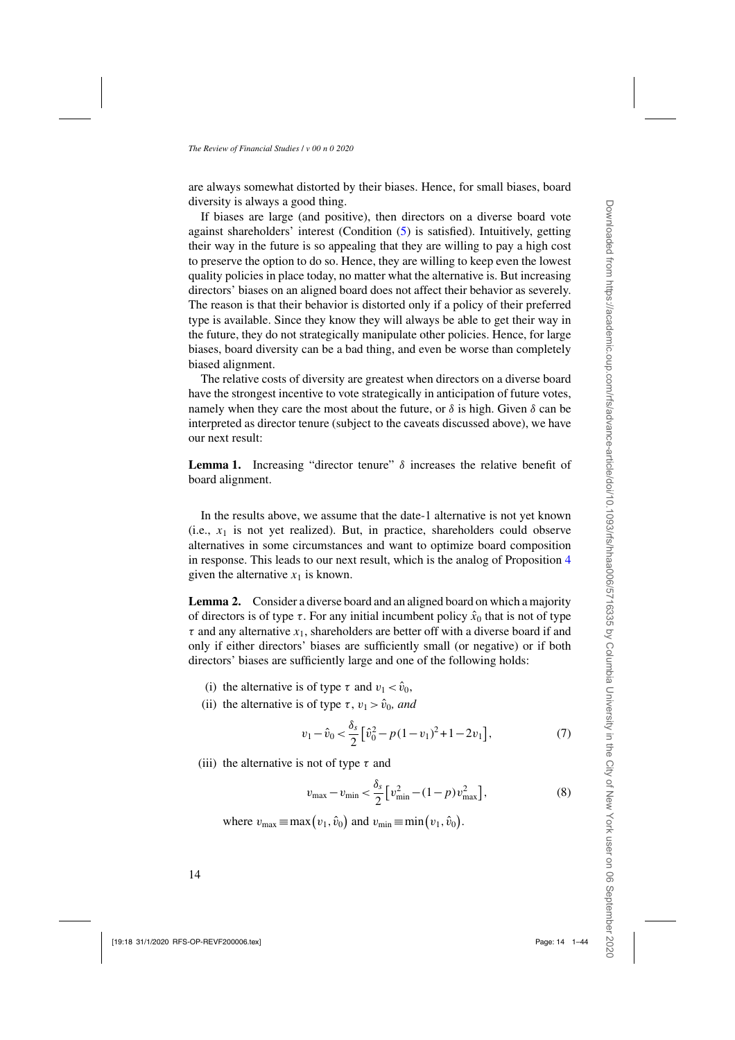are always somewhat distorted by their biases. Hence, for small biases, board diversity is always a good thing.

If biases are large (and positive), then directors on a diverse board vote against shareholders' interest (Condition (5) is satisfied). Intuitively, getting their way in the future is so appealing that they are willing to pay a high cost to preserve the option to do so. Hence, they are willing to keep even the lowest quality policies in place today, no matter what the alternative is. But increasing directors' biases on an aligned board does not affect their behavior as severely. The reason is that their behavior is distorted only if a policy of their preferred type is available. Since they know they will always be able to get their way in the future, they do not strategically manipulate other policies. Hence, for large biases, board diversity can be a bad thing, and even be worse than completely biased alignment.

The relative costs of diversity are greatest when directors on a diverse board have the strongest incentive to vote strategically in anticipation of future votes, namely when they care the most about the future, or $\delta$ is high. Given $\delta$ can be interpreted as director tenure (subject to the caveats discussed above), we have our next result:

**Lemma 1.** Increasing "director tenure" $\delta$ increases the relative benefit of board alignment.

In the results above, we assume that the date-1 alternative is not yet known (i.e., $x_1$ is not yet realized). But, in practice, shareholders could observe alternatives in some circumstances and want to optimize board composition in response. This leads to our next result, which is the analog of Proposition 4 given the alternative $x_1$ is known.

**Lemma 2.** Consider a diverse board and an aligned board on which a majority of directors is of type $\tau$. For any initial incumbent policy $\hat{x}_0$ that is not of type $\tau$ and any alternative $x_1$, shareholders are better off with a diverse board if and only if either directors' biases are sufficiently small (or negative) or if both directors' biases are sufficiently large and one of the following holds:

(i) the alternative is of type $\tau$ and $v_1 < \hat{v}_0$,

(ii) the alternative is of type $\tau$, $v_1 > \hat{v}_0$, *and*

$$v_1 - \hat{v}_0 < \frac{\delta_s}{2}\left[\hat{v}_0^2 - p(1-v_1)^2 + 1 - 2v_1\right], \tag{7}$$

(iii) the alternative is not of type $\tau$ and

$$v_{\max} - v_{\min} < \frac{\delta_s}{2}\left[v_{\min}^2 - (1-p)v_{\max}^2\right], \tag{8}$$

where $v_{\max} \equiv \max(v_1, \hat{v}_0)$ and $v_{\min} \equiv \min(v_1, \hat{v}_0)$.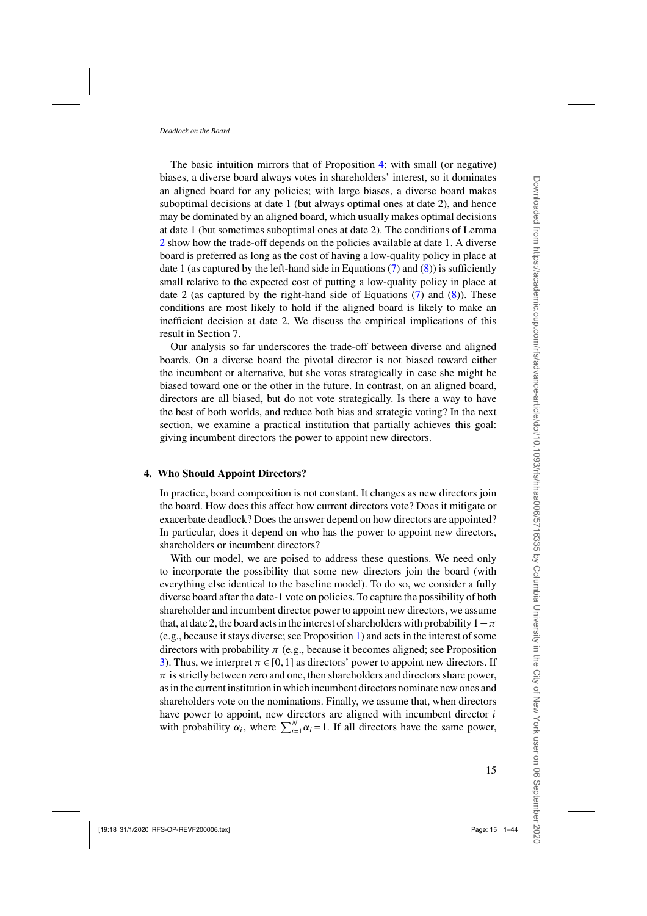The basic intuition mirrors that of Proposition 4: with small (or negative) biases, a diverse board always votes in shareholders' interest, so it dominates an aligned board for any policies; with large biases, a diverse board makes suboptimal decisions at date 1 (but always optimal ones at date 2), and hence may be dominated by an aligned board, which usually makes optimal decisions at date 1 (but sometimes suboptimal ones at date 2). The conditions of Lemma 2 show how the trade-off depends on the policies available at date 1. A diverse board is preferred as long as the cost of having a low-quality policy in place at date 1 (as captured by the left-hand side in Equations (7) and (8)) is sufficiently small relative to the expected cost of putting a low-quality policy in place at date 2 (as captured by the right-hand side of Equations (7) and (8)). These conditions are most likely to hold if the aligned board is likely to make an inefficient decision at date 2. We discuss the empirical implications of this result in Section 7.

Our analysis so far underscores the trade-off between diverse and aligned boards. On a diverse board the pivotal director is not biased toward either the incumbent or alternative, but she votes strategically in case she might be biased toward one or the other in the future. In contrast, on an aligned board, directors are all biased, but do not vote strategically. Is there a way to have the best of both worlds, and reduce both bias and strategic voting? In the next section, we examine a practical institution that partially achieves this goal: giving incumbent directors the power to appoint new directors.

## 4. Who Should Appoint Directors?

In practice, board composition is not constant. It changes as new directors join the board. How does this affect how current directors vote? Does it mitigate or exacerbate deadlock? Does the answer depend on how directors are appointed? In particular, does it depend on who has the power to appoint new directors, shareholders or incumbent directors?

With our model, we are poised to address these questions. We need only to incorporate the possibility that some new directors join the board (with everything else identical to the baseline model). To do so, we consider a fully diverse board after the date-1 vote on policies. To capture the possibility of both shareholder and incumbent director power to appoint new directors, we assume that, at date 2, the board acts in the interest of shareholders with probability $1-\pi$ (e.g., because it stays diverse; see Proposition 1) and acts in the interest of some directors with probability $\pi$ (e.g., because it becomes aligned; see Proposition 3). Thus, we interpret $\pi \in [0,1]$ as directors' power to appoint new directors. If $\pi$ is strictly between zero and one, then shareholders and directors share power, as in the current institution in which incumbent directors nominate new ones and shareholders vote on the nominations. Finally, we assume that, when directors have power to appoint, new directors are aligned with incumbent director $i$ with probability $\alpha_i$, where $\sum_{i=1}^{N} \alpha_i = 1$. If all directors have the same power,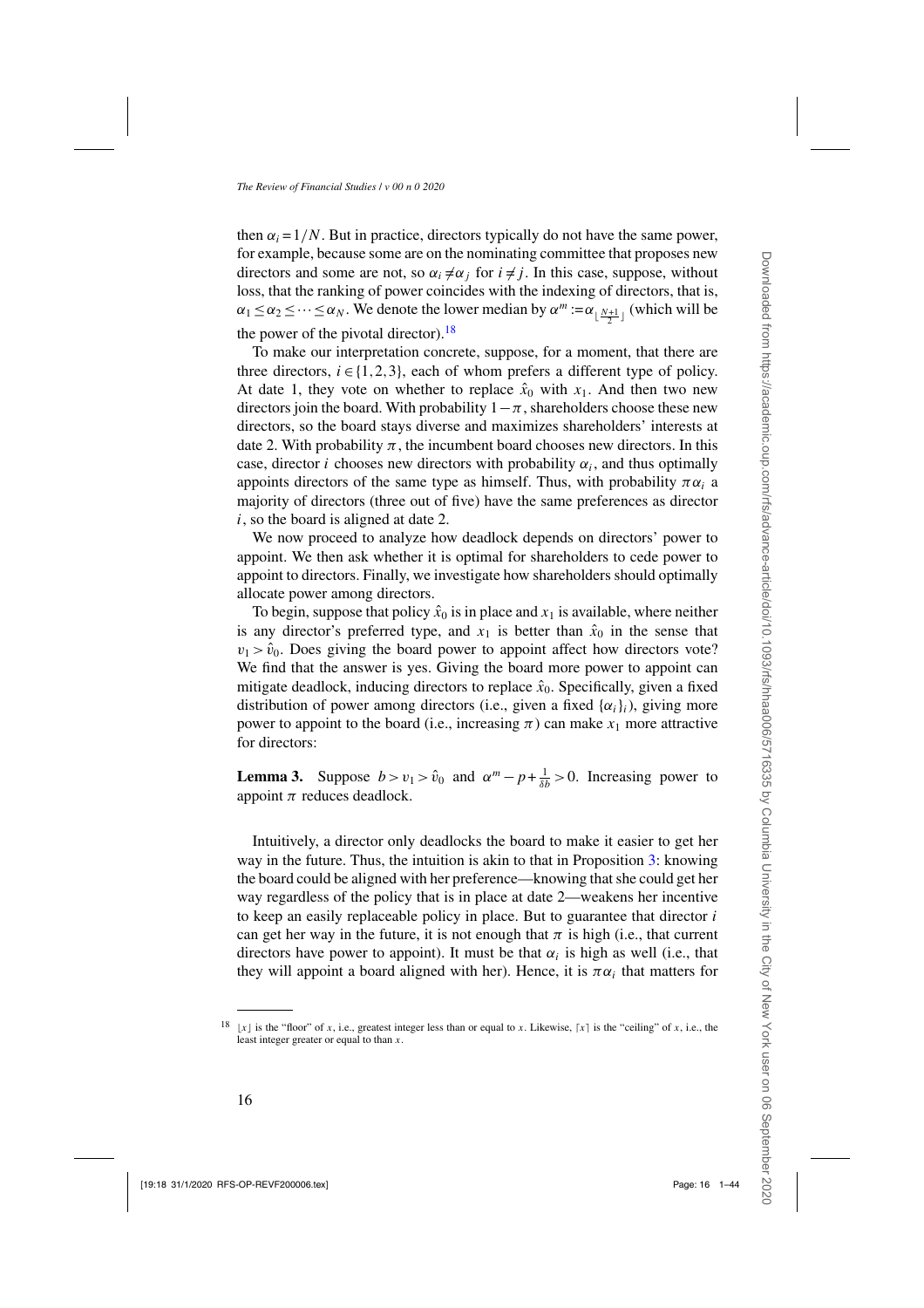then $\alpha_i = 1/N$. But in practice, directors typically do not have the same power, for example, because some are on the nominating committee that proposes new directors and some are not, so $\alpha_i \neq \alpha_j$ for $i \neq j$. In this case, suppose, without loss, that the ranking of power coincides with the indexing of directors, that is, $\alpha_1 \leq \alpha_2 \leq \cdots \leq \alpha_N$. We denote the lower median by $\alpha^m := \alpha_{\lfloor \frac{N+1}{2} \rfloor}$ (which will be the power of the pivotal director).[18]

To make our interpretation concrete, suppose, for a moment, that there are three directors, $i \in \{1,2,3\}$, each of whom prefers a different type of policy. At date 1, they vote on whether to replace $\hat{x}_0$ with $x_1$. And then two new directors join the board. With probability $1-\pi$, shareholders choose these new directors, so the board stays diverse and maximizes shareholders' interests at date 2. With probability $\pi$, the incumbent board chooses new directors. In this case, director $i$ chooses new directors with probability $\alpha_i$, and thus optimally appoints directors of the same type as himself. Thus, with probability $\pi\alpha_i$ a majority of directors (three out of five) have the same preferences as director $i$, so the board is aligned at date 2.

We now proceed to analyze how deadlock depends on directors' power to appoint. We then ask whether it is optimal for shareholders to cede power to appoint to directors. Finally, we investigate how shareholders should optimally allocate power among directors.

To begin, suppose that policy $\hat{x}_0$ is in place and $x_1$ is available, where neither is any director's preferred type, and $x_1$ is better than $\hat{x}_0$ in the sense that $v_1 > \hat{v}_0$. Does giving the board power to appoint affect how directors vote? We find that the answer is yes. Giving the board more power to appoint can mitigate deadlock, inducing directors to replace $\hat{x}_0$. Specifically, given a fixed distribution of power among directors (i.e., given a fixed $\{\alpha_i\}_i$), giving more power to appoint to the board (i.e., increasing $\pi$) can make $x_1$ more attractive for directors:

**Lemma 3.** Suppose $b > v_1 > \hat{v}_0$ and $\alpha^m - p + \frac{1}{\delta b} > 0$. Increasing power to appoint $\pi$ reduces deadlock.

Intuitively, a director only deadlocks the board to make it easier to get her way in the future. Thus, the intuition is akin to that in Proposition 3: knowing the board could be aligned with her preference—knowing that she could get her way regardless of the policy that is in place at date 2—weakens her incentive to keep an easily replaceable policy in place. But to guarantee that director $i$ can get her way in the future, it is not enough that $\pi$ is high (i.e., that current directors have power to appoint). It must be that $\alpha_i$ is high as well (i.e., that they will appoint a board aligned with her). Hence, it is $\pi\alpha_i$ that matters for

[18] $\lfloor x \rfloor$ is the "floor" of $x$, i.e., greatest integer less than or equal to $x$. Likewise, $\lceil x \rceil$ is the "ceiling" of $x$, i.e., the least integer greater or equal to than $x$.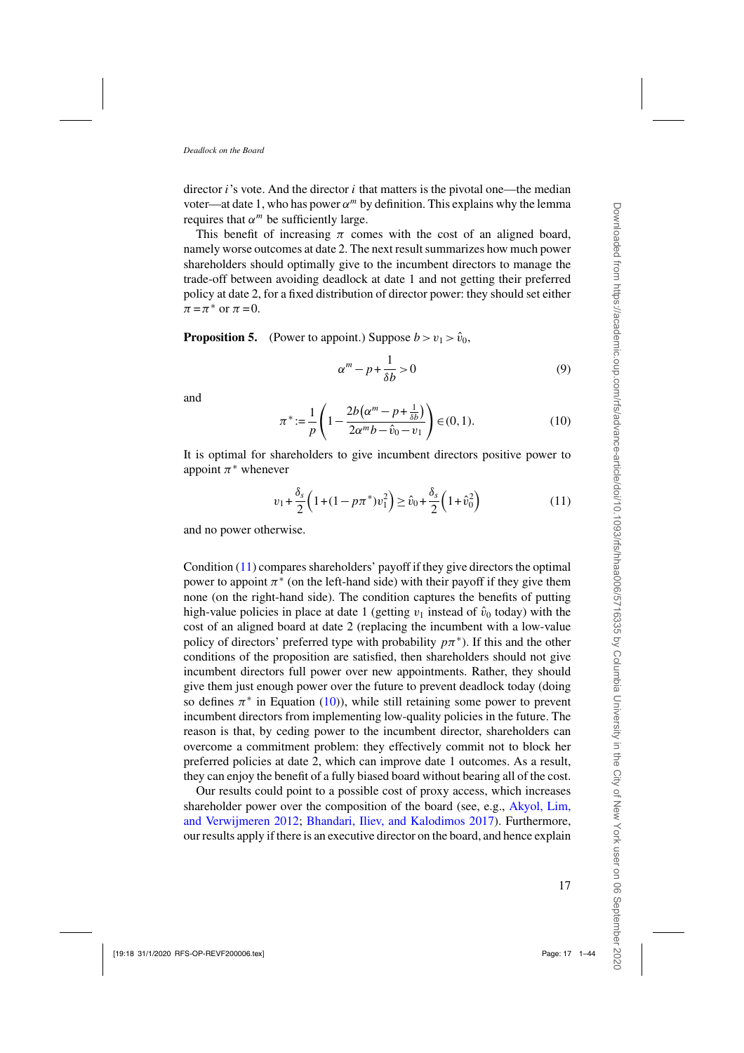director $i$'s vote. And the director $i$ that matters is the pivotal one—the median voter—at date 1, who has power $\alpha^m$ by definition. This explains why the lemma requires that $\alpha^m$ be sufficiently large.

This benefit of increasing $\pi$ comes with the cost of an aligned board, namely worse outcomes at date 2. The next result summarizes how much power shareholders should optimally give to the incumbent directors to manage the trade-off between avoiding deadlock at date 1 and not getting their preferred policy at date 2, for a fixed distribution of director power: they should set either $\pi = \pi^*$ or $\pi = 0$.

**Proposition 5.** (Power to appoint.) Suppose $b > v_1 > \hat{v}_0$,

$$\alpha^m - p + \frac{1}{\delta b} > 0 \tag{9}$$

and

$$\pi^* := \frac{1}{p}\left(1 - \frac{2b\left(\alpha^m - p + \frac{1}{\delta b}\right)}{2\alpha^m b - \hat{v}_0 - v_1}\right) \in (0,1). \tag{10}$$

It is optimal for shareholders to give incumbent directors positive power to appoint $\pi^*$ whenever

$$v_1 + \frac{\delta_s}{2}\left(1 + (1 - p\pi^*)v_1^2\right) \geq \hat{v}_0 + \frac{\delta_s}{2}\left(1 + \hat{v}_0^2\right) \tag{11}$$

and no power otherwise.

Condition (11) compares shareholders' payoff if they give directors the optimal power to appoint $\pi^*$ (on the left-hand side) with their payoff if they give them none (on the right-hand side). The condition captures the benefits of putting high-value policies in place at date 1 (getting $v_1$ instead of $\hat{v}_0$ today) with the cost of an aligned board at date 2 (replacing the incumbent with a low-value policy of directors' preferred type with probability $p\pi^*$). If this and the other conditions of the proposition are satisfied, then shareholders should not give incumbent directors full power over new appointments. Rather, they should give them just enough power over the future to prevent deadlock today (doing so defines $\pi^*$ in Equation (10)), while still retaining some power to prevent incumbent directors from implementing low-quality policies in the future. The reason is that, by ceding power to the incumbent director, shareholders can overcome a commitment problem: they effectively commit not to block her preferred policies at date 2, which can improve date 1 outcomes. As a result, they can enjoy the benefit of a fully biased board without bearing all of the cost.

Our results could point to a possible cost of proxy access, which increases shareholder power over the composition of the board (see, e.g., Akyol, Lim, and Verwijmeren 2012; Bhandari, Iliev, and Kalodimos 2017). Furthermore, our results apply if there is an executive director on the board, and hence explain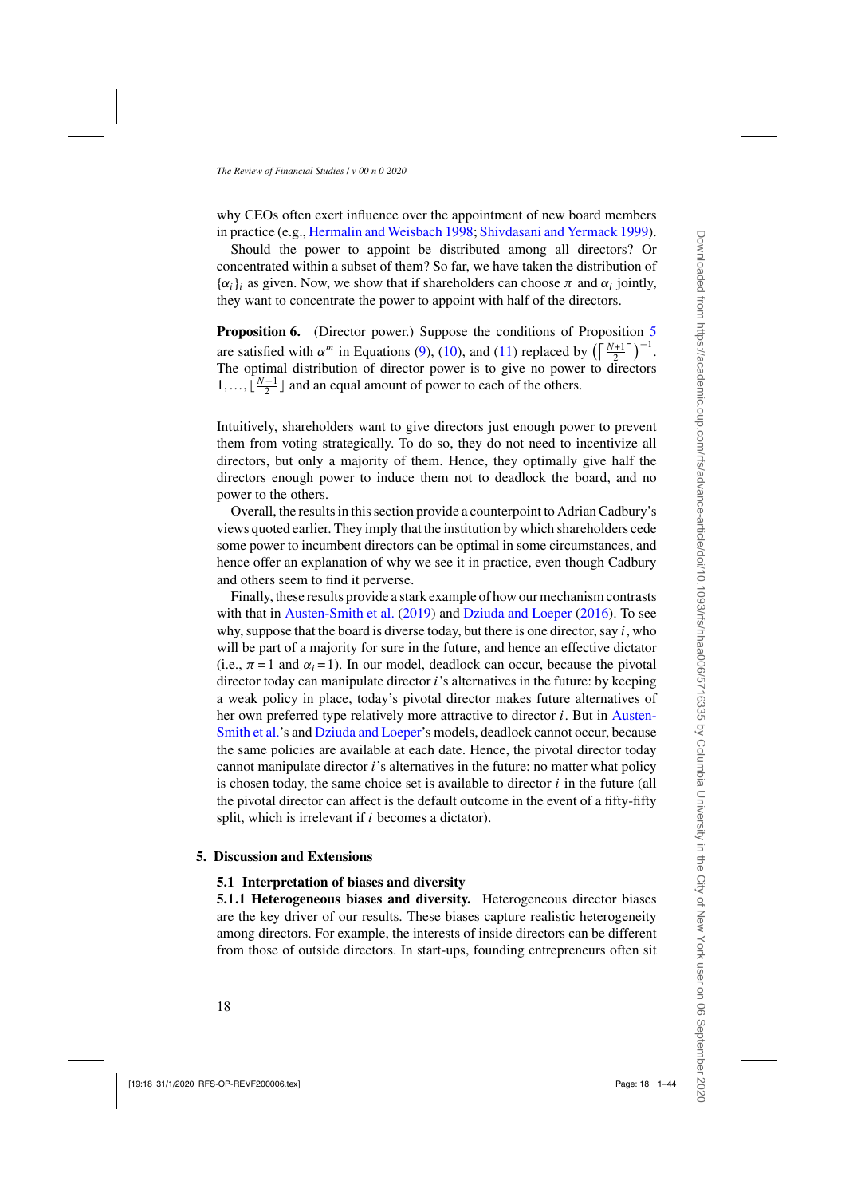why CEOs often exert influence over the appointment of new board members in practice (e.g., Hermalin and Weisbach 1998; Shivdasani and Yermack 1999).

Should the power to appoint be distributed among all directors? Or concentrated within a subset of them? So far, we have taken the distribution of $\{\alpha_i\}_i$ as given. Now, we show that if shareholders can choose $\pi$ and $\alpha_i$ jointly, they want to concentrate the power to appoint with half of the directors.

**Proposition 6.** (Director power.) Suppose the conditions of Proposition 5 are satisfied with $\alpha^m$ in Equations (9), (10), and (11) replaced by $\left(\left\lceil \frac{N+1}{2} \right\rceil\right)^{-1}$. The optimal distribution of director power is to give no power to directors $1,\ldots,\lfloor \frac{N-1}{2} \rfloor$ and an equal amount of power to each of the others.

Intuitively, shareholders want to give directors just enough power to prevent them from voting strategically. To do so, they do not need to incentivize all directors, but only a majority of them. Hence, they optimally give half the directors enough power to induce them not to deadlock the board, and no power to the others.

Overall, the results in this section provide a counterpoint to Adrian Cadbury's views quoted earlier. They imply that the institution by which shareholders cede some power to incumbent directors can be optimal in some circumstances, and hence offer an explanation of why we see it in practice, even though Cadbury and others seem to find it perverse.

Finally, these results provide a stark example of how our mechanism contrasts with that in Austen-Smith et al. (2019) and Dziuda and Loeper (2016). To see why, suppose that the board is diverse today, but there is one director, say $i$, who will be part of a majority for sure in the future, and hence an effective dictator (i.e., $\pi = 1$ and $\alpha_i = 1$). In our model, deadlock can occur, because the pivotal director today can manipulate director $i$'s alternatives in the future: by keeping a weak policy in place, today's pivotal director makes future alternatives of her own preferred type relatively more attractive to director $i$. But in Austen-Smith et al.'s and Dziuda and Loeper's models, deadlock cannot occur, because the same policies are available at each date. Hence, the pivotal director today cannot manipulate director $i$'s alternatives in the future: no matter what policy is chosen today, the same choice set is available to director $i$ in the future (all the pivotal director can affect is the default outcome in the event of a fifty-fifty split, which is irrelevant if $i$ becomes a dictator).

## 5. Discussion and Extensions

### 5.1 Interpretation of biases and diversity

**5.1.1 Heterogeneous biases and diversity.** Heterogeneous director biases are the key driver of our results. These biases capture realistic heterogeneity among directors. For example, the interests of inside directors can be different from those of outside directors. In start-ups, founding entrepreneurs often sit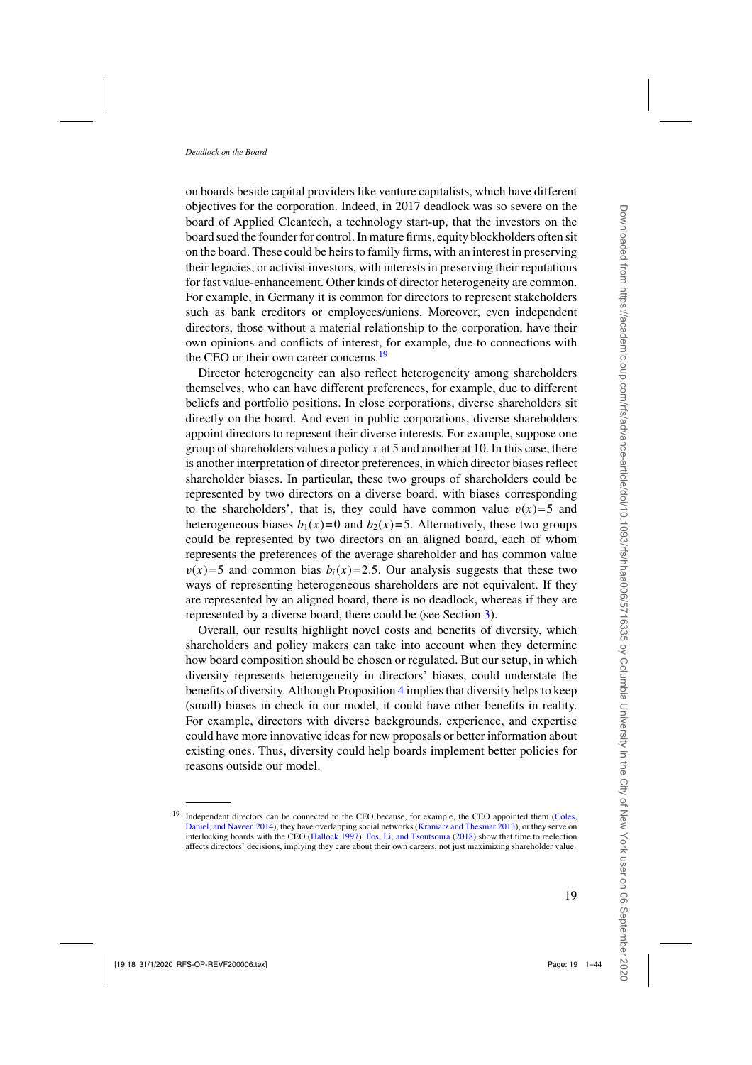on boards beside capital providers like venture capitalists, which have different objectives for the corporation. Indeed, in 2017 deadlock was so severe on the board of Applied Cleantech, a technology start-up, that the investors on the board sued the founder for control. In mature firms, equity blockholders often sit on the board. These could be heirs to family firms, with an interest in preserving their legacies, or activist investors, with interests in preserving their reputations for fast value-enhancement. Other kinds of director heterogeneity are common. For example, in Germany it is common for directors to represent stakeholders such as bank creditors or employees/unions. Moreover, even independent directors, those without a material relationship to the corporation, have their own opinions and conflicts of interest, for example, due to connections with the CEO or their own career concerns.[19]

Director heterogeneity can also reflect heterogeneity among shareholders themselves, who can have different preferences, for example, due to different beliefs and portfolio positions. In close corporations, diverse shareholders sit directly on the board. And even in public corporations, diverse shareholders appoint directors to represent their diverse interests. For example, suppose one group of shareholders values a policy $x$ at 5 and another at 10. In this case, there is another interpretation of director preferences, in which director biases reflect shareholder biases. In particular, these two groups of shareholders could be represented by two directors on a diverse board, with biases corresponding to the shareholders', that is, they could have common value $v(x)=5$ and heterogeneous biases $b_1(x)=0$ and $b_2(x)=5$. Alternatively, these two groups could be represented by two directors on an aligned board, each of whom represents the preferences of the average shareholder and has common value $v(x)=5$ and common bias $b_i(x)=2.5$. Our analysis suggests that these two ways of representing heterogeneous shareholders are not equivalent. If they are represented by an aligned board, there is no deadlock, whereas if they are represented by a diverse board, there could be (see Section 3).

Overall, our results highlight novel costs and benefits of diversity, which shareholders and policy makers can take into account when they determine how board composition should be chosen or regulated. But our setup, in which diversity represents heterogeneity in directors' biases, could understate the benefits of diversity. Although Proposition 4 implies that diversity helps to keep (small) biases in check in our model, it could have other benefits in reality. For example, directors with diverse backgrounds, experience, and expertise could have more innovative ideas for new proposals or better information about existing ones. Thus, diversity could help boards implement better policies for reasons outside our model.

---

[19] Independent directors can be connected to the CEO because, for example, the CEO appointed them (Coles, Daniel, and Naveen 2014), they have overlapping social networks (Kramarz and Thesmar 2013), or they serve on interlocking boards with the CEO (Hallock 1997). Fos, Li, and Tsoutsoura (2018) show that time to reelection affects directors' decisions, implying they care about their own careers, not just maximizing shareholder value.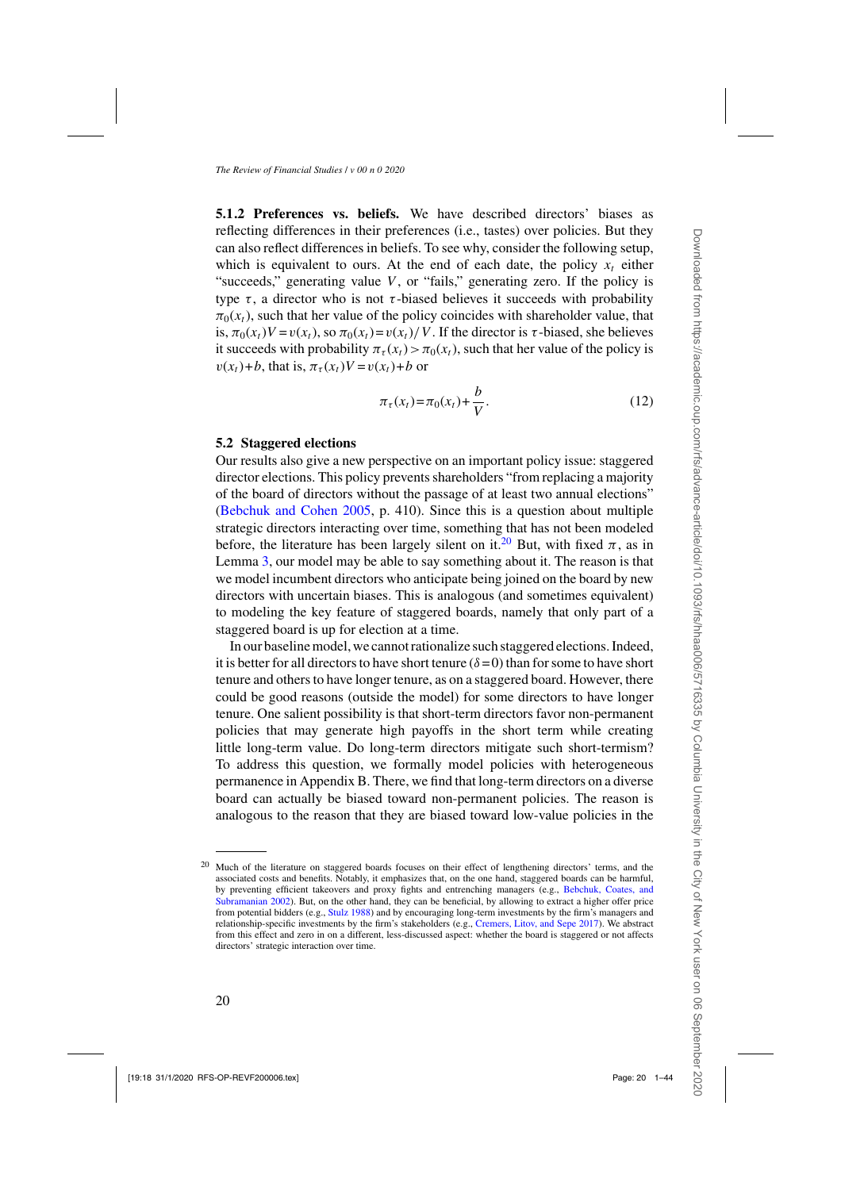**5.1.2 Preferences vs. beliefs.** We have described directors' biases as reflecting differences in their preferences (i.e., tastes) over policies. But they can also reflect differences in beliefs. To see why, consider the following setup, which is equivalent to ours. At the end of each date, the policy $x_t$ either "succeeds," generating value $V$, or "fails," generating zero. If the policy is type $\tau$, a director who is not $\tau$-biased believes it succeeds with probability $\pi_0(x_t)$, such that her value of the policy coincides with shareholder value, that is, $\pi_0(x_t)V = v(x_t)$, so $\pi_0(x_t) = v(x_t)/V$. If the director is $\tau$-biased, she believes it succeeds with probability $\pi_\tau(x_t) > \pi_0(x_t)$, such that her value of the policy is $v(x_t)+b$, that is, $\pi_\tau(x_t)V = v(x_t)+b$ or

$$\pi_\tau(x_t) = \pi_0(x_t) + \frac{b}{V}. \tag{12}$$

## 5.2 Staggered elections

Our results also give a new perspective on an important policy issue: staggered director elections. This policy prevents shareholders "from replacing a majority of the board of directors without the passage of at least two annual elections" (Bebchuk and Cohen 2005, p. 410). Since this is a question about multiple strategic directors interacting over time, something that has not been modeled before, the literature has been largely silent on it.[20] But, with fixed $\pi$, as in Lemma 3, our model may be able to say something about it. The reason is that we model incumbent directors who anticipate being joined on the board by new directors with uncertain biases. This is analogous (and sometimes equivalent) to modeling the key feature of staggered boards, namely that only part of a staggered board is up for election at a time.

In our baseline model, we cannot rationalize such staggered elections. Indeed, it is better for all directors to have short tenure ($\delta = 0$) than for some to have short tenure and others to have longer tenure, as on a staggered board. However, there could be good reasons (outside the model) for some directors to have longer tenure. One salient possibility is that short-term directors favor non-permanent policies that may generate high payoffs in the short term while creating little long-term value. Do long-term directors mitigate such short-termism? To address this question, we formally model policies with heterogeneous permanence in Appendix B. There, we find that long-term directors on a diverse board can actually be biased toward non-permanent policies. The reason is analogous to the reason that they are biased toward low-value policies in the

---

[20] Much of the literature on staggered boards focuses on their effect of lengthening directors' terms, and the associated costs and benefits. Notably, it emphasizes that, on the one hand, staggered boards can be harmful, by preventing efficient takeovers and proxy fights and entrenching managers (e.g., Bebchuk, Coates, and Subramanian 2002). But, on the other hand, they can be beneficial, by allowing to extract a higher offer price from potential bidders (e.g., Stulz 1988) and by encouraging long-term investments by the firm's managers and relationship-specific investments by the firm's stakeholders (e.g., Cremers, Litov, and Sepe 2017). We abstract from this effect and zero in on a different, less-discussed aspect: whether the board is staggered or not affects directors' strategic interaction over time.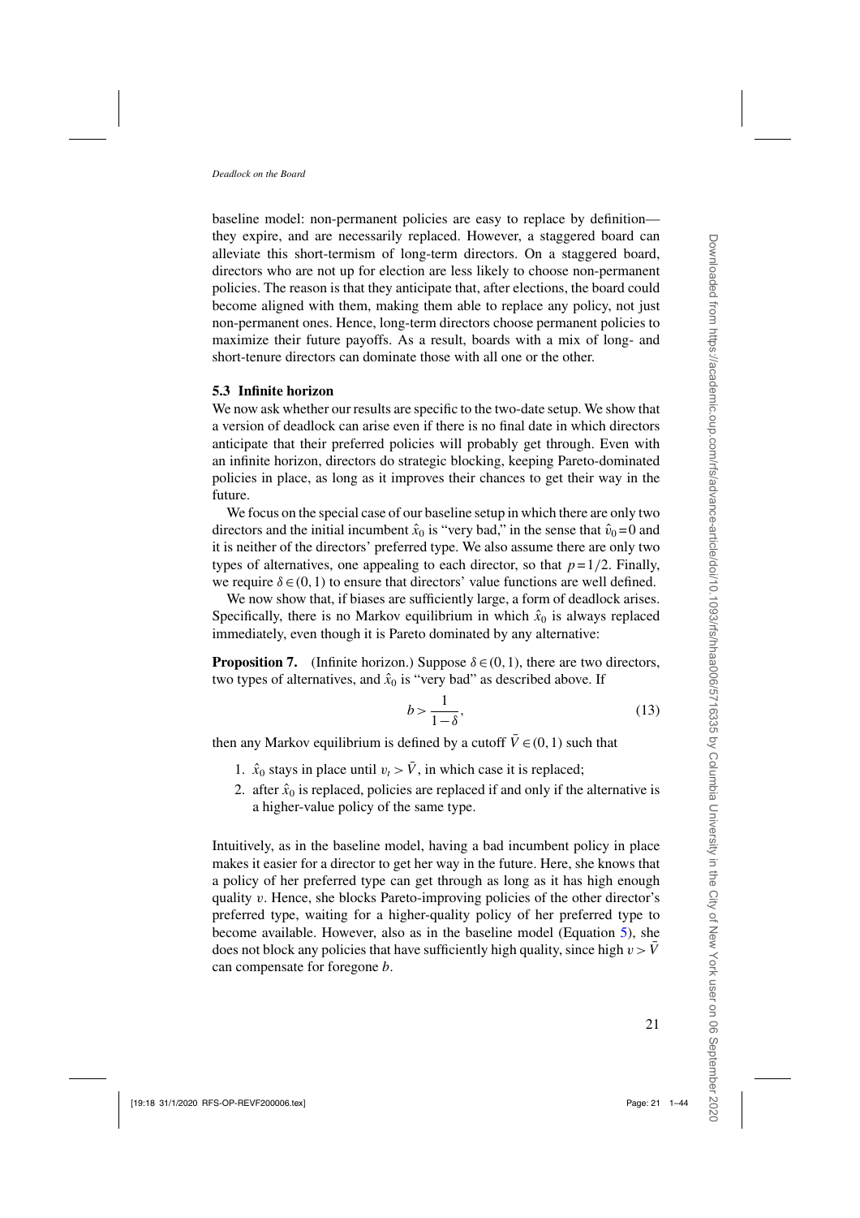baseline model: non-permanent policies are easy to replace by definition—they expire, and are necessarily replaced. However, a staggered board can alleviate this short-termism of long-term directors. On a staggered board, directors who are not up for election are less likely to choose non-permanent policies. The reason is that they anticipate that, after elections, the board could become aligned with them, making them able to replace any policy, not just non-permanent ones. Hence, long-term directors choose permanent policies to maximize their future payoffs. As a result, boards with a mix of long- and short-tenure directors can dominate those with all one or the other.

### 5.3 Infinite horizon

We now ask whether our results are specific to the two-date setup. We show that a version of deadlock can arise even if there is no final date in which directors anticipate that their preferred policies will probably get through. Even with an infinite horizon, directors do strategic blocking, keeping Pareto-dominated policies in place, as long as it improves their chances to get their way in the future.

We focus on the special case of our baseline setup in which there are only two directors and the initial incumbent $\hat{x}_0$ is "very bad," in the sense that $\hat{v}_0 = 0$ and it is neither of the directors' preferred type. We also assume there are only two types of alternatives, one appealing to each director, so that $p = 1/2$. Finally, we require $\delta \in (0,1)$ to ensure that directors' value functions are well defined.

We now show that, if biases are sufficiently large, a form of deadlock arises. Specifically, there is no Markov equilibrium in which $\hat{x}_0$ is always replaced immediately, even though it is Pareto dominated by any alternative:

**Proposition 7.** (Infinite horizon.) Suppose $\delta \in (0,1)$, there are two directors, two types of alternatives, and $\hat{x}_0$ is "very bad" as described above. If

$$b > \frac{1}{1-\delta}, \tag{13}$$

then any Markov equilibrium is defined by a cutoff $\bar{V} \in (0,1)$ such that

1. $\hat{x}_0$ stays in place until $v_t > \bar{V}$, in which case it is replaced;
2. after $\hat{x}_0$ is replaced, policies are replaced if and only if the alternative is a higher-value policy of the same type.

Intuitively, as in the baseline model, having a bad incumbent policy in place makes it easier for a director to get her way in the future. Here, she knows that a policy of her preferred type can get through as long as it has high enough quality $v$. Hence, she blocks Pareto-improving policies of the other director's preferred type, waiting for a higher-quality policy of her preferred type to become available. However, also as in the baseline model (Equation 5), she does not block any policies that have sufficiently high quality, since high $v > \bar{V}$ can compensate for foregone $b$.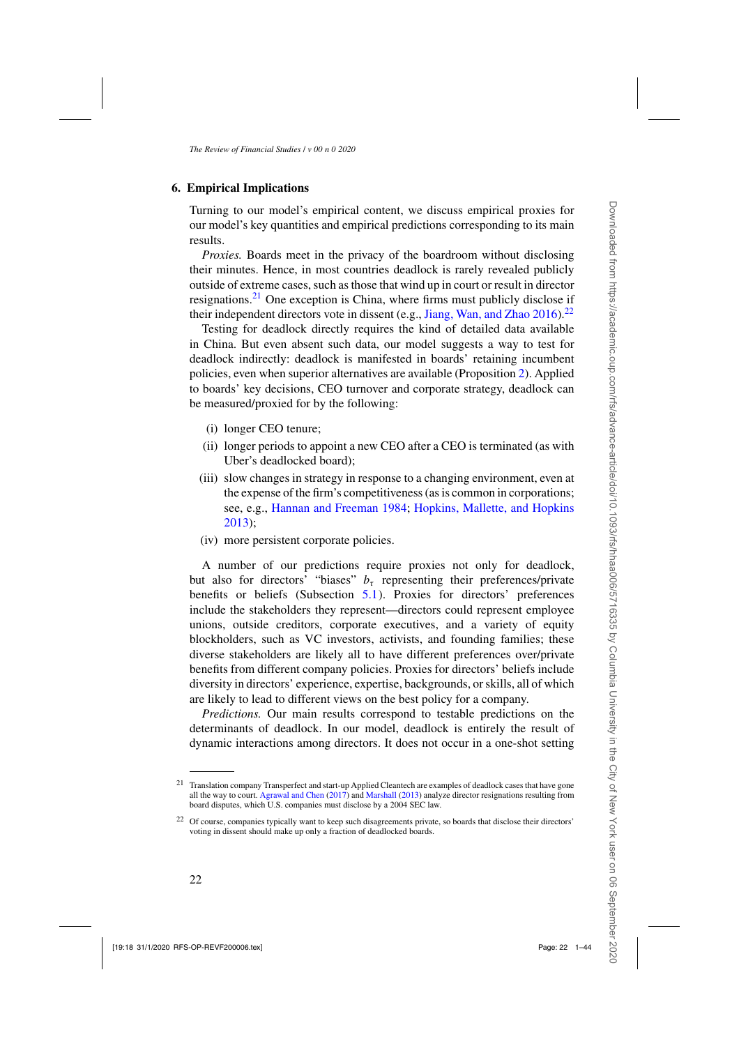## 6. Empirical Implications

Turning to our model's empirical content, we discuss empirical proxies for our model's key quantities and empirical predictions corresponding to its main results.

*Proxies.* Boards meet in the privacy of the boardroom without disclosing their minutes. Hence, in most countries deadlock is rarely revealed publicly outside of extreme cases, such as those that wind up in court or result in director resignations.[21] One exception is China, where firms must publicly disclose if their independent directors vote in dissent (e.g., Jiang, Wan, and Zhao 2016).[22]

Testing for deadlock directly requires the kind of detailed data available in China. But even absent such data, our model suggests a way to test for deadlock indirectly: deadlock is manifested in boards' retaining incumbent policies, even when superior alternatives are available (Proposition 2). Applied to boards' key decisions, CEO turnover and corporate strategy, deadlock can be measured/proxied for by the following:

(i) longer CEO tenure;

(ii) longer periods to appoint a new CEO after a CEO is terminated (as with Uber's deadlocked board);

(iii) slow changes in strategy in response to a changing environment, even at the expense of the firm's competitiveness (as is common in corporations; see, e.g., Hannan and Freeman 1984; Hopkins, Mallette, and Hopkins 2013);

(iv) more persistent corporate policies.

A number of our predictions require proxies not only for deadlock, but also for directors' "biases" $b_\tau$ representing their preferences/private benefits or beliefs (Subsection 5.1). Proxies for directors' preferences include the stakeholders they represent—directors could represent employee unions, outside creditors, corporate executives, and a variety of equity blockholders, such as VC investors, activists, and founding families; these diverse stakeholders are likely all to have different preferences over/private benefits from different company policies. Proxies for directors' beliefs include diversity in directors' experience, expertise, backgrounds, or skills, all of which are likely to lead to different views on the best policy for a company.

*Predictions.* Our main results correspond to testable predictions on the determinants of deadlock. In our model, deadlock is entirely the result of dynamic interactions among directors. It does not occur in a one-shot setting

---

[21] Translation company Transperfect and start-up Applied Cleantech are examples of deadlock cases that have gone all the way to court. Agrawal and Chen (2017) and Marshall (2013) analyze director resignations resulting from board disputes, which U.S. companies must disclose by a 2004 SEC law.

[22] Of course, companies typically want to keep such disagreements private, so boards that disclose their directors' voting in dissent should make up only a fraction of deadlocked boards.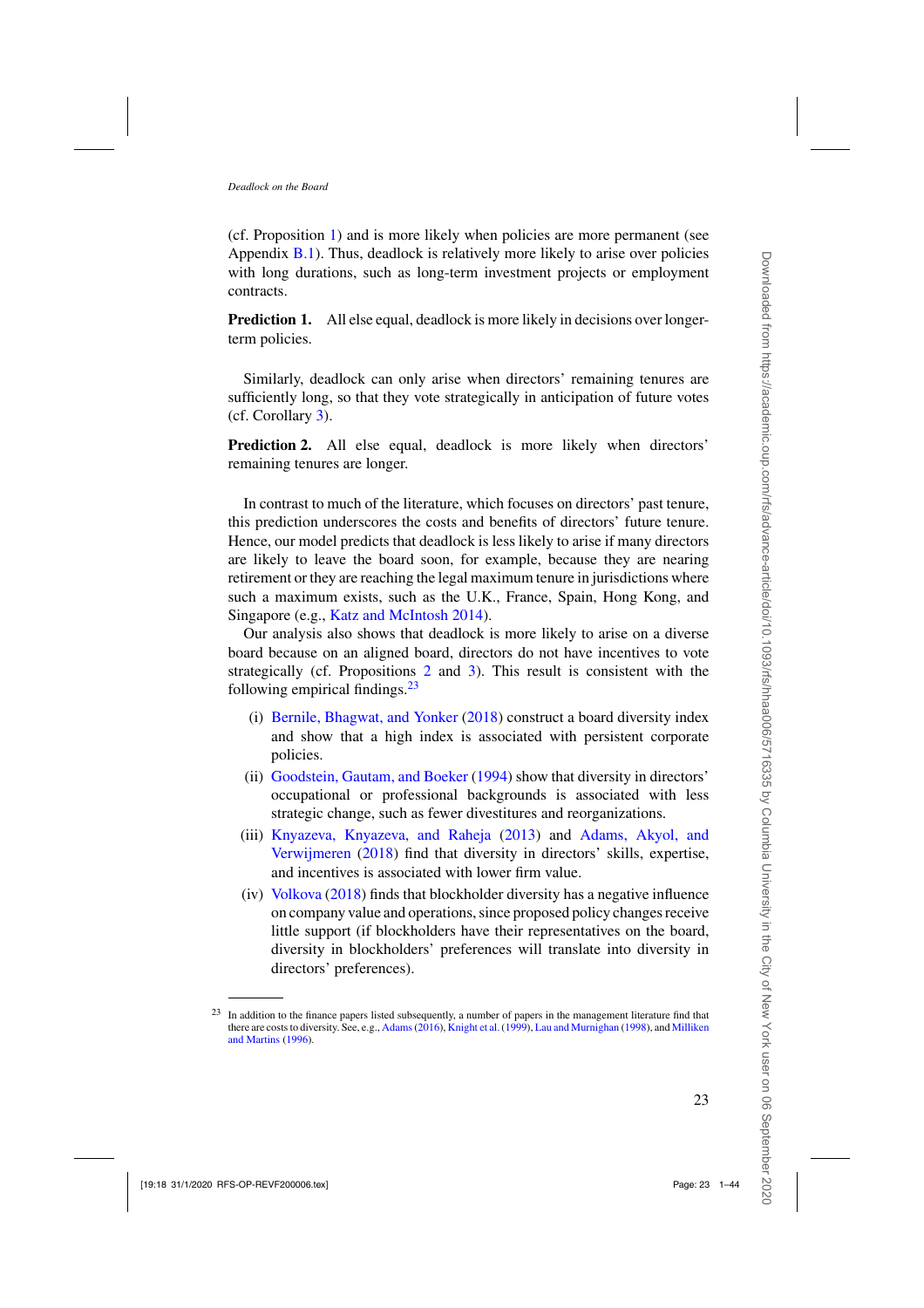(cf. Proposition 1) and is more likely when policies are more permanent (see Appendix B.1). Thus, deadlock is relatively more likely to arise over policies with long durations, such as long-term investment projects or employment contracts.

**Prediction 1.** All else equal, deadlock is more likely in decisions over longer-term policies.

Similarly, deadlock can only arise when directors' remaining tenures are sufficiently long, so that they vote strategically in anticipation of future votes (cf. Corollary 3).

**Prediction 2.** All else equal, deadlock is more likely when directors' remaining tenures are longer.

In contrast to much of the literature, which focuses on directors' past tenure, this prediction underscores the costs and benefits of directors' future tenure. Hence, our model predicts that deadlock is less likely to arise if many directors are likely to leave the board soon, for example, because they are nearing retirement or they are reaching the legal maximum tenure in jurisdictions where such a maximum exists, such as the U.K., France, Spain, Hong Kong, and Singapore (e.g., Katz and McIntosh 2014).

Our analysis also shows that deadlock is more likely to arise on a diverse board because on an aligned board, directors do not have incentives to vote strategically (cf. Propositions 2 and 3). This result is consistent with the following empirical findings.[23]

(i) Bernile, Bhagwat, and Yonker (2018) construct a board diversity index and show that a high index is associated with persistent corporate policies.

(ii) Goodstein, Gautam, and Boeker (1994) show that diversity in directors' occupational or professional backgrounds is associated with less strategic change, such as fewer divestitures and reorganizations.

(iii) Knyazeva, Knyazeva, and Raheja (2013) and Adams, Akyol, and Verwijmeren (2018) find that diversity in directors' skills, expertise, and incentives is associated with lower firm value.

(iv) Volkova (2018) finds that blockholder diversity has a negative influence on company value and operations, since proposed policy changes receive little support (if blockholders have their representatives on the board, diversity in blockholders' preferences will translate into diversity in directors' preferences).

[23] In addition to the finance papers listed subsequently, a number of papers in the management literature find that there are costs to diversity. See, e.g., Adams (2016), Knight et al. (1999), Lau and Murnighan (1998), and Milliken and Martins (1996).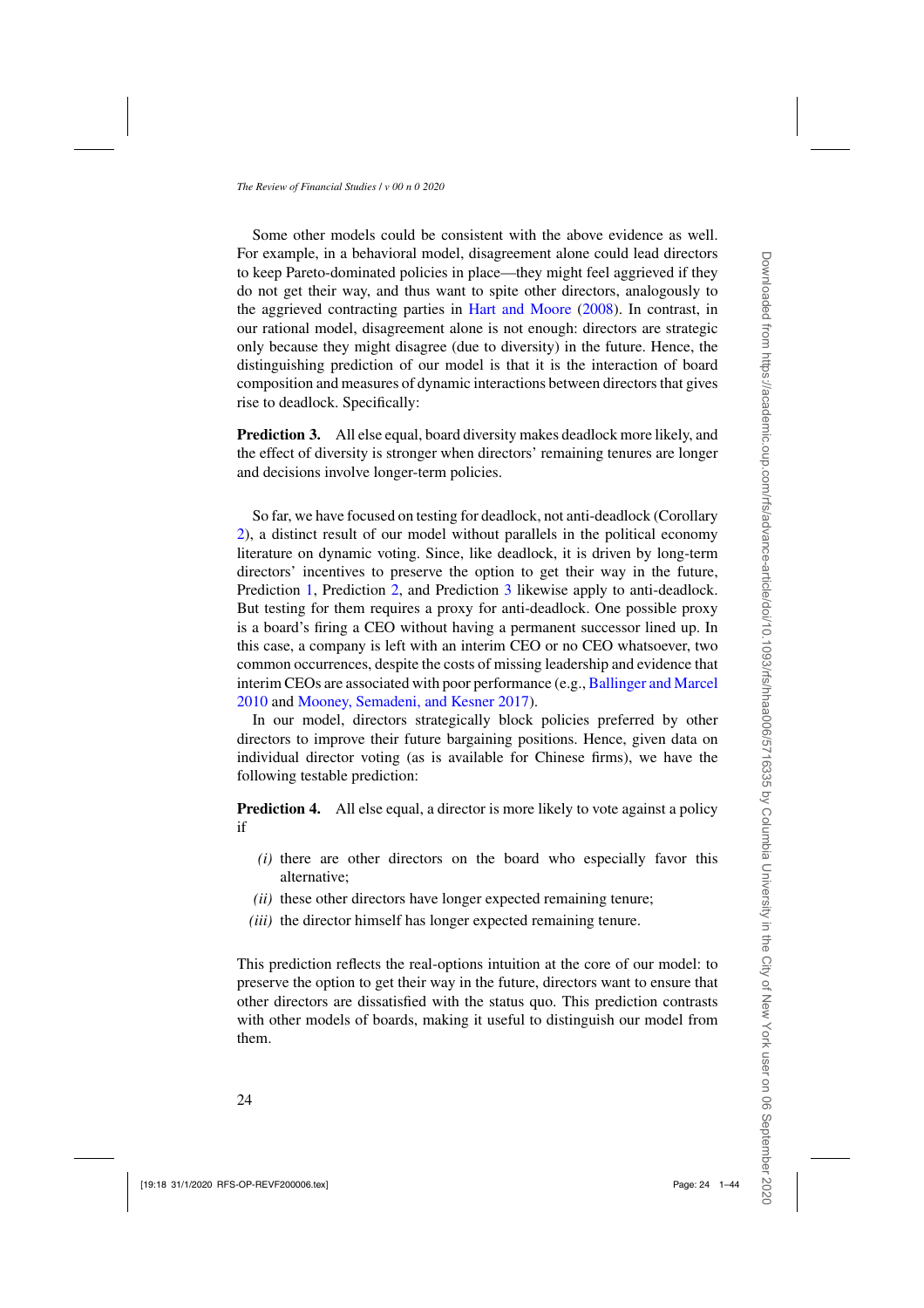Some other models could be consistent with the above evidence as well. For example, in a behavioral model, disagreement alone could lead directors to keep Pareto-dominated policies in place—they might feel aggrieved if they do not get their way, and thus want to spite other directors, analogously to the aggrieved contracting parties in Hart and Moore (2008). In contrast, in our rational model, disagreement alone is not enough: directors are strategic only because they might disagree (due to diversity) in the future. Hence, the distinguishing prediction of our model is that it is the interaction of board composition and measures of dynamic interactions between directors that gives rise to deadlock. Specifically:

**Prediction 3.** All else equal, board diversity makes deadlock more likely, and the effect of diversity is stronger when directors' remaining tenures are longer and decisions involve longer-term policies.

So far, we have focused on testing for deadlock, not anti-deadlock (Corollary 2), a distinct result of our model without parallels in the political economy literature on dynamic voting. Since, like deadlock, it is driven by long-term directors' incentives to preserve the option to get their way in the future, Prediction 1, Prediction 2, and Prediction 3 likewise apply to anti-deadlock. But testing for them requires a proxy for anti-deadlock. One possible proxy is a board's firing a CEO without having a permanent successor lined up. In this case, a company is left with an interim CEO or no CEO whatsoever, two common occurrences, despite the costs of missing leadership and evidence that interim CEOs are associated with poor performance (e.g., Ballinger and Marcel 2010 and Mooney, Semadeni, and Kesner 2017).

In our model, directors strategically block policies preferred by other directors to improve their future bargaining positions. Hence, given data on individual director voting (as is available for Chinese firms), we have the following testable prediction:

**Prediction 4.** All else equal, a director is more likely to vote against a policy if

*(i)* there are other directors on the board who especially favor this alternative;

*(ii)* these other directors have longer expected remaining tenure;

*(iii)* the director himself has longer expected remaining tenure.

This prediction reflects the real-options intuition at the core of our model: to preserve the option to get their way in the future, directors want to ensure that other directors are dissatisfied with the status quo. This prediction contrasts with other models of boards, making it useful to distinguish our model from them.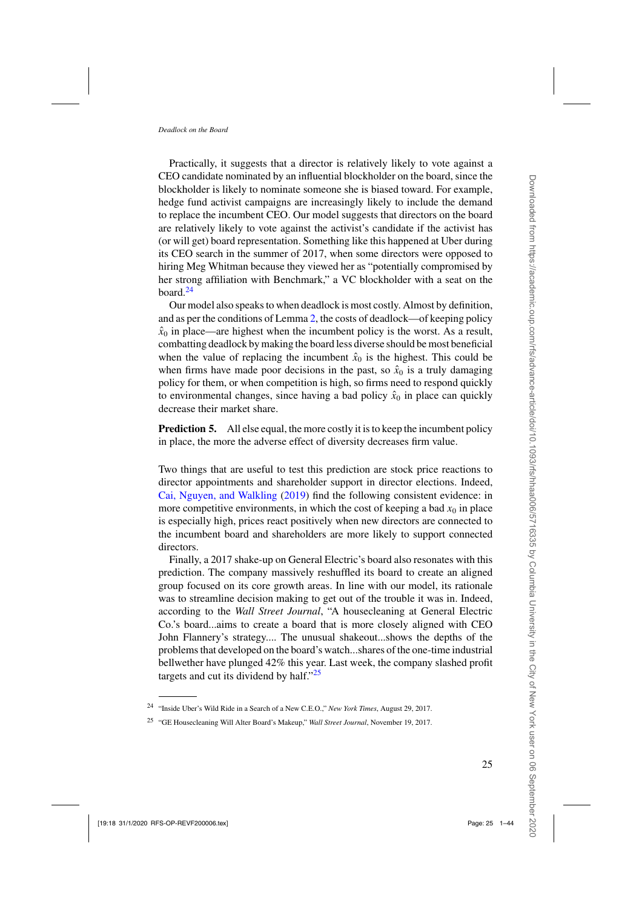Practically, it suggests that a director is relatively likely to vote against a CEO candidate nominated by an influential blockholder on the board, since the blockholder is likely to nominate someone she is biased toward. For example, hedge fund activist campaigns are increasingly likely to include the demand to replace the incumbent CEO. Our model suggests that directors on the board are relatively likely to vote against the activist's candidate if the activist has (or will get) board representation. Something like this happened at Uber during its CEO search in the summer of 2017, when some directors were opposed to hiring Meg Whitman because they viewed her as "potentially compromised by her strong affiliation with Benchmark," a VC blockholder with a seat on the board.[24]

Our model also speaks to when deadlock is most costly. Almost by definition, and as per the conditions of Lemma 2, the costs of deadlock—of keeping policy $\hat{x}_0$ in place—are highest when the incumbent policy is the worst. As a result, combatting deadlock by making the board less diverse should be most beneficial when the value of replacing the incumbent $\hat{x}_0$ is the highest. This could be when firms have made poor decisions in the past, so $\hat{x}_0$ is a truly damaging policy for them, or when competition is high, so firms need to respond quickly to environmental changes, since having a bad policy $\hat{x}_0$ in place can quickly decrease their market share.

**Prediction 5.** All else equal, the more costly it is to keep the incumbent policy in place, the more the adverse effect of diversity decreases firm value.

Two things that are useful to test this prediction are stock price reactions to director appointments and shareholder support in director elections. Indeed, Cai, Nguyen, and Walkling (2019) find the following consistent evidence: in more competitive environments, in which the cost of keeping a bad $x_0$ in place is especially high, prices react positively when new directors are connected to the incumbent board and shareholders are more likely to support connected directors.

Finally, a 2017 shake-up on General Electric's board also resonates with this prediction. The company massively reshuffled its board to create an aligned group focused on its core growth areas. In line with our model, its rationale was to streamline decision making to get out of the trouble it was in. Indeed, according to the *Wall Street Journal*, "A housecleaning at General Electric Co.'s board...aims to create a board that is more closely aligned with CEO John Flannery's strategy.... The unusual shakeout...shows the depths of the problems that developed on the board's watch...shares of the one-time industrial bellwether have plunged 42% this year. Last week, the company slashed profit targets and cut its dividend by half."[25]

---

[24] "Inside Uber's Wild Ride in a Search of a New C.E.O.," *New York Times*, August 29, 2017.

[25] "GE Housecleaning Will Alter Board's Makeup," *Wall Street Journal*, November 19, 2017.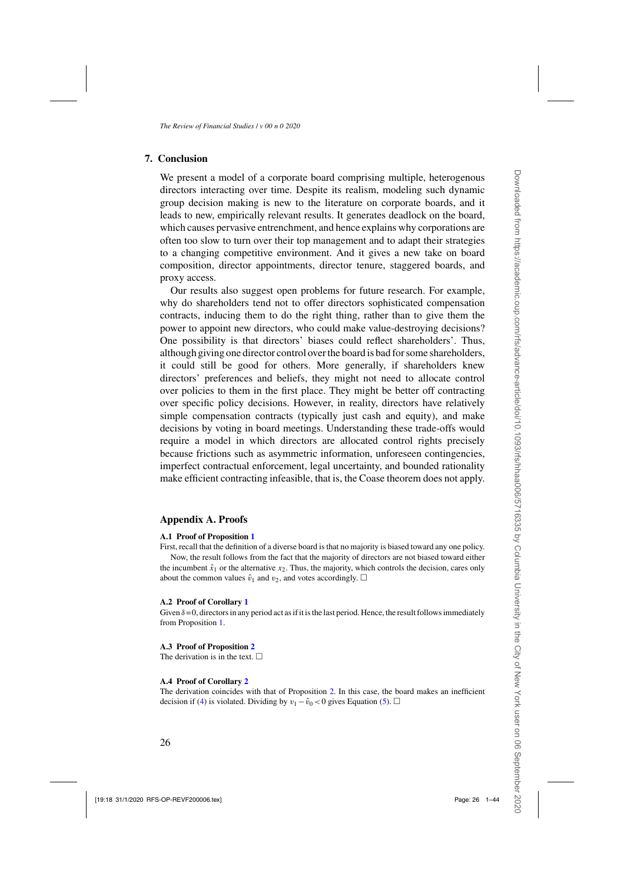## 7. Conclusion

We present a model of a corporate board comprising multiple, heterogenous directors interacting over time. Despite its realism, modeling such dynamic group decision making is new to the literature on corporate boards, and it leads to new, empirically relevant results. It generates deadlock on the board, which causes pervasive entrenchment, and hence explains why corporations are often too slow to turn over their top management and to adapt their strategies to a changing competitive environment. And it gives a new take on board composition, director appointments, director tenure, staggered boards, and proxy access.

Our results also suggest open problems for future research. For example, why do shareholders tend not to offer directors sophisticated compensation contracts, inducing them to do the right thing, rather than to give them the power to appoint new directors, who could make value-destroying decisions? One possibility is that directors' biases could reflect shareholders'. Thus, although giving one director control over the board is bad for some shareholders, it could still be good for others. More generally, if shareholders knew directors' preferences and beliefs, they might not need to allocate control over policies to them in the first place. They might be better off contracting over specific policy decisions. However, in reality, directors have relatively simple compensation contracts (typically just cash and equity), and make decisions by voting in board meetings. Understanding these trade-offs would require a model in which directors are allocated control rights precisely because frictions such as asymmetric information, unforeseen contingencies, imperfect contractual enforcement, legal uncertainty, and bounded rationality make efficient contracting infeasible, that is, the Coase theorem does not apply.

## Appendix A. Proofs

### A.1 Proof of Proposition 1

First, recall that the definition of a diverse board is that no majority is biased toward any one policy.

Now, the result follows from the fact that the majority of directors are not biased toward either the incumbent $\hat{x}_1$ or the alternative $x_2$. Thus, the majority, which controls the decision, cares only about the common values $\hat{v}_1$ and $v_2$, and votes accordingly. □

### A.2 Proof of Corollary 1

Given $\delta = 0$, directors in any period act as if it is the last period. Hence, the result follows immediately from Proposition 1.

### A.3 Proof of Proposition 2

The derivation is in the text. □

### A.4 Proof of Corollary 2

The derivation coincides with that of Proposition 2. In this case, the board makes an inefficient decision if (4) is violated. Dividing by $v_1 - \hat{v}_0 < 0$ gives Equation (5). □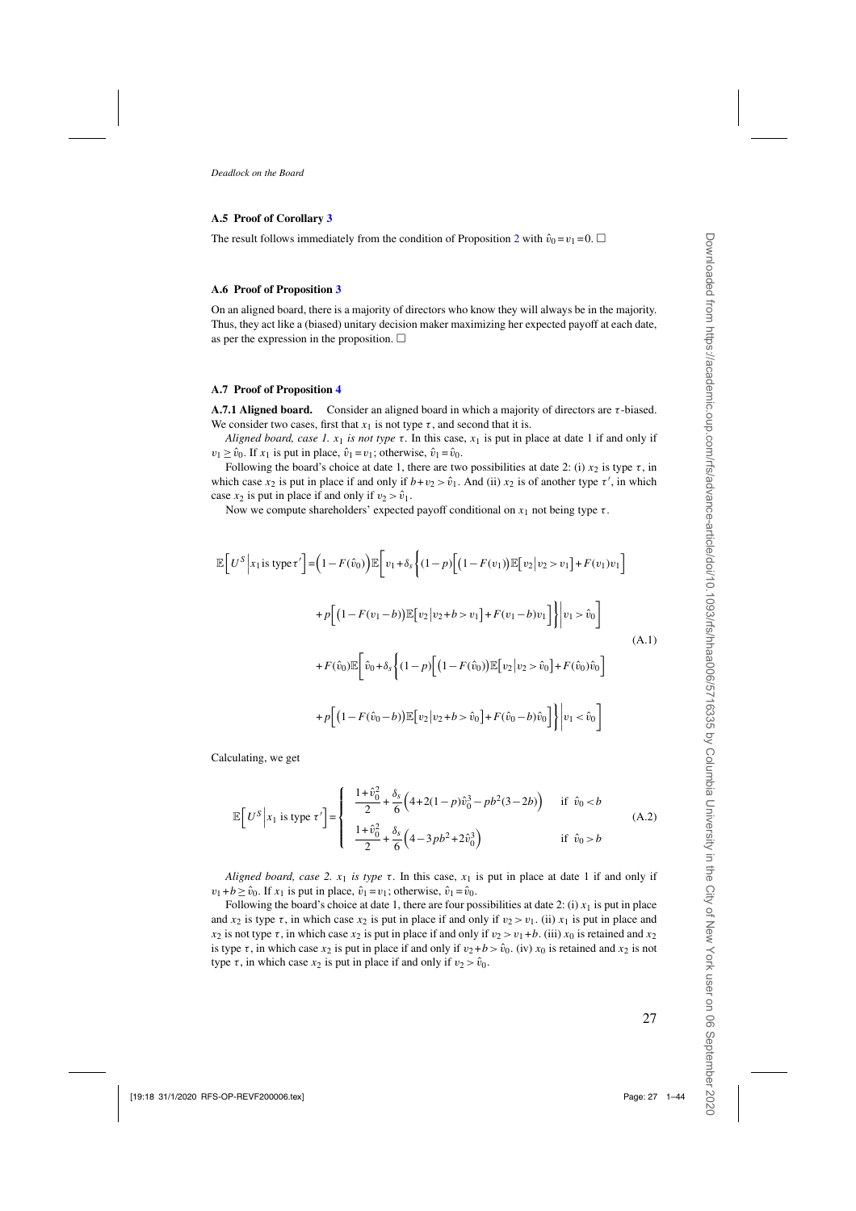### A.5 Proof of Corollary 3

The result follows immediately from the condition of Proposition 2 with $\hat{v}_0 = v_1 = 0$. $\square$

### A.6 Proof of Proposition 3

On an aligned board, there is a majority of directors who know they will always be in the majority. Thus, they act like a (biased) unitary decision maker maximizing her expected payoff at each date, as per the expression in the proposition. $\square$

### A.7 Proof of Proposition 4

**A.7.1 Aligned board.** Consider an aligned board in which a majority of directors are $\tau$-biased. We consider two cases, first that $x_1$ is not type $\tau$, and second that it is.

*Aligned board, case 1. $x_1$ is not type $\tau$.* In this case, $x_1$ is put in place at date 1 if and only if $v_1 \geq \hat{v}_0$. If $x_1$ is put in place, $\hat{v}_1 = v_1$; otherwise, $\hat{v}_1 = \hat{v}_0$.

Following the board's choice at date 1, there are two possibilities at date 2: (i) $x_2$ is type $\tau$, in which case $x_2$ is put in place if and only if $b + v_2 > \hat{v}_1$. And (ii) $x_2$ is of another type $\tau'$, in which case $x_2$ is put in place if and only if $v_2 > \hat{v}_1$.

Now we compute shareholders' expected payoff conditional on $x_1$ not being type $\tau$.

$$
\begin{aligned}
\mathbb{E}\Big[U^S \Big| x_1 \text{ is type } \tau'\Big] = &\Big(1 - F(\hat{v}_0)\Big)\mathbb{E}\Big[v_1 + \delta_s\Big\{(1-p)\Big[\big(1-F(v_1)\big)\mathbb{E}\big[v_2 \big| v_2 > v_1\big] + F(v_1)v_1\Big] \\
&+ p\Big[\big(1-F(v_1 - b)\big)\mathbb{E}\big[v_2 \big| v_2 + b > v_1\big] + F(v_1 - b)v_1\Big]\Big\}\Big| v_1 > \hat{v}_0\Big] \\
&+ F(\hat{v}_0)\mathbb{E}\Big[\hat{v}_0 + \delta_s\Big\{(1-p)\Big[\big(1-F(\hat{v}_0)\big)\mathbb{E}\big[v_2 \big| v_2 > \hat{v}_0\big] + F(\hat{v}_0)\hat{v}_0\Big] \\
&+ p\Big[\big(1-F(\hat{v}_0 - b)\big)\mathbb{E}\big[v_2 \big| v_2 + b > \hat{v}_0\big] + F(\hat{v}_0 - b)\hat{v}_0\Big]\Big\}\Big| v_1 < \hat{v}_0\Big]
\end{aligned}
\tag{A.1}
$$

Calculating, we get

$$
\mathbb{E}\Big[U^S \Big| x_1 \text{ is type } \tau'\Big] = \begin{cases} \dfrac{1+\hat{v}_0^2}{2} + \dfrac{\delta_s}{6}\Big(4 + 2(1-p)\hat{v}_0^3 - pb^2(3-2b)\Big) & \text{if } \hat{v}_0 < b \\[2ex] \dfrac{1+\hat{v}_0^2}{2} + \dfrac{\delta_s}{6}\Big(4 - 3pb^2 + 2\hat{v}_0^3\Big) & \text{if } \hat{v}_0 > b \end{cases}
\tag{A.2}
$$

*Aligned board, case 2. $x_1$ is type $\tau$.* In this case, $x_1$ is put in place at date 1 if and only if $v_1 + b \geq \hat{v}_0$. If $x_1$ is put in place, $\hat{v}_1 = v_1$; otherwise, $\hat{v}_1 = \hat{v}_0$.

Following the board's choice at date 1, there are four possibilities at date 2: (i) $x_1$ is put in place and $x_2$ is type $\tau$, in which case $x_2$ is put in place if and only if $v_2 > v_1$. (ii) $x_1$ is put in place and $x_2$ is not type $\tau$, in which case $x_2$ is put in place if and only if $v_2 > v_1 + b$. (iii) $x_0$ is retained and $x_2$ is type $\tau$, in which case $x_2$ is put in place if and only if $v_2 + b > \hat{v}_0$. (iv) $x_0$ is retained and $x_2$ is not type $\tau$, in which case $x_2$ is put in place if and only if $v_2 > \hat{v}_0$.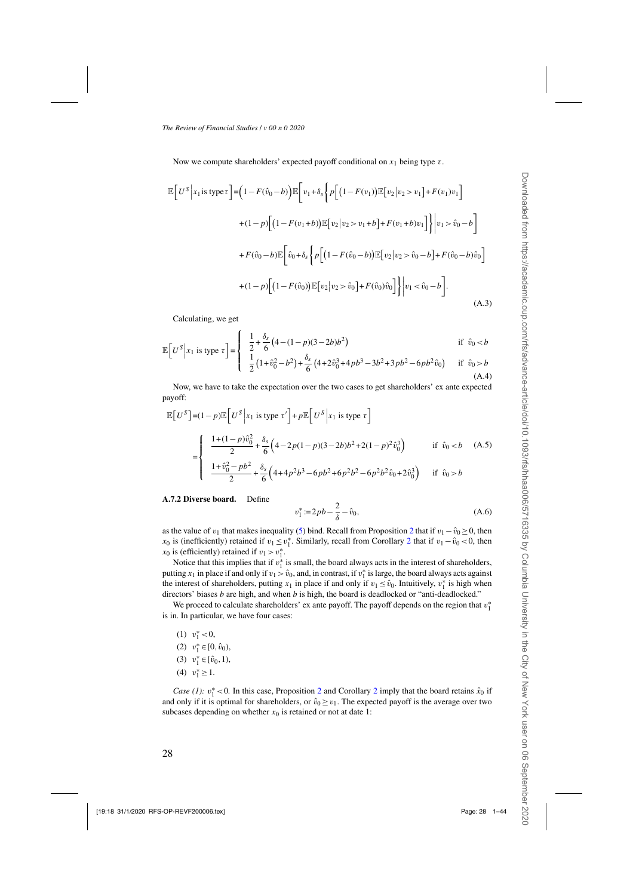Now we compute shareholders' expected payoff conditional on $x_1$ being type $\tau$.

$$
\begin{aligned}
\mathbb{E}\Big[U^S\Big|x_1 \text{ is type}\,\tau\Big] =& \Big(1-F(\hat{v}_0-b)\Big)\mathbb{E}\bigg[v_1+\delta_s\bigg\{p\Big[\big(1-F(v_1)\big)\mathbb{E}\big[v_2\big|v_2>v_1\big]+F(v_1)v_1\Big] \\
&+(1-p)\Big[\big(1-F(v_1+b)\big)\mathbb{E}\big[v_2\big|v_2>v_1+b\big]+F(v_1+b)v_1\Big]\bigg\}\bigg|v_1>\hat{v}_0-b\bigg] \\
&+F(\hat{v}_0-b)\mathbb{E}\bigg[\hat{v}_0+\delta_s\bigg\{p\Big[\big(1-F(\hat{v}_0-b)\big)\mathbb{E}\big[v_2\big|v_2>\hat{v}_0-b\big]+F(\hat{v}_0-b)\hat{v}_0\Big] \\
&+(1-p)\Big[\big(1-F(\hat{v}_0)\big)\mathbb{E}\big[v_2\big|v_2>\hat{v}_0\big]+F(\hat{v}_0)\hat{v}_0\Big]\bigg\}\bigg|v_1<\hat{v}_0-b\bigg].
\end{aligned}
\tag{A.3}
$$

Calculating, we get

$$
\mathbb{E}\Big[U^S\Big|x_1 \text{ is type } \tau\Big]=\begin{cases} \dfrac{1}{2}+\dfrac{\delta_s}{6}\left(4-(1-p)(3-2b)b^2\right) & \text{if } \hat{v}_0<b \\ \dfrac{1}{2}\left(1+\hat{v}_0^2-b^2\right)+\dfrac{\delta_s}{6}\left(4+2\hat{v}_0^3+4pb^3-3b^2+3pb^2-6pb^2\hat{v}_0\right) & \text{if } \hat{v}_0>b \end{cases}
\tag{A.4}
$$

Now, we have to take the expectation over the two cases to get shareholders' ex ante expected payoff:

$$
\begin{aligned}
\mathbb{E}\big[U^S\big]=&(1-p)\mathbb{E}\Big[U^S\Big|x_1 \text{ is type } \tau'\Big]+p\mathbb{E}\Big[U^S\Big|x_1 \text{ is type } \tau\Big] \\
=&\begin{cases} \dfrac{1+(1-p)\hat{v}_0^2}{2}+\dfrac{\delta_s}{6}\Big(4-2p(1-p)(3-2b)b^2+2(1-p)^2\hat{v}_0^3\Big) & \text{if } \hat{v}_0<b \\ \dfrac{1+\hat{v}_0^2-pb^2}{2}+\dfrac{\delta_s}{6}\Big(4+4p^2b^3-6pb^2+6p^2b^2-6p^2b^2\hat{v}_0+2\hat{v}_0^3\Big) & \text{if } \hat{v}_0>b \end{cases}
\end{aligned}
\tag{A.5}
$$

**A.7.2 Diverse board.** Define

$$
v_1^* := 2pb-\frac{2}{\delta}-\hat{v}_0,
\tag{A.6}
$$

as the value of $v_1$ that makes inequality (5) bind. Recall from Proposition 2 that if $v_1-\hat{v}_0\geq 0$, then $x_0$ is (inefficiently) retained if $v_1\leq v_1^*$. Similarly, recall from Corollary 2 that if $v_1-\hat{v}_0<0$, then $x_0$ is (efficiently) retained if $v_1>v_1^*$.

Notice that this implies that if $v_1^*$ is small, the board always acts in the interest of shareholders, putting $x_1$ in place if and only if $v_1>\hat{v}_0$, and, in contrast, if $v_1^*$ is large, the board always acts against the interest of shareholders, putting $x_1$ in place if and only if $v_1\leq\hat{v}_0$. Intuitively, $v_1^*$ is high when directors' biases $b$ are high, and when $b$ is high, the board is deadlocked or "anti-deadlocked."

We proceed to calculate shareholders' ex ante payoff. The payoff depends on the region that $v_1^*$ is in. In particular, we have four cases:

(1) $v_1^*<0$,
(2) $v_1^*\in[0,\hat{v}_0)$,
(3) $v_1^*\in[\hat{v}_0,1)$,
(4) $v_1^*\geq 1$.

*Case (1):* $v_1^*<0$. In this case, Proposition 2 and Corollary 2 imply that the board retains $\hat{x}_0$ if and only if it is optimal for shareholders, or $\hat{v}_0\geq v_1$. The expected payoff is the average over two subcases depending on whether $x_0$ is retained or not at date 1: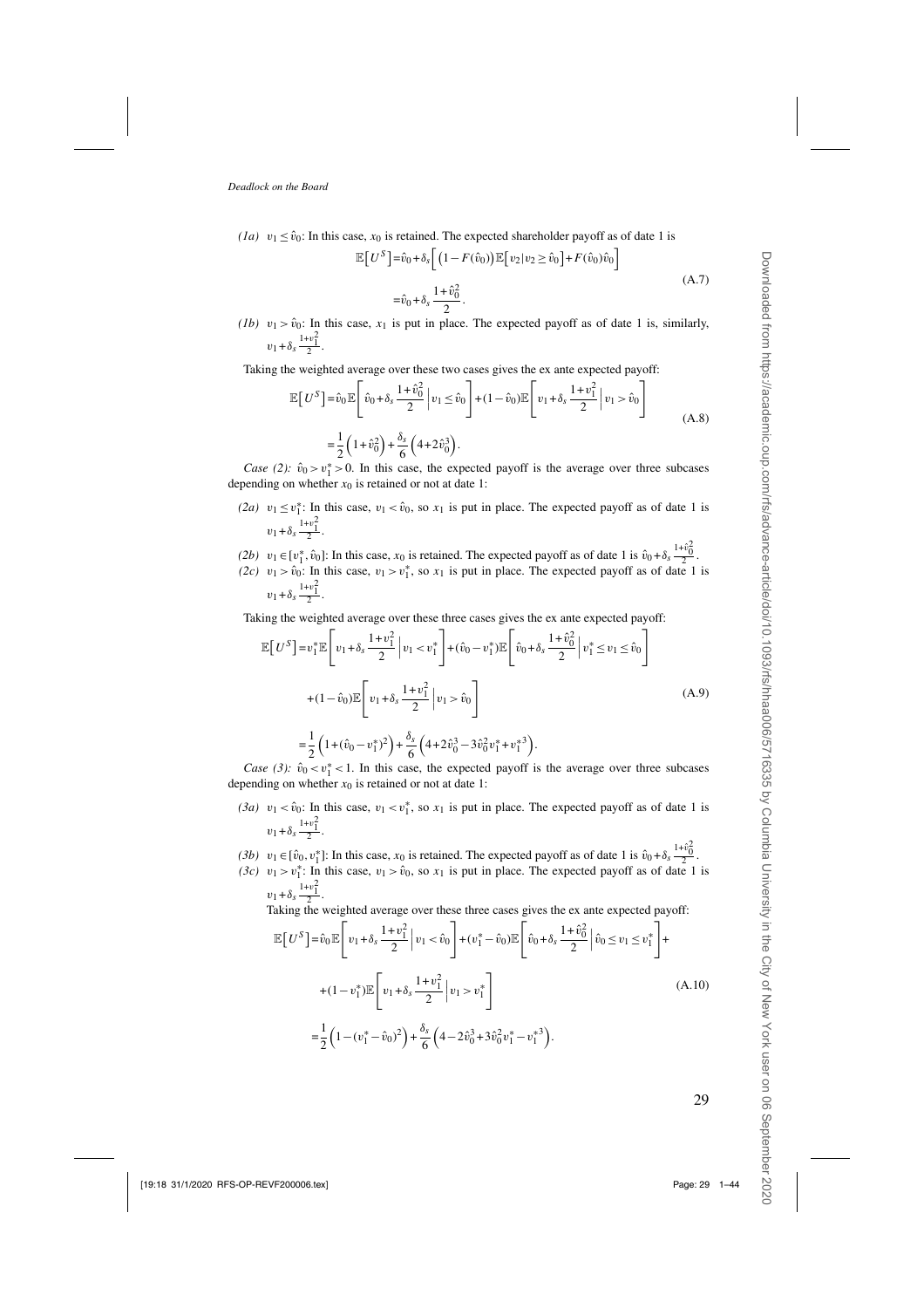*(1a)* $v_1 \le \hat{v}_0$: In this case, $x_0$ is retained. The expected shareholder payoff as of date 1 is

$$
\begin{aligned}
\mathbb{E}\left[U^S\right] &= \hat{v}_0 + \delta_s \Big[ \left(1 - F(\hat{v}_0)\right) \mathbb{E}\left[v_2 | v_2 \ge \hat{v}_0\right] + F(\hat{v}_0)\hat{v}_0 \Big] \\
&= \hat{v}_0 + \delta_s \frac{1+\hat{v}_0^2}{2}.
\end{aligned}
\tag{A.7}
$$

*(1b)* $v_1 > \hat{v}_0$: In this case, $x_1$ is put in place. The expected payoff as of date 1 is, similarly, $v_1 + \delta_s \frac{1+v_1^2}{2}$.

Taking the weighted average over these two cases gives the ex ante expected payoff:

$$
\begin{aligned}
\mathbb{E}\left[U^S\right] &= \hat{v}_0 \mathbb{E}\left[ \hat{v}_0 + \delta_s \frac{1+\hat{v}_0^2}{2} \,\Big|\, v_1 \le \hat{v}_0 \right] + (1-\hat{v}_0)\mathbb{E}\left[ v_1 + \delta_s \frac{1+v_1^2}{2} \,\Big|\, v_1 > \hat{v}_0 \right] \\
&= \frac{1}{2}\left(1+\hat{v}_0^2\right) + \frac{\delta_s}{6}\left(4 + 2\hat{v}_0^3\right).
\end{aligned}
\tag{A.8}
$$

*Case (2):* $\hat{v}_0 > v_1^* > 0$. In this case, the expected payoff is the average over three subcases depending on whether $x_0$ is retained or not at date 1:

*(2a)* $v_1 \le v_1^*$: In this case, $v_1 < \hat{v}_0$, so $x_1$ is put in place. The expected payoff as of date 1 is $v_1 + \delta_s \frac{1+v_1^2}{2}$.

*(2b)* $v_1 \in [v_1^*, \hat{v}_0]$: In this case, $x_0$ is retained. The expected payoff as of date 1 is $\hat{v}_0 + \delta_s \frac{1+\hat{v}_0^2}{2}$.

*(2c)* $v_1 > \hat{v}_0$: In this case, $v_1 > v_1^*$, so $x_1$ is put in place. The expected payoff as of date 1 is $v_1 + \delta_s \frac{1+v_1^2}{2}$.

Taking the weighted average over these three cases gives the ex ante expected payoff:

$$
\begin{aligned}
\mathbb{E}\left[U^S\right] &= v_1^* \mathbb{E}\left[ v_1 + \delta_s \frac{1+v_1^2}{2} \,\Big|\, v_1 < v_1^* \right] + (\hat{v}_0 - v_1^*)\mathbb{E}\left[ \hat{v}_0 + \delta_s \frac{1+\hat{v}_0^2}{2} \,\Big|\, v_1^* \le v_1 \le \hat{v}_0 \right] \\
&\quad + (1-\hat{v}_0)\mathbb{E}\left[ v_1 + \delta_s \frac{1+v_1^2}{2} \,\Big|\, v_1 > \hat{v}_0 \right] \\
&= \frac{1}{2}\left(1 + (\hat{v}_0 - v_1^*)^2\right) + \frac{\delta_s}{6}\left(4 + 2\hat{v}_0^3 - 3\hat{v}_0^2 v_1^* + v_1^{*3}\right).
\end{aligned}
\tag{A.9}
$$

*Case (3):* $\hat{v}_0 < v_1^* < 1$. In this case, the expected payoff is the average over three subcases depending on whether $x_0$ is retained or not at date 1:

*(3a)* $v_1 < \hat{v}_0$: In this case, $v_1 < v_1^*$, so $x_1$ is put in place. The expected payoff as of date 1 is $v_1 + \delta_s \frac{1+v_1^2}{2}$.

*(3b)* $v_1 \in [\hat{v}_0, v_1^*]$: In this case, $x_0$ is retained. The expected payoff as of date 1 is $\hat{v}_0 + \delta_s \frac{1+\hat{v}_0^2}{2}$.

*(3c)* $v_1 > v_1^*$: In this case, $v_1 > \hat{v}_0$, so $x_1$ is put in place. The expected payoff as of date 1 is $v_1 + \delta_s \frac{1+v_1^2}{2}$.

Taking the weighted average over these three cases gives the ex ante expected payoff:

$$
\begin{aligned}
\mathbb{E}\left[U^S\right] &= \hat{v}_0 \mathbb{E}\left[ v_1 + \delta_s \frac{1+v_1^2}{2} \,\Big|\, v_1 < \hat{v}_0 \right] + (v_1^* - \hat{v}_0)\mathbb{E}\left[ \hat{v}_0 + \delta_s \frac{1+\hat{v}_0^2}{2} \,\Big|\, \hat{v}_0 \le v_1 \le v_1^* \right] + \\
&\quad + (1-v_1^*)\mathbb{E}\left[ v_1 + \delta_s \frac{1+v_1^2}{2} \,\Big|\, v_1 > v_1^* \right] \\
&= \frac{1}{2}\left(1 - (v_1^* - \hat{v}_0)^2\right) + \frac{\delta_s}{6}\left(4 - 2\hat{v}_0^3 + 3\hat{v}_0^2 v_1^* - v_1^{*3}\right).
\end{aligned}
\tag{A.10}
$$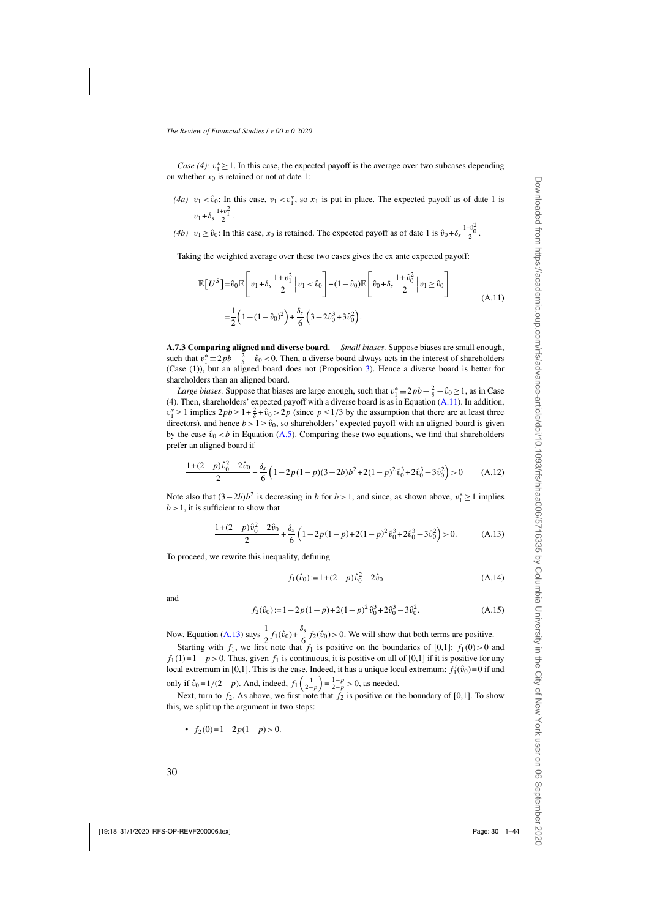*Case (4):* $v_1^* \geq 1$. In this case, the expected payoff is the average over two subcases depending on whether $x_0$ is retained or not at date 1:

- *(4a)* $v_1 < \hat{v}_0$: In this case, $v_1 < v_1^*$, so $x_1$ is put in place. The expected payoff as of date 1 is $v_1 + \delta_s \frac{1+v_1^2}{2}$.
- *(4b)* $v_1 \geq \hat{v}_0$: In this case, $x_0$ is retained. The expected payoff as of date 1 is $\hat{v}_0 + \delta_s \frac{1+\hat{v}_0^2}{2}$.

Taking the weighted average over these two cases gives the ex ante expected payoff:

$$\mathbb{E}\left[U^S\right] = \hat{v}_0 \mathbb{E}\left[v_1 + \delta_s \frac{1+v_1^2}{2} \,\middle|\, v_1 < \hat{v}_0\right] + (1-\hat{v}_0)\mathbb{E}\left[\hat{v}_0 + \delta_s \frac{1+\hat{v}_0^2}{2} \,\middle|\, v_1 \geq \hat{v}_0\right]$$
$$= \frac{1}{2}\left(1-(1-\hat{v}_0)^2\right) + \frac{\delta_s}{6}\left(3 - 2\hat{v}_0^3 + 3\hat{v}_0^2\right). \tag{A.11}$$

**A.7.3 Comparing aligned and diverse board.** *Small biases.* Suppose biases are small enough, such that $v_1^* \equiv 2pb - \frac{2}{\delta} - \hat{v}_0 < 0$. Then, a diverse board always acts in the interest of shareholders (Case (1)), but an aligned board does not (Proposition 3). Hence a diverse board is better for shareholders than an aligned board.

*Large biases.* Suppose that biases are large enough, such that $v_1^* \equiv 2pb - \frac{2}{\delta} - \hat{v}_0 \geq 1$, as in Case (4). Then, shareholders' expected payoff with a diverse board is as in Equation (A.11). In addition, $v_1^* \geq 1$ implies $2pb \geq 1 + \frac{2}{\delta} + \hat{v}_0 > 2p$ (since $p \leq 1/3$ by the assumption that there are at least three directors), and hence $b > 1 \geq \hat{v}_0$, so shareholders' expected payoff with an aligned board is given by the case $\hat{v}_0 < b$ in Equation (A.5). Comparing these two equations, we find that shareholders prefer an aligned board if

$$\frac{1+(2-p)\hat{v}_0^2 - 2\hat{v}_0}{2} + \frac{\delta_s}{6}\left(1 - 2p(1-p)(3-2b)b^2 + 2(1-p)^2\hat{v}_0^3 + 2\hat{v}_0^3 - 3\hat{v}_0^2\right) > 0 \tag{A.12}$$

Note also that $(3-2b)b^2$ is decreasing in $b$ for $b > 1$, and since, as shown above, $v_1^* \geq 1$ implies $b > 1$, it is sufficient to show that

$$\frac{1+(2-p)\hat{v}_0^2 - 2\hat{v}_0}{2} + \frac{\delta_s}{6}\left(1 - 2p(1-p) + 2(1-p)^2\hat{v}_0^3 + 2\hat{v}_0^3 - 3\hat{v}_0^2\right) > 0. \tag{A.13}$$

To proceed, we rewrite this inequality, defining

$$f_1(\hat{v}_0) := 1 + (2-p)\hat{v}_0^2 - 2\hat{v}_0 \tag{A.14}$$

and

$$f_2(\hat{v}_0) := 1 - 2p(1-p) + 2(1-p)^2\hat{v}_0^3 + 2\hat{v}_0^3 - 3\hat{v}_0^2. \tag{A.15}$$

Now, Equation (A.13) says $\frac{1}{2}f_1(\hat{v}_0) + \frac{\delta_s}{6}f_2(\hat{v}_0) > 0$. We will show that both terms are positive.

Starting with $f_1$, we first note that $f_1$ is positive on the boundaries of [0,1]: $f_1(0) > 0$ and $f_1(1) = 1 - p > 0$. Thus, given $f_1$ is continuous, it is positive on all of [0,1] if it is positive for any local extremum in [0,1]. This is the case. Indeed, it has a unique local extremum: $f_1'(\hat{v}_0) = 0$ if and only if $\hat{v}_0 = 1/(2-p)$. And, indeed, $f_1\left(\frac{1}{2-p}\right) = \frac{1-p}{2-p} > 0$, as needed.

Next, turn to $f_2$. As above, we first note that $f_2$ is positive on the boundary of [0,1]. To show this, we split up the argument in two steps:

- $f_2(0) = 1 - 2p(1-p) > 0$.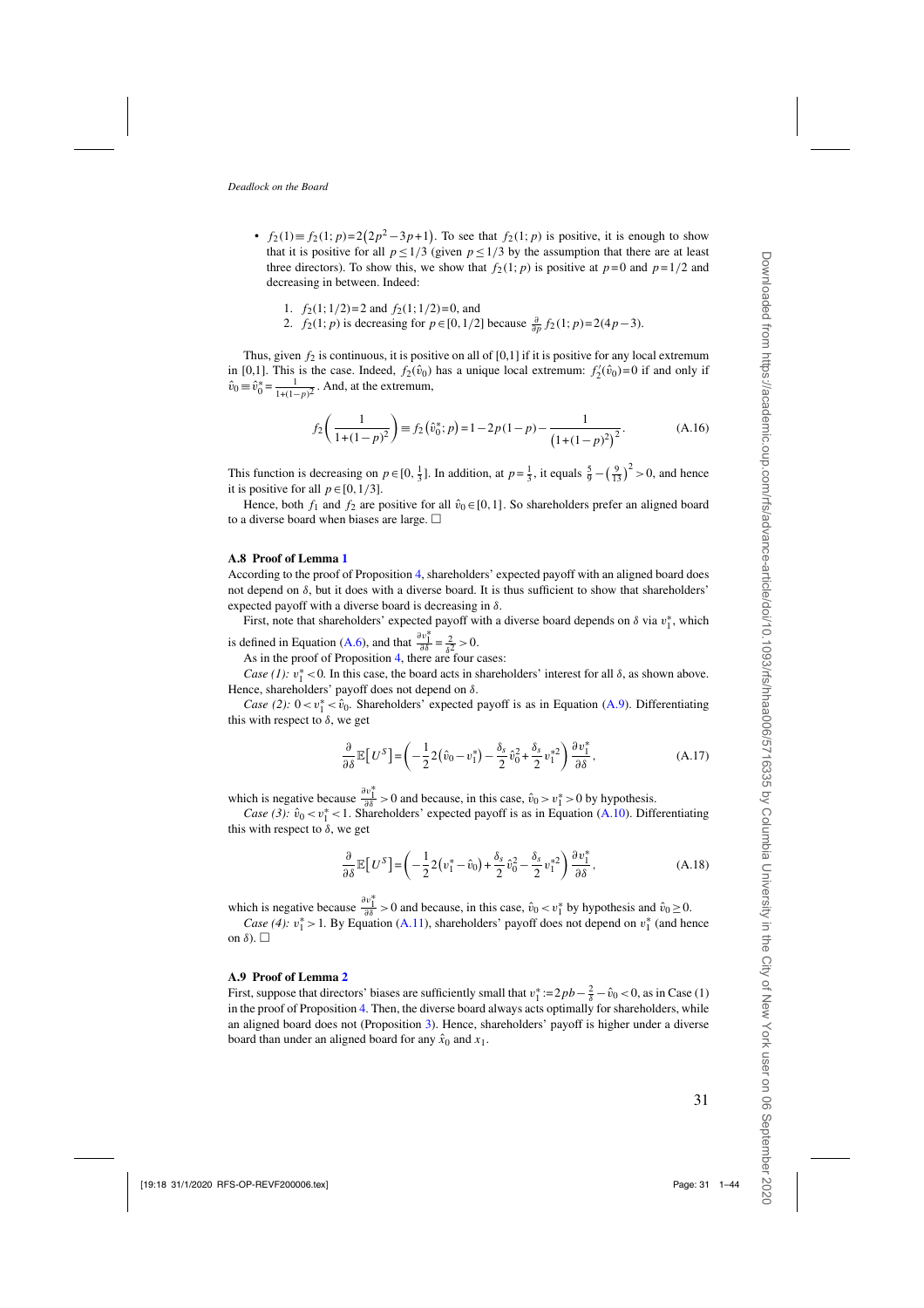- $f_2(1) \equiv f_2(1;p) = 2(2p^2 - 3p + 1)$. To see that $f_2(1;p)$ is positive, it is enough to show that it is positive for all $p \leq 1/3$ (given $p \leq 1/3$ by the assumption that there are at least three directors). To show this, we show that $f_2(1;p)$ is positive at $p=0$ and $p=1/2$ and decreasing in between. Indeed:

  1. $f_2(1;1/2) = 2$ and $f_2(1;1/2) = 0$, and
  2. $f_2(1;p)$ is decreasing for $p \in [0,1/2]$ because $\frac{\partial}{\partial p} f_2(1;p) = 2(4p-3)$.

Thus, given $f_2$ is continuous, it is positive on all of [0,1] if it is positive for any local extremum in [0,1]. This is the case. Indeed, $f_2(\hat{v}_0)$ has a unique local extremum: $f_2'(\hat{v}_0) = 0$ if and only if $\hat{v}_0 \equiv \hat{v}_0^* = \frac{1}{1+(1-p)^2}$. And, at the extremum,

$$f_2\left(\frac{1}{1+(1-p)^2}\right) \equiv f_2\left(\hat{v}_0^*;p\right) = 1 - 2p(1-p) - \frac{1}{\left(1+(1-p)^2\right)^2}. \tag{A.16}$$

This function is decreasing on $p \in [0, \frac{1}{3}]$. In addition, at $p = \frac{1}{3}$, it equals $\frac{5}{9} - \left(\frac{9}{13}\right)^2 > 0$, and hence it is positive for all $p \in [0, 1/3]$.

Hence, both $f_1$ and $f_2$ are positive for all $\hat{v}_0 \in [0,1]$. So shareholders prefer an aligned board to a diverse board when biases are large. □

### A.8 Proof of Lemma 1

According to the proof of Proposition 4, shareholders' expected payoff with an aligned board does not depend on $\delta$, but it does with a diverse board. It is thus sufficient to show that shareholders' expected payoff with a diverse board is decreasing in $\delta$.

First, note that shareholders' expected payoff with a diverse board depends on $\delta$ via $v_1^*$, which is defined in Equation (A.6), and that $\frac{\partial v_1^*}{\partial \delta} = \frac{2}{\delta^2} > 0$.

As in the proof of Proposition 4, there are four cases:

*Case (1):* $v_1^* < 0$. In this case, the board acts in shareholders' interest for all $\delta$, as shown above. Hence, shareholders' payoff does not depend on $\delta$.

*Case (2):* $0 < v_1^* < \hat{v}_0$. Shareholders' expected payoff is as in Equation (A.9). Differentiating this with respect to $\delta$, we get

$$\frac{\partial}{\partial \delta} \mathbb{E}\left[U^S\right] = \left(-\frac{1}{2} 2\left(\hat{v}_0 - v_1^*\right) - \frac{\delta_s}{2} \hat{v}_0^2 + \frac{\delta_s}{2} v_1^{*2}\right) \frac{\partial v_1^*}{\partial \delta}, \tag{A.17}$$

which is negative because $\frac{\partial v_1^*}{\partial \delta} > 0$ and because, in this case, $\hat{v}_0 > v_1^* > 0$ by hypothesis.

*Case (3):* $\hat{v}_0 < v_1^* < 1$. Shareholders' expected payoff is as in Equation (A.10). Differentiating this with respect to $\delta$, we get

$$\frac{\partial}{\partial \delta} \mathbb{E}\left[U^S\right] = \left(-\frac{1}{2} 2\left(v_1^* - \hat{v}_0\right) + \frac{\delta_s}{2} \hat{v}_0^2 - \frac{\delta_s}{2} v_1^{*2}\right) \frac{\partial v_1^*}{\partial \delta}, \tag{A.18}$$

which is negative because $\frac{\partial v_1^*}{\partial \delta} > 0$ and because, in this case, $\hat{v}_0 < v_1^*$ by hypothesis and $\hat{v}_0 \geq 0$.

*Case (4):* $v_1^* > 1$. By Equation (A.11), shareholders' payoff does not depend on $v_1^*$ (and hence on $\delta$). □

### A.9 Proof of Lemma 2

First, suppose that directors' biases are sufficiently small that $v_1^* := 2pb - \frac{2}{\delta} - \hat{v}_0 < 0$, as in Case (1) in the proof of Proposition 4. Then, the diverse board always acts optimally for shareholders, while an aligned board does not (Proposition 3). Hence, shareholders' payoff is higher under a diverse board than under an aligned board for any $\hat{x}_0$ and $x_1$.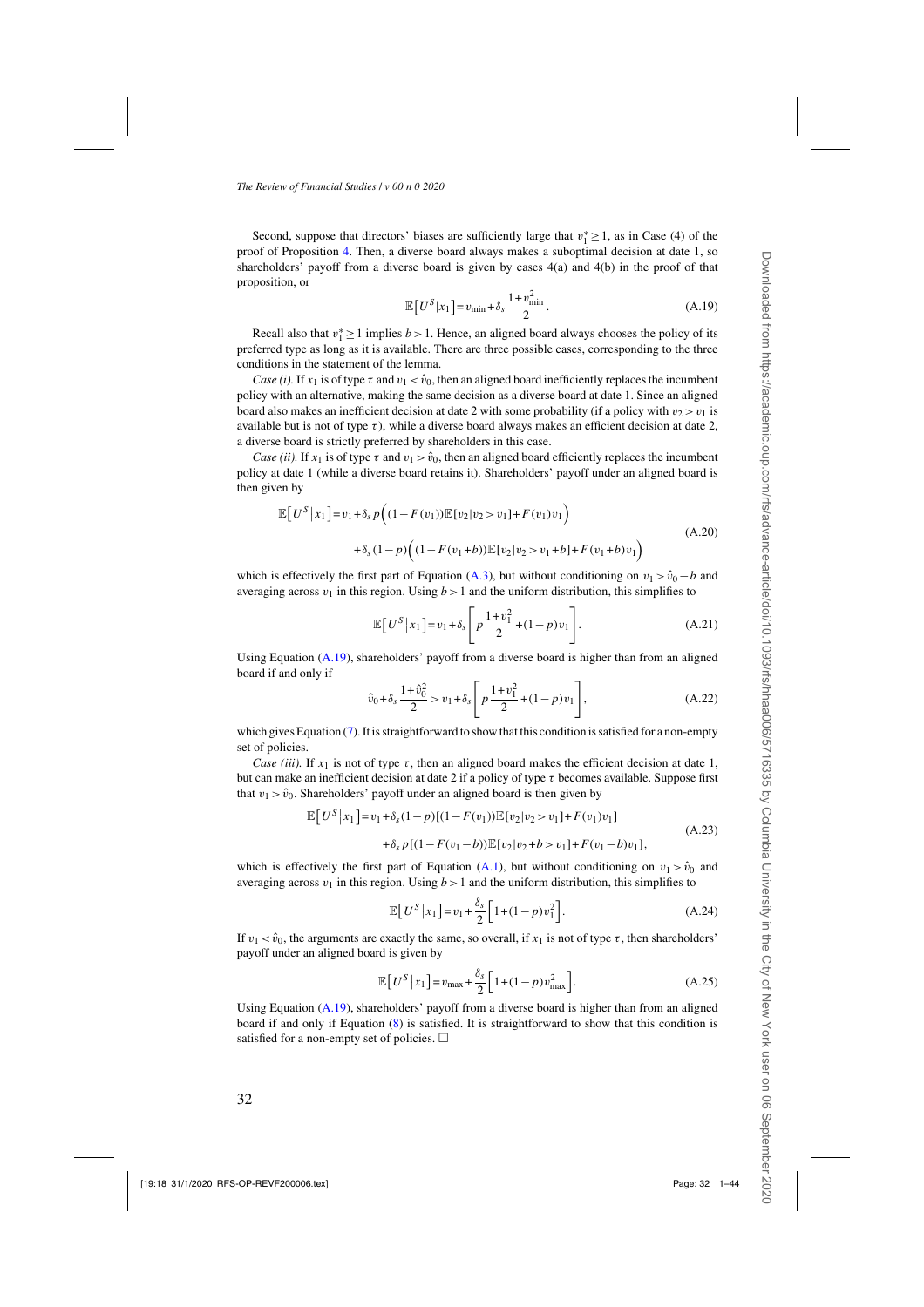Second, suppose that directors' biases are sufficiently large that $v_1^* \geq 1$, as in Case (4) of the proof of Proposition 4. Then, a diverse board always makes a suboptimal decision at date 1, so shareholders' payoff from a diverse board is given by cases 4(a) and 4(b) in the proof of that proposition, or

$$\mathbb{E}\left[U^S | x_1\right] = v_{\min} + \delta_s \frac{1+v_{\min}^2}{2}. \tag{A.19}$$

Recall also that $v_1^* \geq 1$ implies $b > 1$. Hence, an aligned board always chooses the policy of its preferred type as long as it is available. There are three possible cases, corresponding to the three conditions in the statement of the lemma.

*Case (i).* If $x_1$ is of type $\tau$ and $v_1 < \hat{v}_0$, then an aligned board inefficiently replaces the incumbent policy with an alternative, making the same decision as a diverse board at date 1. Since an aligned board also makes an inefficient decision at date 2 with some probability (if a policy with $v_2 > v_1$ is available but is not of type $\tau$), while a diverse board always makes an efficient decision at date 2, a diverse board is strictly preferred by shareholders in this case.

*Case (ii).* If $x_1$ is of type $\tau$ and $v_1 > \hat{v}_0$, then an aligned board efficiently replaces the incumbent policy at date 1 (while a diverse board retains it). Shareholders' payoff under an aligned board is then given by

$$\begin{aligned}\mathbb{E}\left[U^S \middle| x_1\right] = v_1 + \delta_s p\Big((1-F(v_1))\mathbb{E}[v_2 | v_2 > v_1] + F(v_1)v_1\Big) \\ + \delta_s (1-p)\Big((1-F(v_1+b))\mathbb{E}[v_2 | v_2 > v_1+b] + F(v_1+b)v_1\Big)\end{aligned} \tag{A.20}$$

which is effectively the first part of Equation (A.3), but without conditioning on $v_1 > \hat{v}_0 - b$ and averaging across $v_1$ in this region. Using $b > 1$ and the uniform distribution, this simplifies to

$$\mathbb{E}\left[U^S \middle| x_1\right] = v_1 + \delta_s \left[p\frac{1+v_1^2}{2} + (1-p)v_1\right]. \tag{A.21}$$

Using Equation (A.19), shareholders' payoff from a diverse board is higher than from an aligned board if and only if

$$\hat{v}_0 + \delta_s \frac{1+\hat{v}_0^2}{2} > v_1 + \delta_s \left[p\frac{1+v_1^2}{2} + (1-p)v_1\right], \tag{A.22}$$

which gives Equation (7). It is straightforward to show that this condition is satisfied for a non-empty set of policies.

*Case (iii).* If $x_1$ is not of type $\tau$, then an aligned board makes the efficient decision at date 1, but can make an inefficient decision at date 2 if a policy of type $\tau$ becomes available. Suppose first that $v_1 > \hat{v}_0$. Shareholders' payoff under an aligned board is then given by

$$\begin{aligned}\mathbb{E}\left[U^S \middle| x_1\right] = v_1 + \delta_s (1-p)[(1-F(v_1))\mathbb{E}[v_2 | v_2 > v_1] + F(v_1)v_1] \\ + \delta_s p[(1-F(v_1-b))\mathbb{E}[v_2 | v_2 + b > v_1] + F(v_1-b)v_1],\end{aligned} \tag{A.23}$$

which is effectively the first part of Equation (A.1), but without conditioning on $v_1 > \hat{v}_0$ and averaging across $v_1$ in this region. Using $b > 1$ and the uniform distribution, this simplifies to

$$\mathbb{E}\left[U^S \middle| x_1\right] = v_1 + \frac{\delta_s}{2}\left[1 + (1-p)v_1^2\right]. \tag{A.24}$$

If $v_1 < \hat{v}_0$, the arguments are exactly the same, so overall, if $x_1$ is not of type $\tau$, then shareholders' payoff under an aligned board is given by

$$\mathbb{E}\left[U^S \middle| x_1\right] = v_{\max} + \frac{\delta_s}{2}\left[1 + (1-p)v_{\max}^2\right]. \tag{A.25}$$

Using Equation (A.19), shareholders' payoff from a diverse board is higher than from an aligned board if and only if Equation (8) is satisfied. It is straightforward to show that this condition is satisfied for a non-empty set of policies. □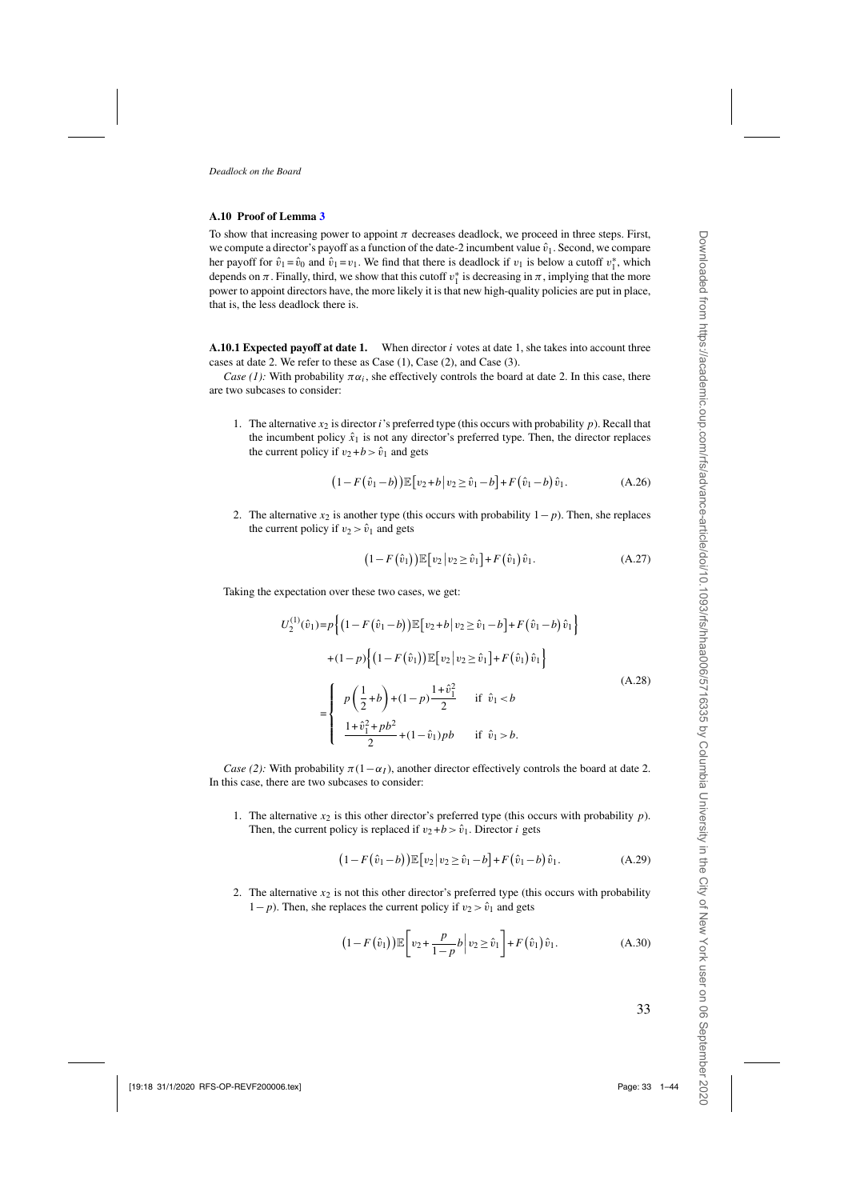### A.10 Proof of Lemma 3

To show that increasing power to appoint $\pi$ decreases deadlock, we proceed in three steps. First, we compute a director's payoff as a function of the date-2 incumbent value $\hat{v}_1$. Second, we compare her payoff for $\hat{v}_1 = \hat{v}_0$ and $\hat{v}_1 = v_1$. We find that there is deadlock if $v_1$ is below a cutoff $v_1^*$, which depends on $\pi$. Finally, third, we show that this cutoff $v_1^*$ is decreasing in $\pi$, implying that the more power to appoint directors have, the more likely it is that new high-quality policies are put in place, that is, the less deadlock there is.

**A.10.1 Expected payoff at date 1.** When director $i$ votes at date 1, she takes into account three cases at date 2. We refer to these as Case (1), Case (2), and Case (3).

*Case (1):* With probability $\pi\alpha_i$, she effectively controls the board at date 2. In this case, there are two subcases to consider:

1. The alternative $x_2$ is director $i$'s preferred type (this occurs with probability $p$). Recall that the incumbent policy $\hat{x}_1$ is not any director's preferred type. Then, the director replaces the current policy if $v_2 + b > \hat{v}_1$ and gets

$$\left(1 - F\left(\hat{v}_1 - b\right)\right)\mathbb{E}\left[v_2 + b \,\middle|\, v_2 \geq \hat{v}_1 - b\right] + F\left(\hat{v}_1 - b\right)\hat{v}_1. \tag{A.26}$$

2. The alternative $x_2$ is another type (this occurs with probability $1-p$). Then, she replaces the current policy if $v_2 > \hat{v}_1$ and gets

$$\left(1 - F\left(\hat{v}_1\right)\right)\mathbb{E}\left[v_2 \,\middle|\, v_2 \geq \hat{v}_1\right] + F\left(\hat{v}_1\right)\hat{v}_1. \tag{A.27}$$

Taking the expectation over these two cases, we get:

$$\begin{aligned}
U_2^{(1)}(\hat{v}_1) &= p\left\{\left(1 - F\left(\hat{v}_1 - b\right)\right)\mathbb{E}\left[v_2 + b \,\middle|\, v_2 \geq \hat{v}_1 - b\right] + F\left(\hat{v}_1 - b\right)\hat{v}_1\right\} \\
&\quad + (1-p)\left\{\left(1 - F\left(\hat{v}_1\right)\right)\mathbb{E}\left[v_2 \,\middle|\, v_2 \geq \hat{v}_1\right] + F\left(\hat{v}_1\right)\hat{v}_1\right\} \\
&= \begin{cases} p\left(\dfrac{1}{2} + b\right) + (1-p)\dfrac{1 + \hat{v}_1^2}{2} & \text{if } \hat{v}_1 < b \\[2ex] \dfrac{1 + \hat{v}_1^2 + pb^2}{2} + (1 - \hat{v}_1)pb & \text{if } \hat{v}_1 > b. \end{cases}
\end{aligned} \tag{A.28}$$

*Case (2):* With probability $\pi(1-\alpha_I)$, another director effectively controls the board at date 2. In this case, there are two subcases to consider:

1. The alternative $x_2$ is this other director's preferred type (this occurs with probability $p$). Then, the current policy is replaced if $v_2 + b > \hat{v}_1$. Director $i$ gets

$$\left(1 - F\left(\hat{v}_1 - b\right)\right)\mathbb{E}\left[v_2 \,\middle|\, v_2 \geq \hat{v}_1 - b\right] + F\left(\hat{v}_1 - b\right)\hat{v}_1. \tag{A.29}$$

2. The alternative $x_2$ is not this other director's preferred type (this occurs with probability $1-p$). Then, she replaces the current policy if $v_2 > \hat{v}_1$ and gets

$$\left(1 - F\left(\hat{v}_1\right)\right)\mathbb{E}\left[v_2 + \frac{p}{1-p}b \,\middle|\, v_2 \geq \hat{v}_1\right] + F\left(\hat{v}_1\right)\hat{v}_1. \tag{A.30}$$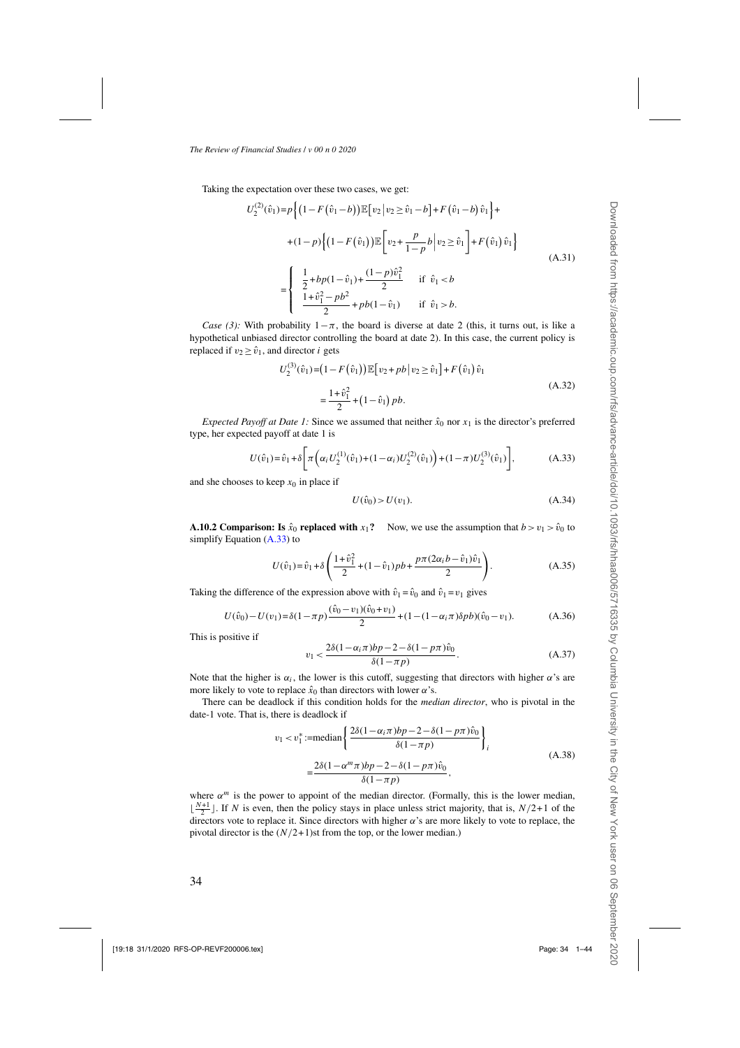Taking the expectation over these two cases, we get:

$$
\begin{aligned}
U_2^{(2)}(\hat{v}_1) &= p\left\{\left(1-F\left(\hat{v}_1-b\right)\right)\mathbb{E}\left[v_2\,\middle|\,v_2 \geq \hat{v}_1-b\right]+F\left(\hat{v}_1-b\right)\hat{v}_1\right\}+ \\
&\quad +(1-p)\left\{\left(1-F\left(\hat{v}_1\right)\right)\mathbb{E}\left[v_2+\frac{p}{1-p}b\,\middle|\,v_2 \geq \hat{v}_1\right]+F\left(\hat{v}_1\right)\hat{v}_1\right\} \\
&= \begin{cases} \dfrac{1}{2}+bp(1-\hat{v}_1)+\dfrac{(1-p)\hat{v}_1^2}{2} & \text{if } \hat{v}_1 < b \\ \dfrac{1+\hat{v}_1^2-pb^2}{2}+pb(1-\hat{v}_1) & \text{if } \hat{v}_1 > b. \end{cases}
\end{aligned}
\tag{A.31}
$$

*Case (3):* With probability $1-\pi$, the board is diverse at date 2 (this, it turns out, is like a hypothetical unbiased director controlling the board at date 2). In this case, the current policy is replaced if $v_2 \geq \hat{v}_1$, and director $i$ gets

$$
\begin{aligned}
U_2^{(3)}(\hat{v}_1) &= \left(1-F\left(\hat{v}_1\right)\right)\mathbb{E}\left[v_2+pb\,\middle|\,v_2 \geq \hat{v}_1\right]+F\left(\hat{v}_1\right)\hat{v}_1 \\
&= \frac{1+\hat{v}_1^2}{2}+\left(1-\hat{v}_1\right)pb.
\end{aligned}
\tag{A.32}
$$

*Expected Payoff at Date 1:* Since we assumed that neither $\hat{x}_0$ nor $x_1$ is the director's preferred type, her expected payoff at date 1 is

$$
U(\hat{v}_1)=\hat{v}_1+\delta\left[\pi\left(\alpha_i U_2^{(1)}(\hat{v}_1)+(1-\alpha_i)U_2^{(2)}(\hat{v}_1)\right)+(1-\pi)U_2^{(3)}(\hat{v}_1)\right],
\tag{A.33}
$$

and she chooses to keep $x_0$ in place if

$$
U(\hat{v}_0) > U(v_1).
\tag{A.34}
$$

**A.10.2 Comparison: Is $\hat{x}_0$ replaced with $x_1$?** Now, we use the assumption that $b > v_1 > \hat{v}_0$ to simplify Equation (A.33) to

$$
U(\hat{v}_1)=\hat{v}_1+\delta\left(\frac{1+\hat{v}_1^2}{2}+(1-\hat{v}_1)pb+\frac{p\pi(2\alpha_i b-\hat{v}_1)\hat{v}_1}{2}\right).
\tag{A.35}
$$

Taking the difference of the expression above with $\hat{v}_1=\hat{v}_0$ and $\hat{v}_1=v_1$ gives

$$
U(\hat{v}_0)-U(v_1)=\delta(1-\pi p)\frac{(\hat{v}_0-v_1)(\hat{v}_0+v_1)}{2}+(1-(1-\alpha_i\pi)\delta pb)(\hat{v}_0-v_1).
\tag{A.36}
$$

This is positive if

$$
v_1 < \frac{2\delta(1-\alpha_i\pi)bp-2-\delta(1-p\pi)\hat{v}_0}{\delta(1-\pi p)}.
\tag{A.37}
$$

Note that the higher is $\alpha_i$, the lower is this cutoff, suggesting that directors with higher $\alpha$'s are more likely to vote to replace $\hat{x}_0$ than directors with lower $\alpha$'s.

There can be deadlock if this condition holds for the *median director*, who is pivotal in the date-1 vote. That is, there is deadlock if

$$
\begin{aligned}
v_1 < v_1^* &:= \text{median}\left\{\frac{2\delta(1-\alpha_i\pi)bp-2-\delta(1-p\pi)\hat{v}_0}{\delta(1-\pi p)}\right\}_i \\
&= \frac{2\delta(1-\alpha^m\pi)bp-2-\delta(1-p\pi)\hat{v}_0}{\delta(1-\pi p)},
\end{aligned}
\tag{A.38}
$$

where $\alpha^m$ is the power to appoint of the median director. (Formally, this is the lower median, $\lfloor\frac{N+1}{2}\rfloor$. If $N$ is even, then the policy stays in place unless strict majority, that is, $N/2+1$ of the directors vote to replace it. Since directors with higher $\alpha$'s are more likely to vote to replace, the pivotal director is the $(N/2+1)$st from the top, or the lower median.)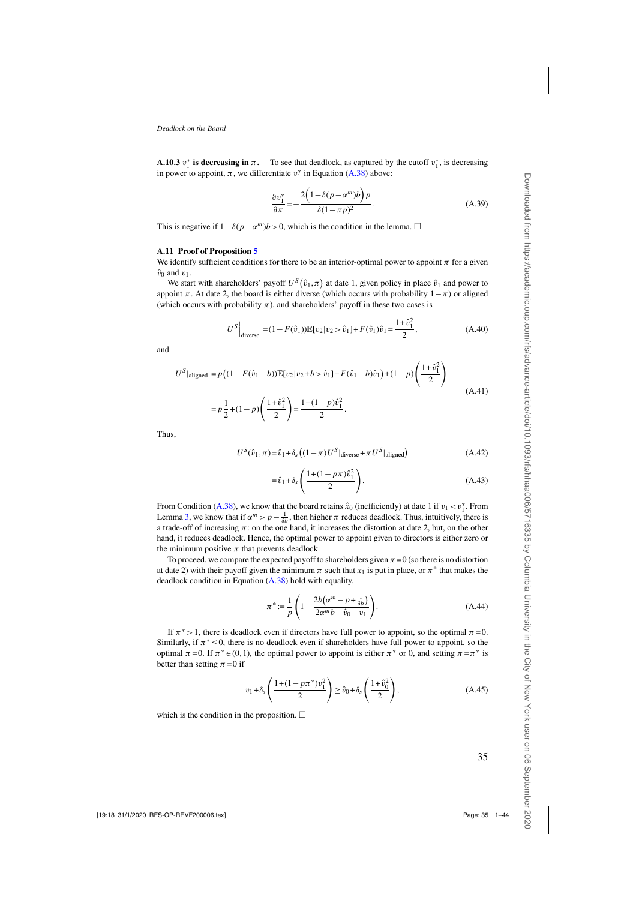**A.10.3 $v_1^*$ is decreasing in $\pi$.** To see that deadlock, as captured by the cutoff $v_1^*$, is decreasing in power to appoint, $\pi$, we differentiate $v_1^*$ in Equation (A.38) above:

$$\frac{\partial v_1^*}{\partial \pi} = -\frac{2\Big(1-\delta(p-\alpha^m)b\Big)p}{\delta(1-\pi p)^2}. \tag{A.39}$$

This is negative if $1-\delta(p-\alpha^m)b>0$, which is the condition in the lemma. □

### A.11 Proof of Proposition 5

We identify sufficient conditions for there to be an interior-optimal power to appoint $\pi$ for a given $\hat{v}_0$ and $v_1$.

We start with shareholders' payoff $U^S(\hat{v}_1,\pi)$ at date 1, given policy in place $\hat{v}_1$ and power to appoint $\pi$. At date 2, the board is either diverse (which occurs with probability $1-\pi$) or aligned (which occurs with probability $\pi$), and shareholders' payoff in these two cases is

$$U^S\Big|_{\text{diverse}} = (1-F(\hat{v}_1))\mathbb{E}[v_2|v_2>\hat{v}_1]+F(\hat{v}_1)\hat{v}_1 = \frac{1+\hat{v}_1^2}{2}, \tag{A.40}$$

and

$$\begin{aligned} U^S|_{\text{aligned}} &= p\big((1-F(\hat{v}_1-b))\mathbb{E}[v_2|v_2+b>\hat{v}_1]+F(\hat{v}_1-b)\hat{v}_1\big)+(1-p)\left(\frac{1+\hat{v}_1^2}{2}\right) \\ &= p\frac{1}{2}+(1-p)\left(\frac{1+\hat{v}_1^2}{2}\right) = \frac{1+(1-p)\hat{v}_1^2}{2}. \end{aligned} \tag{A.41}$$

Thus,

$$U^S(\hat{v}_1,\pi) = \hat{v}_1+\delta_s\big((1-\pi)U^S|_{\text{diverse}}+\pi U^S|_{\text{aligned}}\big) \tag{A.42}$$

$$= \hat{v}_1+\delta_s\left(\frac{1+(1-p\pi)\hat{v}_1^2}{2}\right). \tag{A.43}$$

From Condition (A.38), we know that the board retains $\hat{x}_0$ (inefficiently) at date 1 if $v_1<v_1^*$. From Lemma 3, we know that if $\alpha^m > p-\frac{1}{\delta b}$, then higher $\pi$ reduces deadlock. Thus, intuitively, there is a trade-off of increasing $\pi$: on the one hand, it increases the distortion at date 2, but, on the other hand, it reduces deadlock. Hence, the optimal power to appoint given to directors is either zero or the minimum positive $\pi$ that prevents deadlock.

To proceed, we compare the expected payoff to shareholders given $\pi=0$ (so there is no distortion at date 2) with their payoff given the minimum $\pi$ such that $x_1$ is put in place, or $\pi^*$ that makes the deadlock condition in Equation (A.38) hold with equality,

$$\pi^* := \frac{1}{p}\left(1-\frac{2b\big(\alpha^m-p+\frac{1}{\delta b}\big)}{2\alpha^m b-\hat{v}_0-v_1}\right). \tag{A.44}$$

If $\pi^*>1$, there is deadlock even if directors have full power to appoint, so the optimal $\pi=0$. Similarly, if $\pi^*\le 0$, there is no deadlock even if shareholders have full power to appoint, so the optimal $\pi=0$. If $\pi^*\in(0,1)$, the optimal power to appoint is either $\pi^*$ or 0, and setting $\pi=\pi^*$ is better than setting $\pi=0$ if

$$v_1+\delta_s\left(\frac{1+(1-p\pi^*)v_1^2}{2}\right) \ge \hat{v}_0+\delta_s\left(\frac{1+\hat{v}_0^2}{2}\right), \tag{A.45}$$

which is the condition in the proposition. □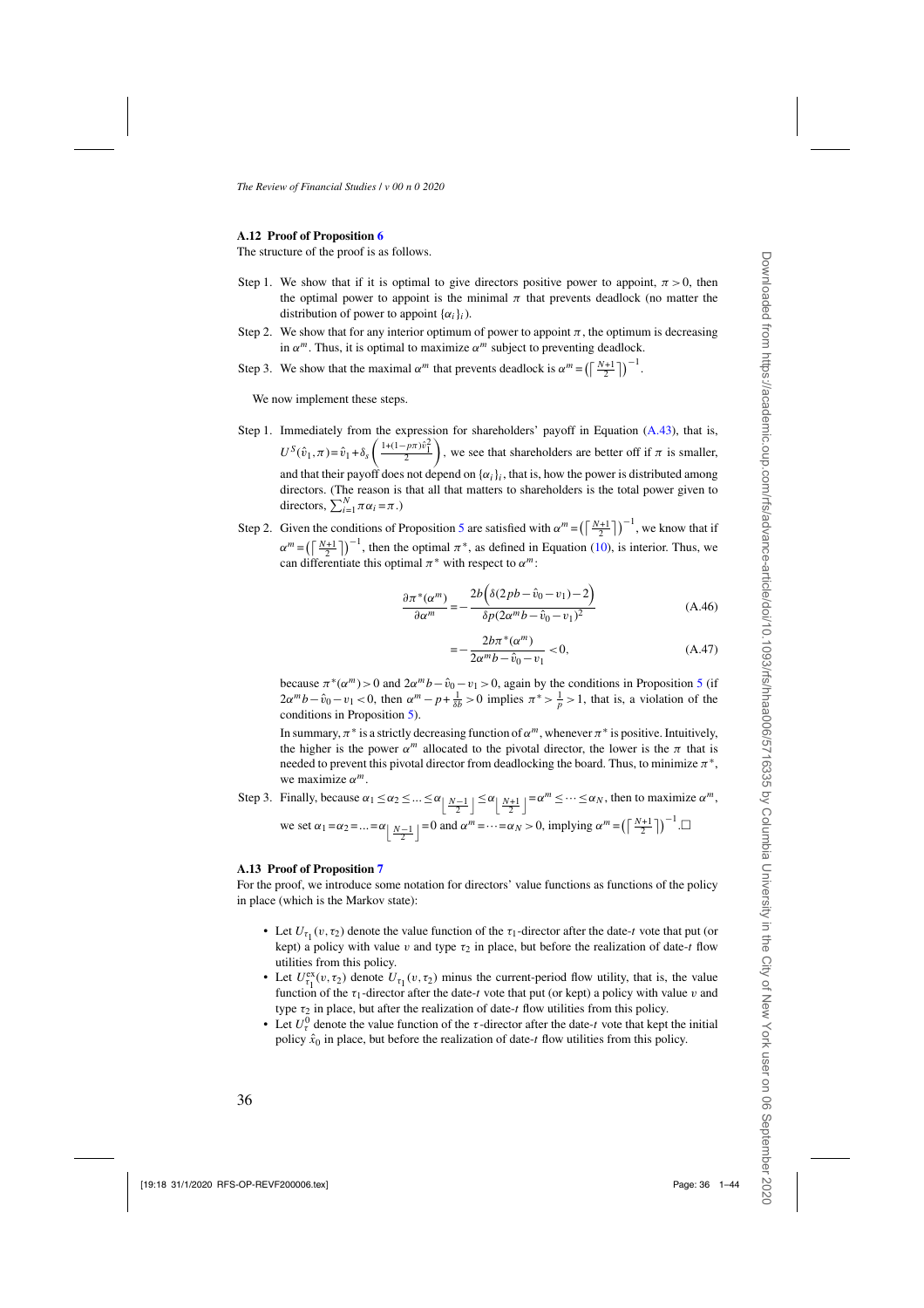### A.12 Proof of Proposition 6

The structure of the proof is as follows.

Step 1. We show that if it is optimal to give directors positive power to appoint, $\pi > 0$, then the optimal power to appoint is the minimal $\pi$ that prevents deadlock (no matter the distribution of power to appoint $\{\alpha_i\}_i$).

Step 2. We show that for any interior optimum of power to appoint $\pi$, the optimum is decreasing in $\alpha^m$. Thus, it is optimal to maximize $\alpha^m$ subject to preventing deadlock.

Step 3. We show that the maximal $\alpha^m$ that prevents deadlock is $\alpha^m = \left(\left\lceil \frac{N+1}{2} \right\rceil\right)^{-1}$.

We now implement these steps.

Step 1. Immediately from the expression for shareholders' payoff in Equation (A.43), that is, $U^S(\hat{v}_1, \pi) = \hat{v}_1 + \delta_s \left( \frac{1+(1-p\pi)\hat{v}_1^2}{2} \right)$, we see that shareholders are better off if $\pi$ is smaller, and that their payoff does not depend on $\{\alpha_i\}_i$, that is, how the power is distributed among directors. (The reason is that all that matters to shareholders is the total power given to directors, $\sum_{i=1}^N \pi \alpha_i = \pi$.)

Step 2. Given the conditions of Proposition 5 are satisfied with $\alpha^m = \left(\left\lceil \frac{N+1}{2} \right\rceil\right)^{-1}$, we know that if $\alpha^m = \left(\left\lceil \frac{N+1}{2} \right\rceil\right)^{-1}$, then the optimal $\pi^*$, as defined in Equation (10), is interior. Thus, we can differentiate this optimal $\pi^*$ with respect to $\alpha^m$:

$$\frac{\partial \pi^*(\alpha^m)}{\partial \alpha^m} = -\frac{2b\Big(\delta(2pb - \hat{v}_0 - v_1) - 2\Big)}{\delta p(2\alpha^m b - \hat{v}_0 - v_1)^2} \tag{A.46}$$

$$= -\frac{2b\pi^*(\alpha^m)}{2\alpha^m b - \hat{v}_0 - v_1} < 0, \tag{A.47}$$

because $\pi^*(\alpha^m) > 0$ and $2\alpha^m b - \hat{v}_0 - v_1 > 0$, again by the conditions in Proposition 5 (if $2\alpha^m b - \hat{v}_0 - v_1 < 0$, then $\alpha^m - p + \frac{1}{\delta b} > 0$ implies $\pi^* > \frac{1}{p} > 1$, that is, a violation of the conditions in Proposition 5).

In summary, $\pi^*$ is a strictly decreasing function of $\alpha^m$, whenever $\pi^*$ is positive. Intuitively, the higher is the power $\alpha^m$ allocated to the pivotal director, the lower is the $\pi$ that is needed to prevent this pivotal director from deadlocking the board. Thus, to minimize $\pi^*$, we maximize $\alpha^m$.

Step 3. Finally, because $\alpha_1 \leq \alpha_2 \leq \ldots \leq \alpha_{\left\lfloor \frac{N-1}{2} \right\rfloor} \leq \alpha_{\left\lfloor \frac{N+1}{2} \right\rfloor} = \alpha^m \leq \cdots \leq \alpha_N$, then to maximize $\alpha^m$, we set $\alpha_1 = \alpha_2 = \ldots = \alpha_{\left\lfloor \frac{N-1}{2} \right\rfloor} = 0$ and $\alpha^m = \cdots = \alpha_N > 0$, implying $\alpha^m = \left(\left\lceil \frac{N+1}{2} \right\rceil\right)^{-1}$. $\square$

### A.13 Proof of Proposition 7

For the proof, we introduce some notation for directors' value functions as functions of the policy in place (which is the Markov state):

- Let $U_{\tau_1}(v, \tau_2)$ denote the value function of the $\tau_1$-director after the date-$t$ vote that put (or kept) a policy with value $v$ and type $\tau_2$ in place, but before the realization of date-$t$ flow utilities from this policy.
- Let $U_{\tau_1}^{\text{ex}}(v, \tau_2)$ denote $U_{\tau_1}(v, \tau_2)$ minus the current-period flow utility, that is, the value function of the $\tau_1$-director after the date-$t$ vote that put (or kept) a policy with value $v$ and type $\tau_2$ in place, but after the realization of date-$t$ flow utilities from this policy.
- Let $U_\tau^0$ denote the value function of the $\tau$-director after the date-$t$ vote that kept the initial policy $\hat{x}_0$ in place, but before the realization of date-$t$ flow utilities from this policy.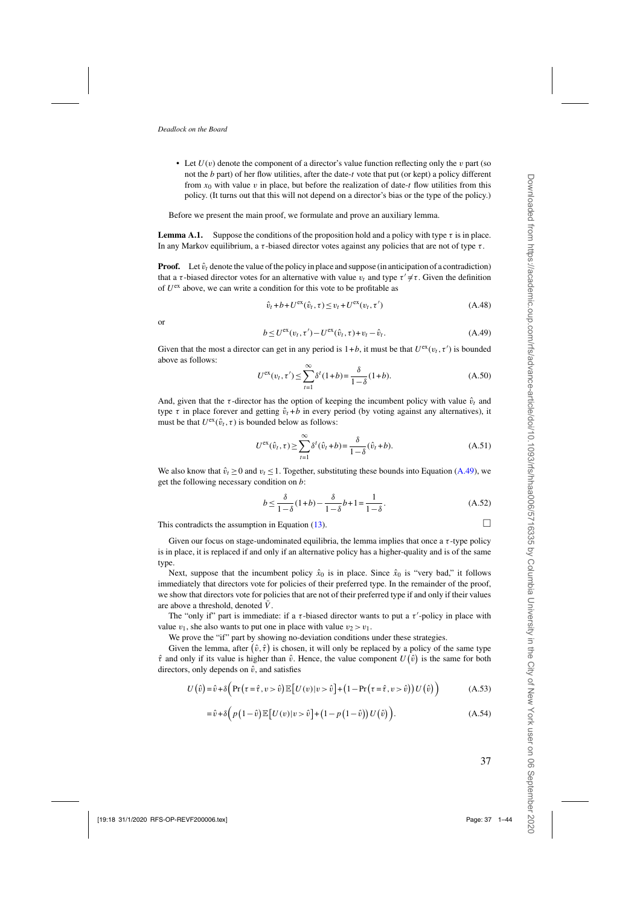- Let $U(v)$ denote the component of a director's value function reflecting only the $v$ part (so not the $b$ part) of her flow utilities, after the date-$t$ vote that put (or kept) a policy different from $x_0$ with value $v$ in place, but before the realization of date-$t$ flow utilities from this policy. (It turns out that this will not depend on a director's bias or the type of the policy.)

Before we present the main proof, we formulate and prove an auxiliary lemma.

**Lemma A.1.** Suppose the conditions of the proposition hold and a policy with type $\tau$ is in place. In any Markov equilibrium, a $\tau$-biased director votes against any policies that are not of type $\tau$.

**Proof.** Let $\hat{v}_t$ denote the value of the policy in place and suppose (in anticipation of a contradiction) that a $\tau$-biased director votes for an alternative with value $v_t$ and type $\tau' \neq \tau$. Given the definition of $U^{\text{ex}}$ above, we can write a condition for this vote to be profitable as

$$\hat{v}_t + b + U^{\text{ex}}(\hat{v}_t, \tau) \leq v_t + U^{\text{ex}}(v_t, \tau') \tag{A.48}$$

or

$$b \leq U^{\text{ex}}(v_t, \tau') - U^{\text{ex}}(\hat{v}_t, \tau) + v_t - \hat{v}_t. \tag{A.49}$$

Given that the most a director can get in any period is $1+b$, it must be that $U^{\text{ex}}(v_t, \tau')$ is bounded above as follows:

$$U^{\text{ex}}(v_t, \tau') \leq \sum_{t=1}^{\infty} \delta^t (1+b) = \frac{\delta}{1-\delta}(1+b). \tag{A.50}$$

And, given that the $\tau$-director has the option of keeping the incumbent policy with value $\hat{v}_t$ and type $\tau$ in place forever and getting $\hat{v}_t + b$ in every period (by voting against any alternatives), it must be that $U^{\text{ex}}(\hat{v}_t, \tau)$ is bounded below as follows:

$$U^{\text{ex}}(\hat{v}_t, \tau) \geq \sum_{t=1}^{\infty} \delta^t (\hat{v}_t + b) = \frac{\delta}{1-\delta}(\hat{v}_t + b). \tag{A.51}$$

We also know that $\hat{v}_t \geq 0$ and $v_t \leq 1$. Together, substituting these bounds into Equation (A.49), we get the following necessary condition on $b$:

$$b \leq \frac{\delta}{1-\delta}(1+b) - \frac{\delta}{1-\delta} b + 1 = \frac{1}{1-\delta}. \tag{A.52}$$

This contradicts the assumption in Equation (13). $\square$

Given our focus on stage-undominated equilibria, the lemma implies that once a $\tau$-type policy is in place, it is replaced if and only if an alternative policy has a higher-quality and is of the same type.

Next, suppose that the incumbent policy $\hat{x}_0$ is in place. Since $\hat{x}_0$ is "very bad," it follows immediately that directors vote for policies of their preferred type. In the remainder of the proof, we show that directors vote for policies that are not of their preferred type if and only if their values are above a threshold, denoted $\bar{V}$.

The "only if" part is immediate: if a $\tau$-biased director wants to put a $\tau'$-policy in place with value $v_1$, she also wants to put one in place with value $v_2 > v_1$.

We prove the "if" part by showing no-deviation conditions under these strategies.

Given the lemma, after $(\hat{v}, \hat{\tau})$ is chosen, it will only be replaced by a policy of the same type $\hat{\tau}$ and only if its value is higher than $\hat{v}$. Hence, the value component $U(\hat{v})$ is the same for both directors, only depends on $\hat{v}$, and satisfies

$$U(\hat{v}) = \hat{v} + \delta\Big(\Pr(\tau = \hat{\tau}, v > \hat{v})\, \mathbb{E}\big[U(v) | v > \hat{v}\big] + \big(1 - \Pr(\tau = \hat{\tau}, v > \hat{v})\big) U(\hat{v})\Big) \tag{A.53}$$

$$= \hat{v} + \delta\Big(p(1-\hat{v})\, \mathbb{E}\big[U(v) | v > \hat{v}\big] + \big(1 - p(1-\hat{v})\big) U(\hat{v})\Big). \tag{A.54}$$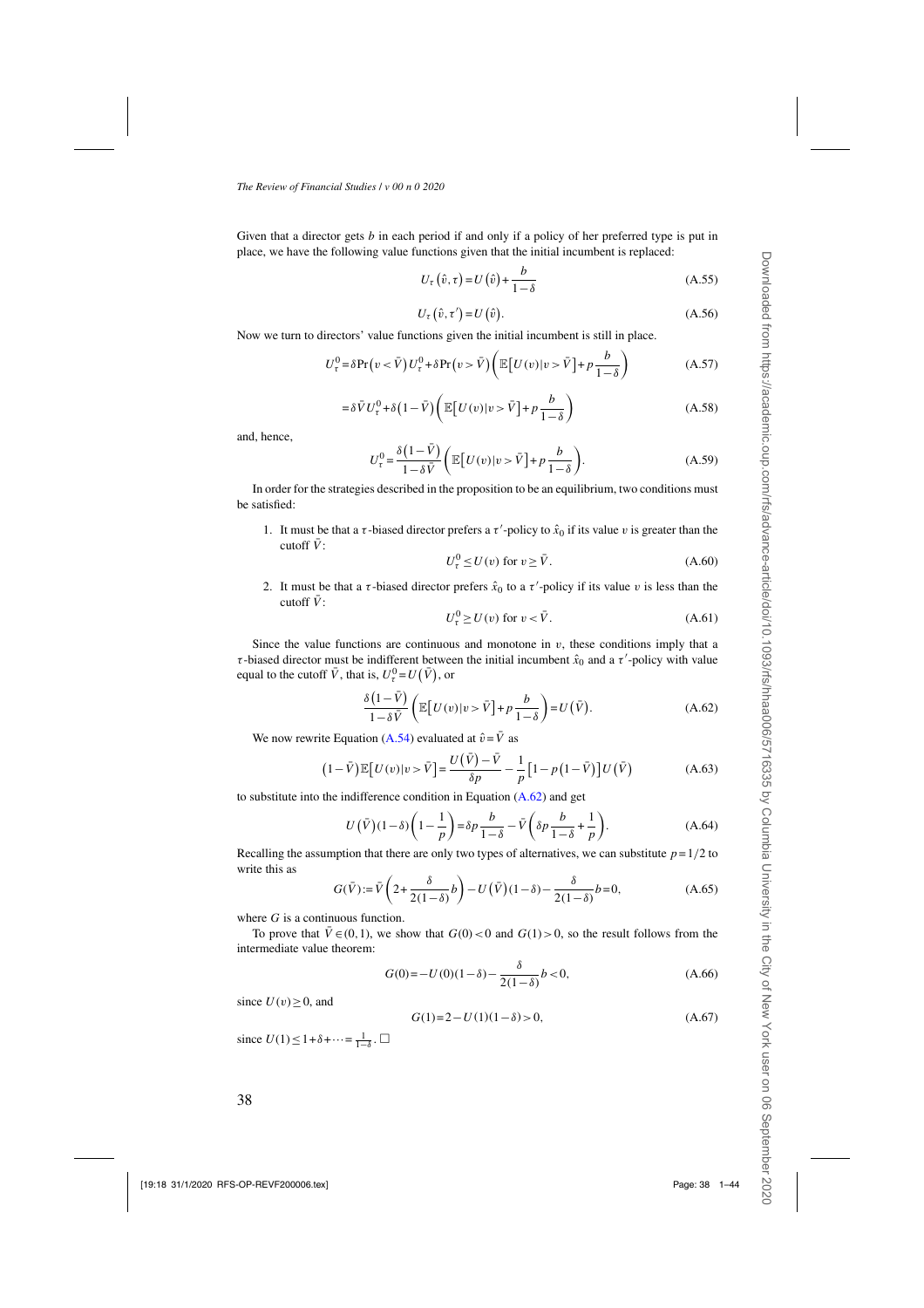Given that a director gets $b$ in each period if and only if a policy of her preferred type is put in place, we have the following value functions given that the initial incumbent is replaced:

$$U_\tau(\hat{v}, \tau) = U(\hat{v}) + \frac{b}{1-\delta} \tag{A.55}$$

$$U_\tau(\hat{v}, \tau') = U(\hat{v}). \tag{A.56}$$

Now we turn to directors' value functions given the initial incumbent is still in place.

$$U_\tau^0 = \delta \Pr(v < \bar{V}) U_\tau^0 + \delta \Pr(v > \bar{V}) \left( \mathbb{E}[U(v)|v > \bar{V}] + p\frac{b}{1-\delta} \right) \tag{A.57}$$

$$= \delta \bar{V} U_\tau^0 + \delta(1-\bar{V}) \left( \mathbb{E}[U(v)|v > \bar{V}] + p\frac{b}{1-\delta} \right) \tag{A.58}$$

and, hence,

$$U_\tau^0 = \frac{\delta(1-\bar{V})}{1-\delta\bar{V}} \left( \mathbb{E}[U(v)|v > \bar{V}] + p\frac{b}{1-\delta} \right). \tag{A.59}$$

In order for the strategies described in the proposition to be an equilibrium, two conditions must be satisfied:

1. It must be that a $\tau$-biased director prefers a $\tau'$-policy to $\hat{x}_0$ if its value $v$ is greater than the cutoff $\bar{V}$:
$$U_\tau^0 \leq U(v) \text{ for } v \geq \bar{V}. \tag{A.60}$$
2. It must be that a $\tau$-biased director prefers $\hat{x}_0$ to a $\tau'$-policy if its value $v$ is less than the cutoff $\bar{V}$:
$$U_\tau^0 \geq U(v) \text{ for } v < \bar{V}. \tag{A.61}$$

Since the value functions are continuous and monotone in $v$, these conditions imply that a $\tau$-biased director must be indifferent between the initial incumbent $\hat{x}_0$ and a $\tau'$-policy with value equal to the cutoff $\bar{V}$, that is, $U_\tau^0 = U(\bar{V})$, or

$$\frac{\delta(1-\bar{V})}{1-\delta\bar{V}} \left( \mathbb{E}[U(v)|v > \bar{V}] + p\frac{b}{1-\delta} \right) = U(\bar{V}). \tag{A.62}$$

We now rewrite Equation (A.54) evaluated at $\hat{v} = \bar{V}$ as

$$(1-\bar{V})\mathbb{E}[U(v)|v > \bar{V}] = \frac{U(\bar{V}) - \bar{V}}{\delta p} - \frac{1}{p}\left[1 - p(1-\bar{V})\right]U(\bar{V}) \tag{A.63}$$

to substitute into the indifference condition in Equation (A.62) and get

$$U(\bar{V})(1-\delta)\left(1 - \frac{1}{p}\right) = \delta p \frac{b}{1-\delta} - \bar{V}\left(\delta p \frac{b}{1-\delta} + \frac{1}{p}\right). \tag{A.64}$$

Recalling the assumption that there are only two types of alternatives, we can substitute $p = 1/2$ to write this as

$$G(\bar{V}) := \bar{V}\left(2 + \frac{\delta}{2(1-\delta)}b\right) - U(\bar{V})(1-\delta) - \frac{\delta}{2(1-\delta)}b = 0, \tag{A.65}$$

where $G$ is a continuous function.

To prove that $\bar{V} \in (0,1)$, we show that $G(0) < 0$ and $G(1) > 0$, so the result follows from the intermediate value theorem:

$$G(0) = -U(0)(1-\delta) - \frac{\delta}{2(1-\delta)}b < 0, \tag{A.66}$$

since $U(v) \geq 0$, and

$$G(1) = 2 - U(1)(1-\delta) > 0, \tag{A.67}$$

since $U(1) \leq 1 + \delta + \cdots = \frac{1}{1-\delta}$. □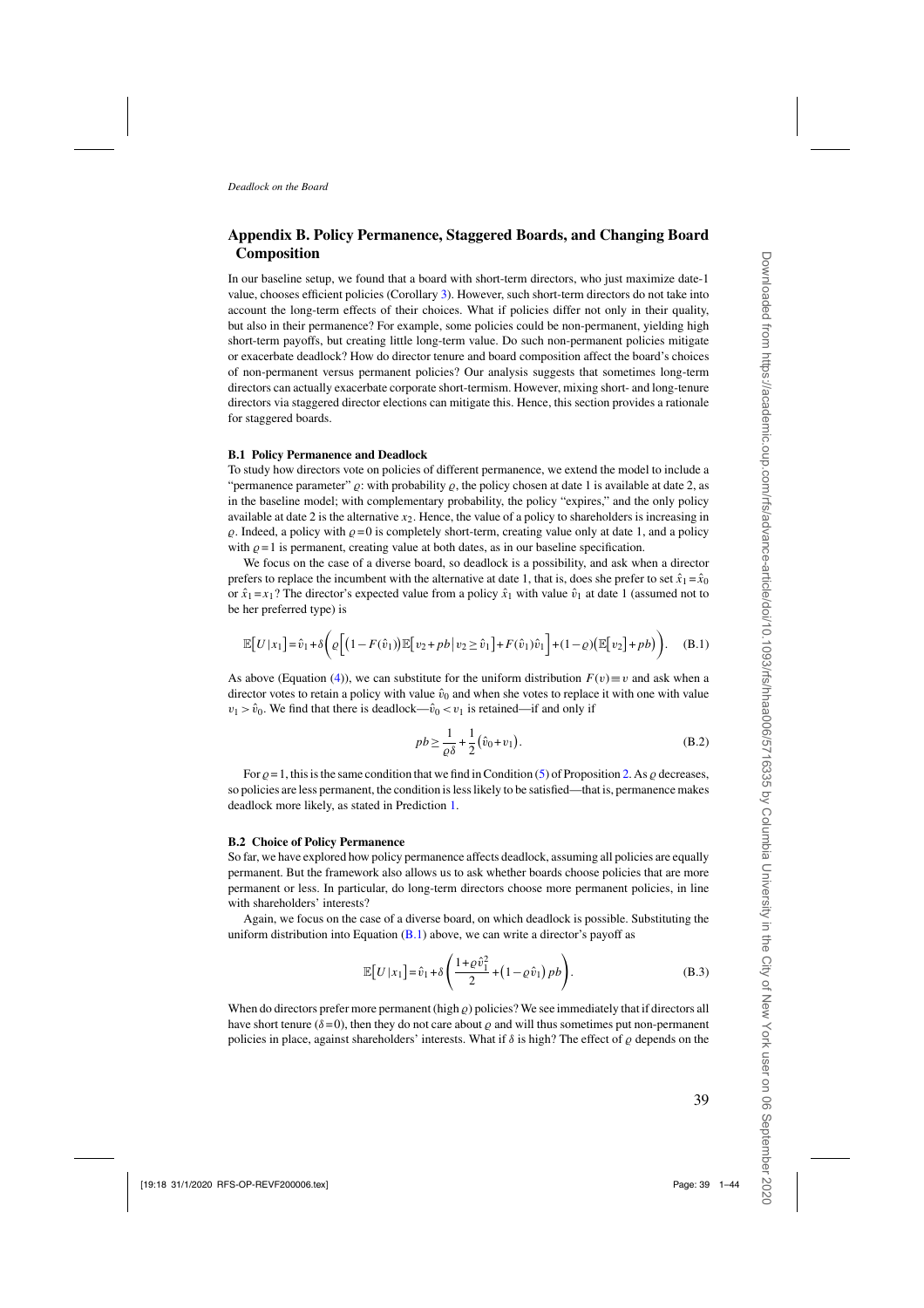## Appendix B. Policy Permanence, Staggered Boards, and Changing Board Composition

In our baseline setup, we found that a board with short-term directors, who just maximize date-1 value, chooses efficient policies (Corollary 3). However, such short-term directors do not take into account the long-term effects of their choices. What if policies differ not only in their quality, but also in their permanence? For example, some policies could be non-permanent, yielding high short-term payoffs, but creating little long-term value. Do such non-permanent policies mitigate or exacerbate deadlock? How do director tenure and board composition affect the board's choices of non-permanent versus permanent policies? Our analysis suggests that sometimes long-term directors can actually exacerbate corporate short-termism. However, mixing short- and long-tenure directors via staggered director elections can mitigate this. Hence, this section provides a rationale for staggered boards.

### B.1 Policy Permanence and Deadlock

To study how directors vote on policies of different permanence, we extend the model to include a "permanence parameter" $\varrho$: with probability $\varrho$, the policy chosen at date 1 is available at date 2, as in the baseline model; with complementary probability, the policy "expires," and the only policy available at date 2 is the alternative $x_2$. Hence, the value of a policy to shareholders is increasing in $\varrho$. Indeed, a policy with $\varrho = 0$ is completely short-term, creating value only at date 1, and a policy with $\varrho = 1$ is permanent, creating value at both dates, as in our baseline specification.

We focus on the case of a diverse board, so deadlock is a possibility, and ask when a director prefers to replace the incumbent with the alternative at date 1, that is, does she prefer to set $\hat{x}_1 = \hat{x}_0$ or $\hat{x}_1 = x_1$? The director's expected value from a policy $\hat{x}_1$ with value $\hat{v}_1$ at date 1 (assumed not to be her preferred type) is

$$\mathbb{E}\big[U\,|x_1\big] = \hat{v}_1 + \delta\Big(\varrho\Big[\big(1-F(\hat{v}_1)\big)\mathbb{E}\big[v_2 + pb\,\big|\,v_2 \geq \hat{v}_1\big] + F(\hat{v}_1)\hat{v}_1\Big] + (1-\varrho)\big(\mathbb{E}\big[v_2\big] + pb\big)\Big). \quad \text{(B.1)}$$

As above (Equation (4)), we can substitute for the uniform distribution $F(v) \equiv v$ and ask when a director votes to retain a policy with value $\hat{v}_0$ and when she votes to replace it with one with value $v_1 > \hat{v}_0$. We find that there is deadlock—$\hat{v}_0 < v_1$ is retained—if and only if

$$pb \geq \frac{1}{\varrho\delta} + \frac{1}{2}\big(\hat{v}_0 + v_1\big). \quad \text{(B.2)}$$

For $\varrho = 1$, this is the same condition that we find in Condition (5) of Proposition 2. As $\varrho$ decreases, so policies are less permanent, the condition is less likely to be satisfied—that is, permanence makes deadlock more likely, as stated in Prediction 1.

### B.2 Choice of Policy Permanence

So far, we have explored how policy permanence affects deadlock, assuming all policies are equally permanent. But the framework also allows us to ask whether boards choose policies that are more permanent or less. In particular, do long-term directors choose more permanent policies, in line with shareholders' interests?

Again, we focus on the case of a diverse board, on which deadlock is possible. Substituting the uniform distribution into Equation (B.1) above, we can write a director's payoff as

$$\mathbb{E}\big[U\,|x_1\big] = \hat{v}_1 + \delta\left(\frac{1+\varrho\hat{v}_1^2}{2} + \big(1-\varrho\hat{v}_1\big)pb\right). \quad \text{(B.3)}$$

When do directors prefer more permanent (high $\varrho$) policies? We see immediately that if directors all have short tenure ($\delta = 0$), then they do not care about $\varrho$ and will thus sometimes put non-permanent policies in place, against shareholders' interests. What if $\delta$ is high? The effect of $\varrho$ depends on the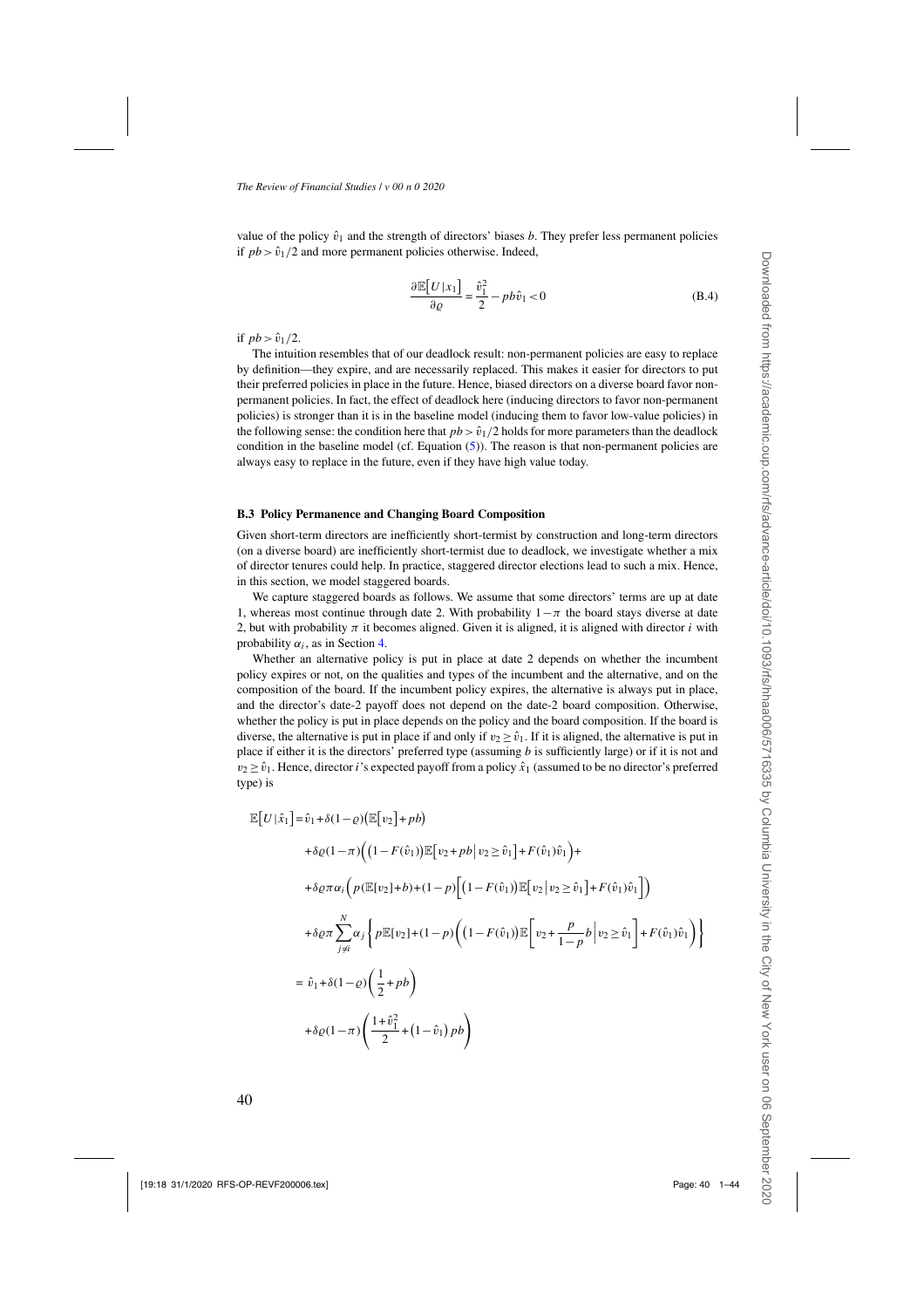value of the policy $\hat{v}_1$ and the strength of directors' biases $b$. They prefer less permanent policies if $pb > \hat{v}_1/2$ and more permanent policies otherwise. Indeed,

$$\frac{\partial \mathbb{E}\big[U\,|\,x_1\big]}{\partial \varrho} = \frac{\hat{v}_1^2}{2} - pb\hat{v}_1 < 0 \tag{B.4}$$

if $pb > \hat{v}_1/2$.

The intuition resembles that of our deadlock result: non-permanent policies are easy to replace by definition—they expire, and are necessarily replaced. This makes it easier for directors to put their preferred policies in place in the future. Hence, biased directors on a diverse board favor non-permanent policies. In fact, the effect of deadlock here (inducing directors to favor non-permanent policies) is stronger than it is in the baseline model (inducing them to favor low-value policies) in the following sense: the condition here that $pb > \hat{v}_1/2$ holds for more parameters than the deadlock condition in the baseline model (cf. Equation (5)). The reason is that non-permanent policies are always easy to replace in the future, even if they have high value today.

### B.3 Policy Permanence and Changing Board Composition

Given short-term directors are inefficiently short-termist by construction and long-term directors (on a diverse board) are inefficiently short-termist due to deadlock, we investigate whether a mix of director tenures could help. In practice, staggered director elections lead to such a mix. Hence, in this section, we model staggered boards.

We capture staggered boards as follows. We assume that some directors' terms are up at date 1, whereas most continue through date 2. With probability $1-\pi$ the board stays diverse at date 2, but with probability $\pi$ it becomes aligned. Given it is aligned, it is aligned with director $i$ with probability $\alpha_i$, as in Section 4.

Whether an alternative policy is put in place at date 2 depends on whether the incumbent policy expires or not, on the qualities and types of the incumbent and the alternative, and on the composition of the board. If the incumbent policy expires, the alternative is always put in place, and the director's date-2 payoff does not depend on the date-2 board composition. Otherwise, whether the policy is put in place depends on the policy and the board composition. If the board is diverse, the alternative is put in place if and only if $v_2 \geq \hat{v}_1$. If it is aligned, the alternative is put in place if either it is the directors' preferred type (assuming $b$ is sufficiently large) or if it is not and $v_2 \geq \hat{v}_1$. Hence, director $i$'s expected payoff from a policy $\hat{x}_1$ (assumed to be no director's preferred type) is

$$
\begin{aligned}
\mathbb{E}\big[U\,|\,\hat{x}_1\big] =\; & \hat{v}_1 + \delta(1-\varrho)\big(\mathbb{E}\big[v_2\big] + pb\big) \\
& + \delta\varrho(1-\pi)\Big(\big(1-F(\hat{v}_1)\big)\mathbb{E}\big[v_2 + pb\,\big|\,v_2 \geq \hat{v}_1\big] + F(\hat{v}_1)\hat{v}_1\Big) + \\
& + \delta\varrho\pi\alpha_i\Big(p(\mathbb{E}[v_2]+b) + (1-p)\Big[\big(1-F(\hat{v}_1)\big)\mathbb{E}\big[v_2\,\big|\,v_2 \geq \hat{v}_1\big] + F(\hat{v}_1)\hat{v}_1\Big]\Big) \\
& + \delta\varrho\pi\sum_{j\neq i}^{N}\alpha_j\left\{p\mathbb{E}[v_2] + (1-p)\left(\big(1-F(\hat{v}_1)\big)\mathbb{E}\left[v_2 + \frac{p}{1-p}b\,\middle|\,v_2 \geq \hat{v}_1\right] + F(\hat{v}_1)\hat{v}_1\right)\right\} \\
=\; & \hat{v}_1 + \delta(1-\varrho)\left(\frac{1}{2} + pb\right) \\
& + \delta\varrho(1-\pi)\left(\frac{1+\hat{v}_1^2}{2} + \big(1-\hat{v}_1\big)pb\right)
\end{aligned}
$$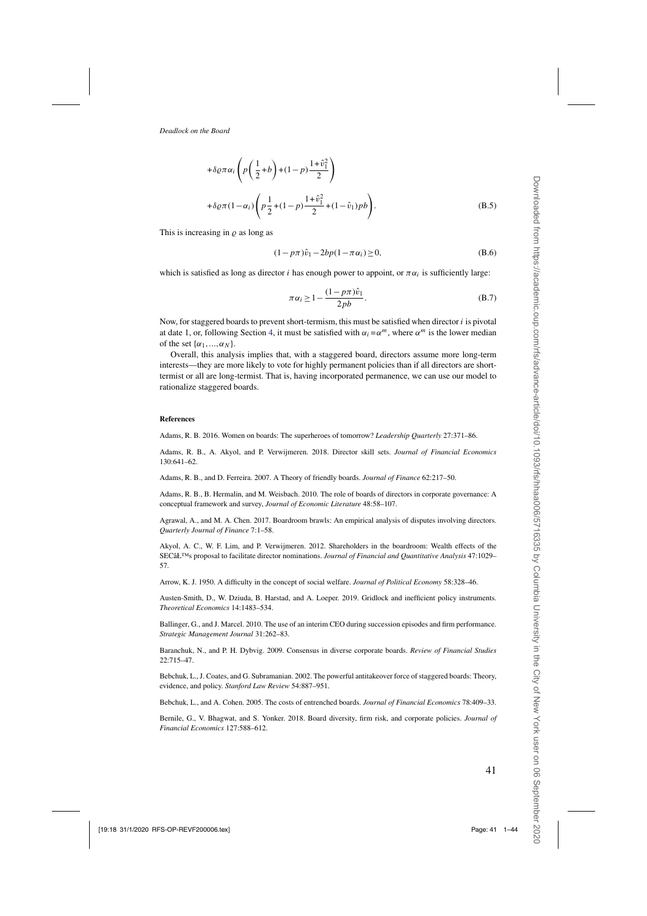$$+\delta\varrho\pi\alpha_i\left(p\left(\frac{1}{2}+b\right)+(1-p)\frac{1+\hat{v}_1^2}{2}\right)$$

$$+\delta\varrho\pi(1-\alpha_i)\left(p\frac{1}{2}+(1-p)\frac{1+\hat{v}_1^2}{2}+(1-\hat{v}_1)pb\right). \tag{B.5}$$

This is increasing in $\varrho$ as long as

$$(1-p\pi)\hat{v}_1-2bp(1-\pi\alpha_i)\geq 0, \tag{B.6}$$

which is satisfied as long as director $i$ has enough power to appoint, or $\pi\alpha_i$ is sufficiently large:

$$\pi\alpha_i\geq 1-\frac{(1-p\pi)\hat{v}_1}{2pb}. \tag{B.7}$$

Now, for staggered boards to prevent short-termism, this must be satisfied when director $i$ is pivotal at date 1, or, following Section 4, it must be satisfied with $\alpha_i=\alpha^m$, where $\alpha^m$ is the lower median of the set $\{\alpha_1,...,\alpha_N\}$.

Overall, this analysis implies that, with a staggered board, directors assume more long-term interests—they are more likely to vote for highly permanent policies than if all directors are short-termist or all are long-termist. That is, having incorporated permanence, we can use our model to rationalize staggered boards.

#### References

Adams, R. B. 2016. Women on boards: The superheroes of tomorrow? *Leadership Quarterly* 27:371–86.

Adams, R. B., A. Akyol, and P. Verwijmeren. 2018. Director skill sets. *Journal of Financial Economics* 130:641–62.

Adams, R. B., and D. Ferreira. 2007. A Theory of friendly boards. *Journal of Finance* 62:217–50.

Adams, R. B., B. Hermalin, and M. Weisbach. 2010. The role of boards of directors in corporate governance: A conceptual framework and survey, *Journal of Economic Literature* 48:58–107.

Agrawal, A., and M. A. Chen. 2017. Boardroom brawls: An empirical analysis of disputes involving directors. *Quarterly Journal of Finance* 7:1–58.

Akyol, A. C., W. F. Lim, and P. Verwijmeren. 2012. Shareholders in the boardroom: Wealth effects of the SECâŁ™s proposal to facilitate director nominations. *Journal of Financial and Quantitative Analysis* 47:1029–57.

Arrow, K. J. 1950. A difficulty in the concept of social welfare. *Journal of Political Economy* 58:328–46.

Austen-Smith, D., W. Dziuda, B. Harstad, and A. Loeper. 2019. Gridlock and inefficient policy instruments. *Theoretical Economics* 14:1483–534.

Ballinger, G., and J. Marcel. 2010. The use of an interim CEO during succession episodes and firm performance. *Strategic Management Journal* 31:262–83.

Baranchuk, N., and P. H. Dybvig. 2009. Consensus in diverse corporate boards. *Review of Financial Studies* 22:715–47.

Bebchuk, L., J. Coates, and G. Subramanian. 2002. The powerful antitakeover force of staggered boards: Theory, evidence, and policy. *Stanford Law Review* 54:887–951.

Bebchuk, L., and A. Cohen. 2005. The costs of entrenched boards. *Journal of Financial Economics* 78:409–33.

Bernile, G., V. Bhagwat, and S. Yonker. 2018. Board diversity, firm risk, and corporate policies. *Journal of Financial Economics* 127:588–612.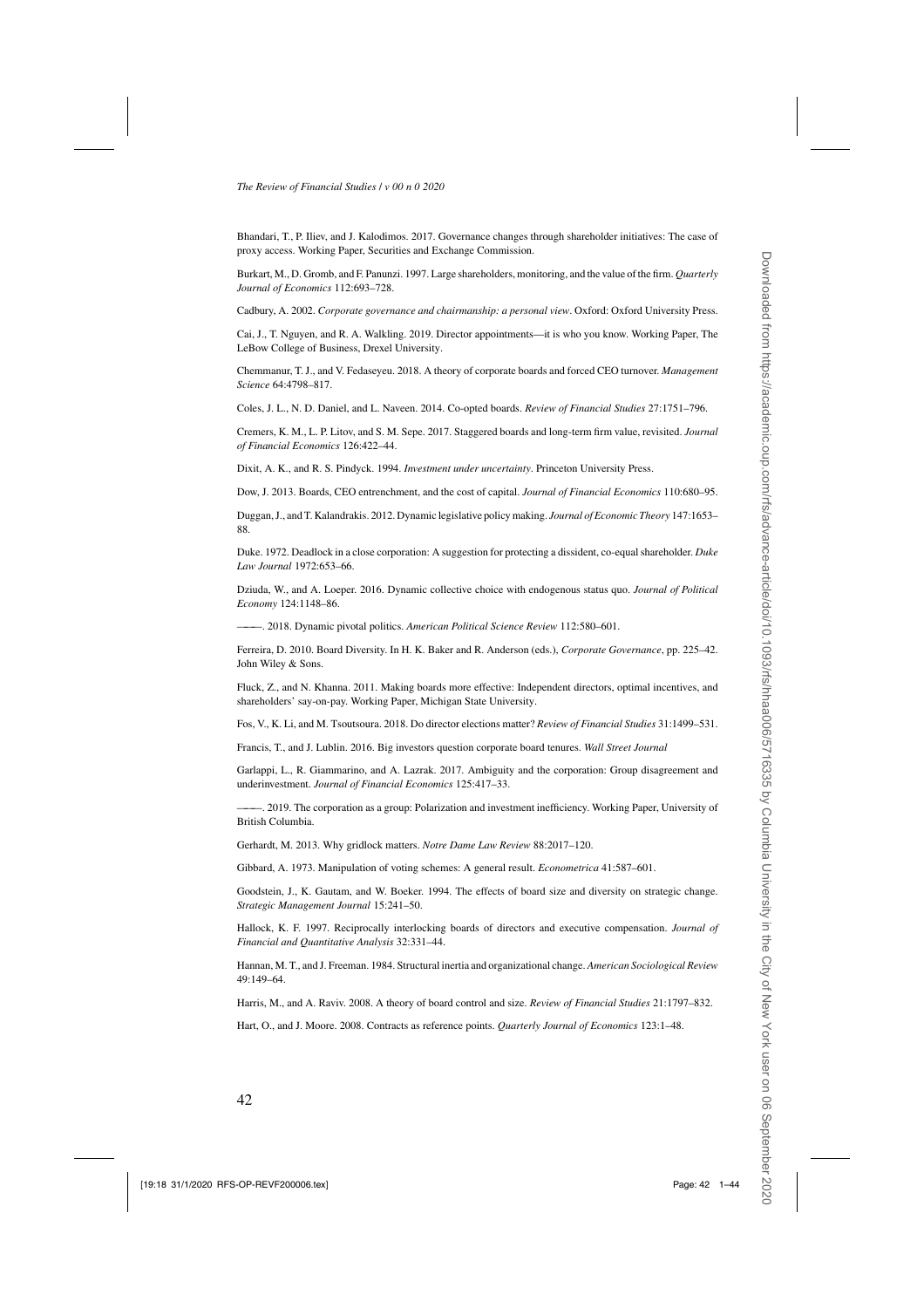Bhandari, T., P. Iliev, and J. Kalodimos. 2017. Governance changes through shareholder initiatives: The case of proxy access. Working Paper, Securities and Exchange Commission.

Burkart, M., D. Gromb, and F. Panunzi. 1997. Large shareholders, monitoring, and the value of the firm. *Quarterly Journal of Economics* 112:693–728.

Cadbury, A. 2002. *Corporate governance and chairmanship: a personal view*. Oxford: Oxford University Press.

Cai, J., T. Nguyen, and R. A. Walkling. 2019. Director appointments—it is who you know. Working Paper, The LeBow College of Business, Drexel University.

Chemmanur, T. J., and V. Fedaseyeu. 2018. A theory of corporate boards and forced CEO turnover. *Management Science* 64:4798–817.

Coles, J. L., N. D. Daniel, and L. Naveen. 2014. Co-opted boards. *Review of Financial Studies* 27:1751–796.

Cremers, K. M., L. P. Litov, and S. M. Sepe. 2017. Staggered boards and long-term firm value, revisited. *Journal of Financial Economics* 126:422–44.

Dixit, A. K., and R. S. Pindyck. 1994. *Investment under uncertainty*. Princeton University Press.

Dow, J. 2013. Boards, CEO entrenchment, and the cost of capital. *Journal of Financial Economics* 110:680–95.

Duggan, J., and T. Kalandrakis. 2012. Dynamic legislative policy making. *Journal of Economic Theory* 147:1653–88.

Duke. 1972. Deadlock in a close corporation: A suggestion for protecting a dissident, co-equal shareholder. *Duke Law Journal* 1972:653–66.

Dziuda, W., and A. Loeper. 2016. Dynamic collective choice with endogenous status quo. *Journal of Political Economy* 124:1148–86.

———. 2018. Dynamic pivotal politics. *American Political Science Review* 112:580–601.

Ferreira, D. 2010. Board Diversity. In H. K. Baker and R. Anderson (eds.), *Corporate Governance*, pp. 225–42. John Wiley & Sons.

Fluck, Z., and N. Khanna. 2011. Making boards more effective: Independent directors, optimal incentives, and shareholders' say-on-pay. Working Paper, Michigan State University.

Fos, V., K. Li, and M. Tsoutsoura. 2018. Do director elections matter? *Review of Financial Studies* 31:1499–531.

Francis, T., and J. Lublin. 2016. Big investors question corporate board tenures. *Wall Street Journal*

Garlappi, L., R. Giammarino, and A. Lazrak. 2017. Ambiguity and the corporation: Group disagreement and underinvestment. *Journal of Financial Economics* 125:417–33.

———. 2019. The corporation as a group: Polarization and investment inefficiency. Working Paper, University of British Columbia.

Gerhardt, M. 2013. Why gridlock matters. *Notre Dame Law Review* 88:2017–120.

Gibbard, A. 1973. Manipulation of voting schemes: A general result. *Econometrica* 41:587–601.

Goodstein, J., K. Gautam, and W. Boeker. 1994. The effects of board size and diversity on strategic change. *Strategic Management Journal* 15:241–50.

Hallock, K. F. 1997. Reciprocally interlocking boards of directors and executive compensation. *Journal of Financial and Quantitative Analysis* 32:331–44.

Hannan, M. T., and J. Freeman. 1984. Structural inertia and organizational change. *American Sociological Review* 49:149–64.

Harris, M., and A. Raviv. 2008. A theory of board control and size. *Review of Financial Studies* 21:1797–832.

Hart, O., and J. Moore. 2008. Contracts as reference points. *Quarterly Journal of Economics* 123:1–48.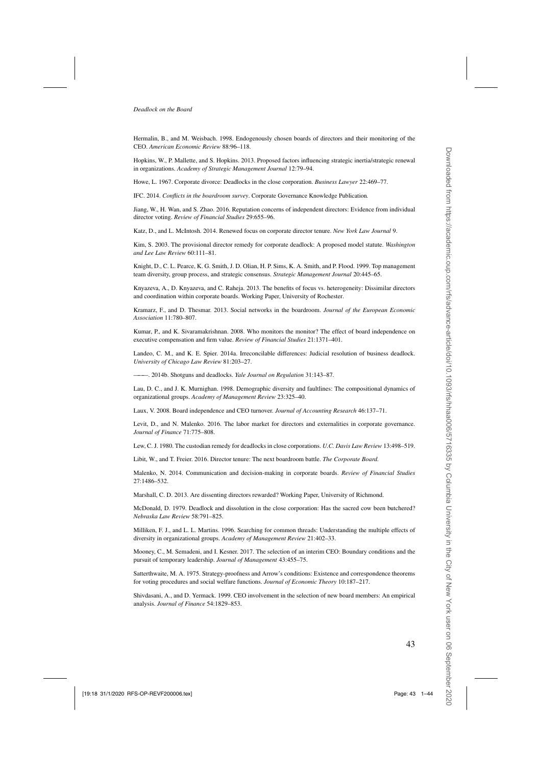Hermalin, B., and M. Weisbach. 1998. Endogenously chosen boards of directors and their monitoring of the CEO. *American Economic Review* 88:96–118.

Hopkins, W., P. Mallette, and S. Hopkins. 2013. Proposed factors influencing strategic inertia/strategic renewal in organizations. *Academy of Strategic Management Journal* 12:79–94.

Howe, L. 1967. Corporate divorce: Deadlocks in the close corporation. *Business Lawyer* 22:469–77.

IFC. 2014. *Conflicts in the boardroom survey*. Corporate Governance Knowledge Publication.

Jiang, W., H. Wan, and S. Zhao. 2016. Reputation concerns of independent directors: Evidence from individual director voting. *Review of Financial Studies* 29:655–96.

Katz, D., and L. McIntosh. 2014. Renewed focus on corporate director tenure. *New York Law Journal* 9.

Kim, S. 2003. The provisional director remedy for corporate deadlock: A proposed model statute. *Washington and Lee Law Review* 60:111–81.

Knight, D., C. L. Pearce, K. G. Smith, J. D. Olian, H. P. Sims, K. A. Smith, and P. Flood. 1999. Top management team diversity, group process, and strategic consensus. *Strategic Management Journal* 20:445–65.

Knyazeva, A., D. Knyazeva, and C. Raheja. 2013. The benefits of focus vs. heterogeneity: Dissimilar directors and coordination within corporate boards. Working Paper, University of Rochester.

Kramarz, F., and D. Thesmar. 2013. Social networks in the boardroom. *Journal of the European Economic Association* 11:780–807.

Kumar, P., and K. Sivaramakrishnan. 2008. Who monitors the monitor? The effect of board independence on executive compensation and firm value. *Review of Financial Studies* 21:1371–401.

Landeo, C. M., and K. E. Spier. 2014a. Irreconcilable differences: Judicial resolution of business deadlock. *University of Chicago Law Review* 81:203–27.

———. 2014b. Shotguns and deadlocks. *Yale Journal on Regulation* 31:143–87.

Lau, D. C., and J. K. Murnighan. 1998. Demographic diversity and faultlines: The compositional dynamics of organizational groups. *Academy of Management Review* 23:325–40.

Laux, V. 2008. Board independence and CEO turnover. *Journal of Accounting Research* 46:137–71.

Levit, D., and N. Malenko. 2016. The labor market for directors and externalities in corporate governance. *Journal of Finance* 71:775–808.

Lew, C. J. 1980. The custodian remedy for deadlocks in close corporations. *U.C. Davis Law Review* 13:498–519.

Libit, W., and T. Freier. 2016. Director tenure: The next boardroom battle. *The Corporate Board.*

Malenko, N. 2014. Communication and decision-making in corporate boards. *Review of Financial Studies* 27:1486–532.

Marshall, C. D. 2013. Are dissenting directors rewarded? Working Paper, University of Richmond.

McDonald, D. 1979. Deadlock and dissolution in the close corporation: Has the sacred cow been butchered? *Nebraska Law Review* 58:791–825.

Milliken, F. J., and L. L. Martins. 1996. Searching for common threads: Understanding the multiple effects of diversity in organizational groups. *Academy of Management Review* 21:402–33.

Mooney, C., M. Semadeni, and I. Kesner. 2017. The selection of an interim CEO: Boundary conditions and the pursuit of temporary leadership. *Journal of Management* 43:455–75.

Satterthwaite, M. A. 1975. Strategy-proofness and Arrow's conditions: Existence and correspondence theorems for voting procedures and social welfare functions. *Journal of Economic Theory* 10:187–217.

Shivdasani, A., and D. Yermack. 1999. CEO involvement in the selection of new board members: An empirical analysis. *Journal of Finance* 54:1829–853.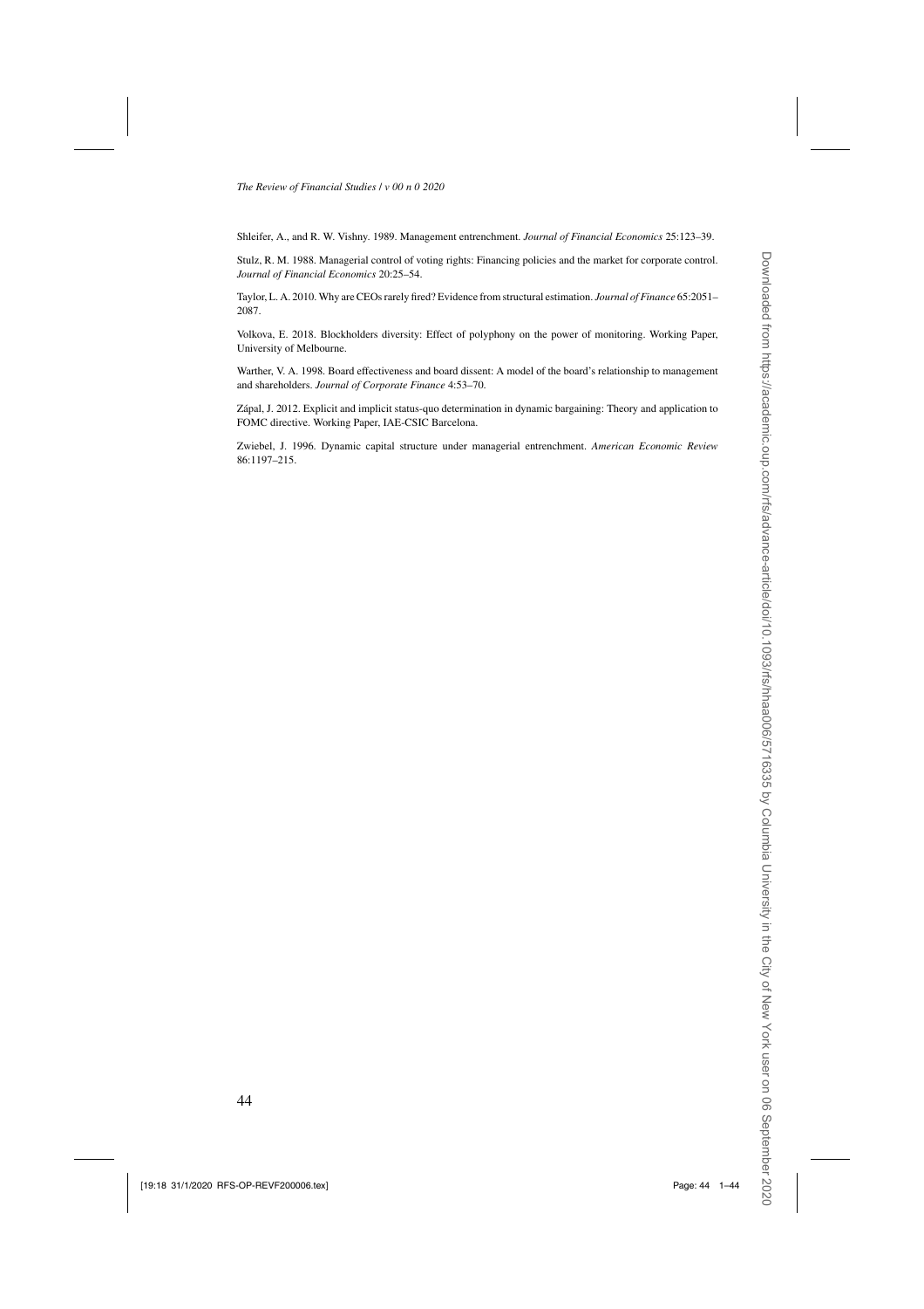Shleifer, A., and R. W. Vishny. 1989. Management entrenchment. *Journal of Financial Economics* 25:123–39.

Stulz, R. M. 1988. Managerial control of voting rights: Financing policies and the market for corporate control. *Journal of Financial Economics* 20:25–54.

Taylor, L. A. 2010. Why are CEOs rarely fired? Evidence from structural estimation. *Journal of Finance* 65:2051–2087.

Volkova, E. 2018. Blockholders diversity: Effect of polyphony on the power of monitoring. Working Paper, University of Melbourne.

Warther, V. A. 1998. Board effectiveness and board dissent: A model of the board's relationship to management and shareholders. *Journal of Corporate Finance* 4:53–70.

Zápal, J. 2012. Explicit and implicit status-quo determination in dynamic bargaining: Theory and application to FOMC directive. Working Paper, IAE-CSIC Barcelona.

Zwiebel, J. 1996. Dynamic capital structure under managerial entrenchment. *American Economic Review* 86:1197–215.